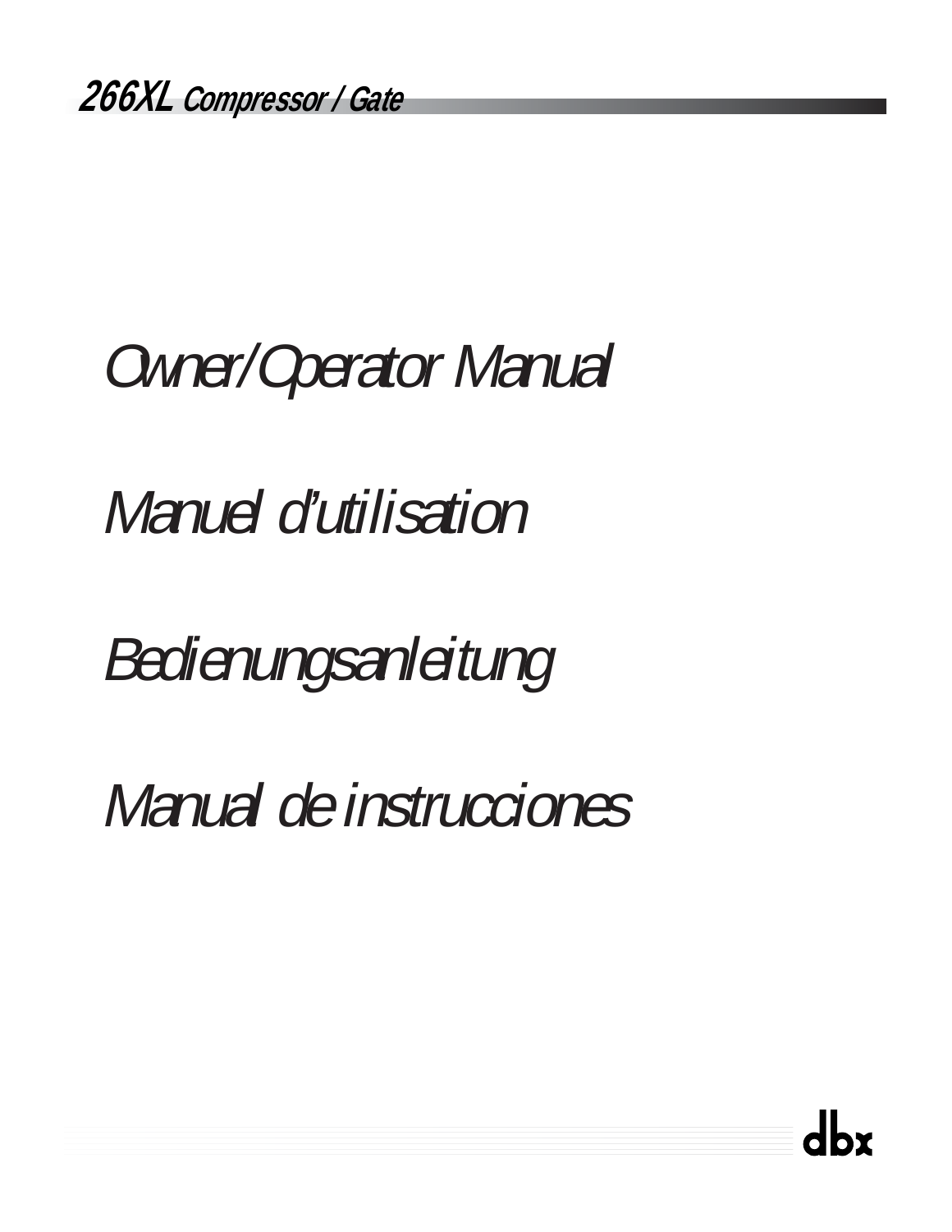# 266XL Compressor / Gate

*Owner/Operator Manual*

*Manuel d'utilisation*

*Bedienungsanleitung*

*Manual de instrucciones*

dbx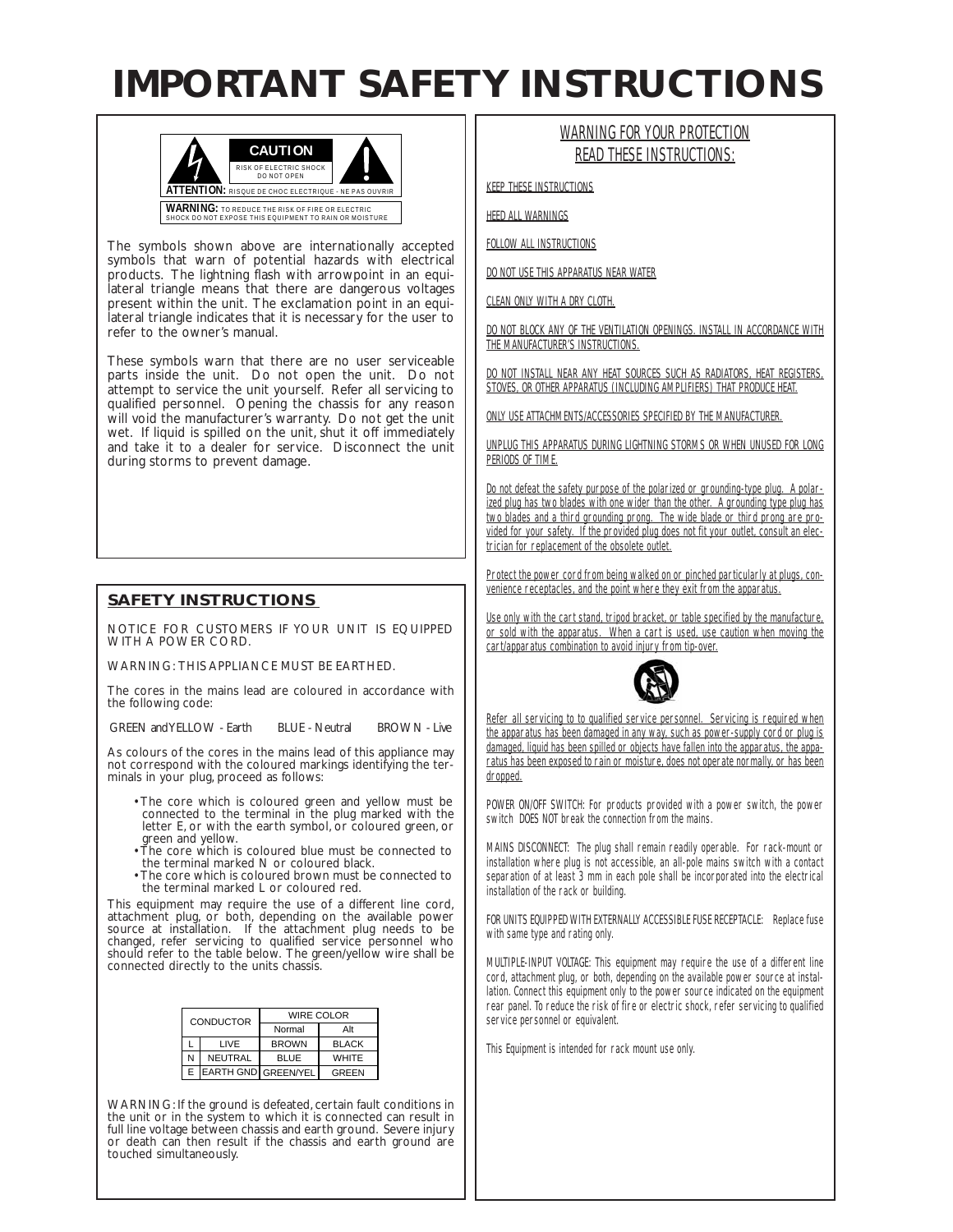# IMPORTANT SAFETY INSTRUCTIONS

**CAUTION**

RISK OF ELECTRIC SHOCK
DO NOT OPEN

**ATTENTION:** RISQUE DE CHOC ELECTRIQUE - NE PAS OUVRIR

**WARNING:** TO REDUCE THE RISK OF FIRE OR ELECTRIC SHOCK DO NOT EXPOSE THIS EQUIPMENT TO RAIN OR MOISTURE

The symbols shown above are internationally accepted symbols that warn of potential hazards with electrical products. The lightning flash with arrowpoint in an equilateral triangle means that there are dangerous voltages present within the unit. The exclamation point in an equilateral triangle indicates that it is necessary for the user to refer to the owner's manual.

These symbols warn that there are no user serviceable parts inside the unit. Do not open the unit. Do not attempt to service the unit yourself. Refer all servicing to qualified personnel. Opening the chassis for any reason will void the manufacturer's warranty. Do not get the unit wet. If liquid is spilled on the unit, shut it off immediately and take it to a dealer for service. Disconnect the unit during storms to prevent damage.

## SAFETY INSTRUCTIONS

NOTICE FOR CUSTOMERS IF YOUR UNIT IS EQUIPPED WITH A POWER CORD.

WARNING: THIS APPLIANCE MUST BE EARTHED.

The cores in the mains lead are coloured in accordance with the following code:

GREEN and YELLOW - Earth    BLUE - Neutral    BROWN - Live

As colours of the cores in the mains lead of this appliance may not correspond with the coloured markings identifying the terminals in your plug, proceed as follows:

- The core which is coloured green and yellow must be connected to the terminal in the plug marked with the letter E, or with the earth symbol, or coloured green, or green and yellow.
- The core which is coloured blue must be connected to the terminal marked N or coloured black.
- The core which is coloured brown must be connected to the terminal marked L or coloured red.

This equipment may require the use of a different line cord, attachment plug, or both, depending on the available power source at installation. If the attachment plug needs to be changed, refer servicing to qualified service personnel who should refer to the table below. The green/yellow wire shall be connected directly to the units chassis.

| CONDUCTOR | | WIRE COLOR | |
|---|---|---|---|
| | | Normal | Alt |
| L | LIVE | BROWN | BLACK |
| N | NEUTRAL | BLUE | WHITE |
| E | EARTH GND | GREEN/YEL | GREEN |

WARNING: If the ground is defeated, certain fault conditions in the unit or in the system to which it is connected can result in full line voltage between chassis and earth ground. Severe injury or death can then result if the chassis and earth ground are touched simultaneously.

## WARNING FOR YOUR PROTECTION READ THESE INSTRUCTIONS:

KEEP THESE INSTRUCTIONS

HEED ALL WARNINGS

FOLLOW ALL INSTRUCTIONS

DO NOT USE THIS APPARATUS NEAR WATER

CLEAN ONLY WITH A DRY CLOTH.

DO NOT BLOCK ANY OF THE VENTILATION OPENINGS. INSTALL IN ACCORDANCE WITH THE MANUFACTURER'S INSTRUCTIONS.

DO NOT INSTALL NEAR ANY HEAT SOURCES SUCH AS RADIATORS, HEAT REGISTERS, STOVES, OR OTHER APPARATUS (INCLUDING AMPLIFIERS) THAT PRODUCE HEAT.

ONLY USE ATTACHMENTS/ACCESSORIES SPECIFIED BY THE MANUFACTURER.

UNPLUG THIS APPARATUS DURING LIGHTNING STORMS OR WHEN UNUSED FOR LONG PERIODS OF TIME.

Do not defeat the safety purpose of the polarized or grounding-type plug. A polarized plug has two blades with one wider than the other. A grounding type plug has two blades and a third grounding prong. The wide blade or third prong are provided for your safety. If the provided plug does not fit your outlet, consult an electrician for replacement of the obsolete outlet.

Protect the power cord from being walked on or pinched particularly at plugs, convenience receptacles, and the point where they exit from the apparatus.

Use only with the cart stand, tripod bracket, or table specified by the manufacture, or sold with the apparatus. When a cart is used, use caution when moving the cart/apparatus combination to avoid injury from tip-over.

Refer all servicing to to qualified service personnel. Servicing is required when the apparatus has been damaged in any way, such as power-supply cord or plug is damaged, liquid has been spilled or objects have fallen into the apparatus, the apparatus has been exposed to rain or moisture, does not operate normally, or has been dropped.

POWER ON/OFF SWITCH: For products provided with a power switch, the power switch DOES NOT break the connection from the mains.

MAINS DISCONNECT: The plug shall remain readily operable. For rack-mount or installation where plug is not accessible, an all-pole mains switch with a contact separation of at least 3 mm in each pole shall be incorporated into the electrical installation of the rack or building.

FOR UNITS EQUIPPED WITH EXTERNALLY ACCESSIBLE FUSE RECEPTACLE: Replace fuse with same type and rating only.

MULTIPLE-INPUT VOLTAGE: This equipment may require the use of a different line cord, attachment plug, or both, depending on the available power source at installation. Connect this equipment only to the power source indicated on the equipment rear panel. To reduce the risk of fire or electric shock, refer servicing to qualified service personnel or equivalent.

This Equipment is intended for rack mount use only.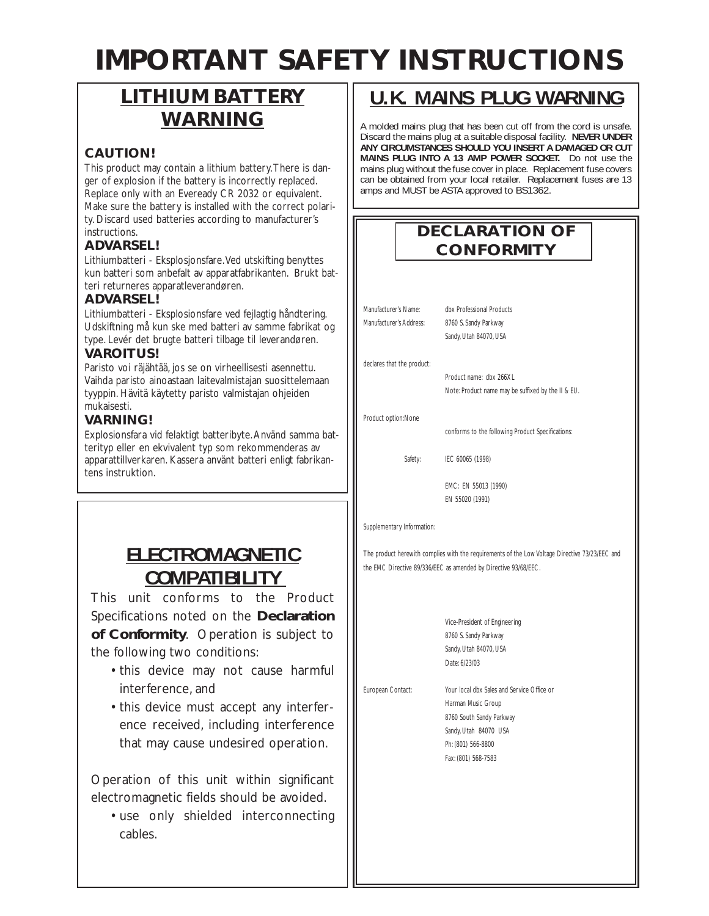# IMPORTANT SAFETY INSTRUCTIONS

## LITHIUM BATTERY WARNING

### CAUTION!

This product may contain a lithium battery. There is danger of explosion if the battery is incorrectly replaced. Replace only with an Eveready CR 2032 or equivalent. Make sure the battery is installed with the correct polarity. Discard used batteries according to manufacturer's instructions.

### ADVARSEL!

Lithiumbatteri - Eksplosjonsfare. Ved utskifting benyttes kun batteri som anbefalt av apparatfabrikanten. Brukt batteri returneres apparatleverandøren.

### ADVARSEL!

Lithiumbatteri - Eksplosionsfare ved fejlagtig håndtering. Udskiftning må kun ske med batteri av samme fabrikat og type. Levér det brugte batteri tilbage til leverandøren.

### VAROITUS!

Paristo voi räjähtää, jos se on virheellisesti asennettu. Vaihda paristo ainoastaan laitevalmistajan suosittelemaan tyyppin. Hävitä käytetty paristo valmistajan ohjeiden mukaisesti.

### VARNING!

Explosionsfara vid felaktigt batteribyte. Använd samma batterityp eller en ekvivalent typ som rekommenderas av apparattillverkaren. Kassera använt batteri enligt fabrikantens instruktion.

## ELECTROMAGNETIC COMPATIBILITY

This unit conforms to the Product Specifications noted on the **Declaration of Conformity**. Operation is subject to the following two conditions:

- this device may not cause harmful interference, and
- this device must accept any interference received, including interference that may cause undesired operation.

Operation of this unit within significant electromagnetic fields should be avoided.

- use only shielded interconnecting cables.

## U.K. MAINS PLUG WARNING

A molded mains plug that has been cut off from the cord is unsafe. Discard the mains plug at a suitable disposal facility. **NEVER UNDER ANY CIRCUMSTANCES SHOULD YOU INSERT A DAMAGED OR CUT MAINS PLUG INTO A 13 AMP POWER SOCKET.** Do not use the mains plug without the fuse cover in place. Replacement fuse covers can be obtained from your local retailer. Replacement fuses are 13 amps and MUST be ASTA approved to BS1362.

## DECLARATION OF CONFORMITY

Manufacturer's Name: dbx Professional Products

Manufacturer's Address: 8760 S. Sandy Parkway
Sandy, Utah 84070, USA

declares that the product:

Product name: dbx 266XL
Note: Product name may be suffixed by the II & EU.

Product option: None

conforms to the following Product Specifications:

Safety: IEC 60065 (1998)

EMC: EN 55013 (1990)
EN 55020 (1991)

Supplementary Information:

The product herewith complies with the requirements of the Low Voltage Directive 73/23/EEC and the EMC Directive 89/336/EEC as amended by Directive 93/68/EEC.

Vice-President of Engineering
8760 S. Sandy Parkway
Sandy, Utah 84070, USA
Date: 6/23/03

European Contact: Your local dbx Sales and Service Office or
Harman Music Group
8760 South Sandy Parkway
Sandy, Utah 84070 USA
Ph: (801) 566-8800
Fax: (801) 568-7583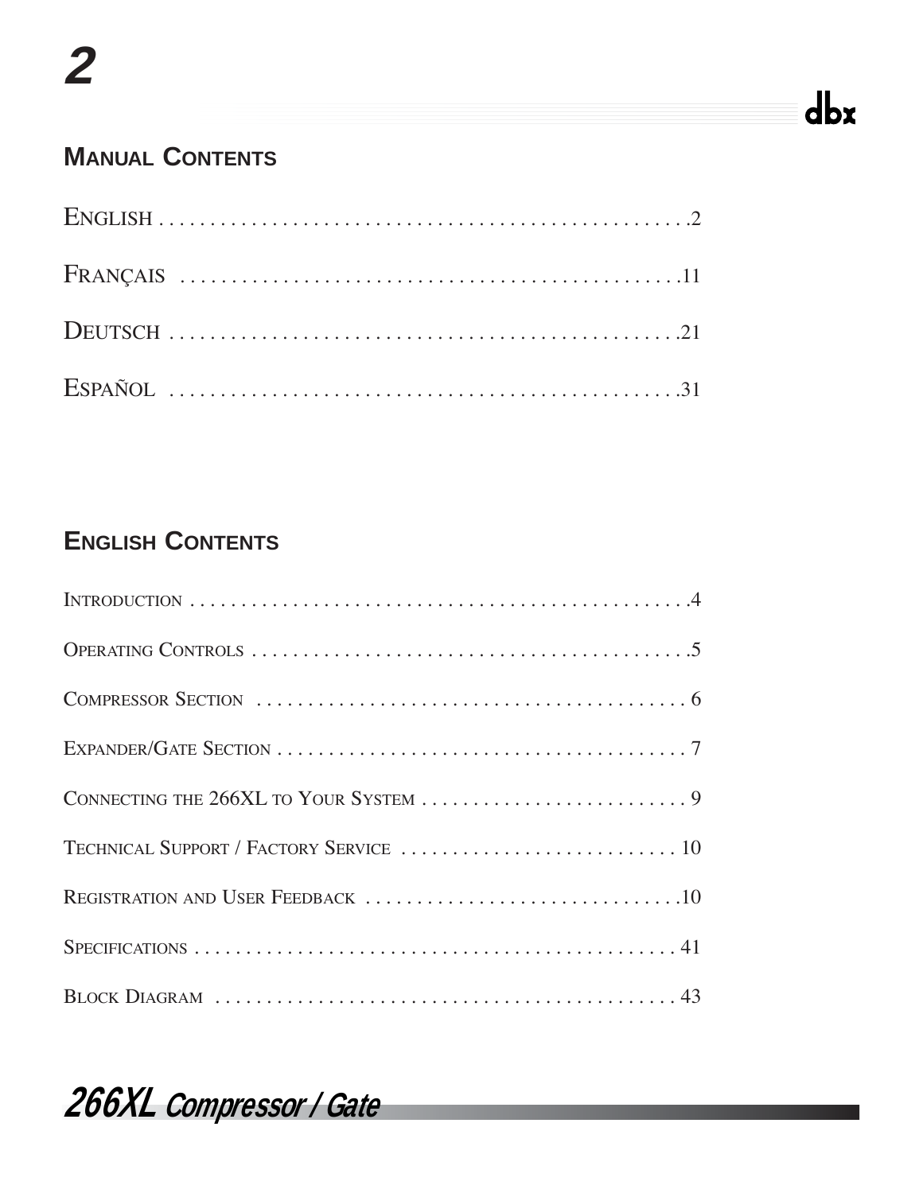## Manual Contents

English . . . . . . . . . . . . . . . . . . . . . . . . . . . . . . . . . . . . . . . . . . . . . . . . . . . .2

Français . . . . . . . . . . . . . . . . . . . . . . . . . . . . . . . . . . . . . . . . . . . . . . . . . . .11

Deutsch . . . . . . . . . . . . . . . . . . . . . . . . . . . . . . . . . . . . . . . . . . . . . . . . . . .21

Español . . . . . . . . . . . . . . . . . . . . . . . . . . . . . . . . . . . . . . . . . . . . . . . . . . .31

## English Contents

Introduction . . . . . . . . . . . . . . . . . . . . . . . . . . . . . . . . . . . . . . . . . . . . . . . . . .4

Operating Controls . . . . . . . . . . . . . . . . . . . . . . . . . . . . . . . . . . . . . . . . . . . .5

Compressor Section . . . . . . . . . . . . . . . . . . . . . . . . . . . . . . . . . . . . . . . . . . . 6

Expander/Gate Section . . . . . . . . . . . . . . . . . . . . . . . . . . . . . . . . . . . . . . . . . 7

Connecting the 266XL to Your System . . . . . . . . . . . . . . . . . . . . . . . . . . . 9

Technical Support / Factory Service . . . . . . . . . . . . . . . . . . . . . . . . . . . 10

Registration and User Feedback . . . . . . . . . . . . . . . . . . . . . . . . . . . . . . .10

Specifications . . . . . . . . . . . . . . . . . . . . . . . . . . . . . . . . . . . . . . . . . . . . . . . . 41

Block Diagram . . . . . . . . . . . . . . . . . . . . . . . . . . . . . . . . . . . . . . . . . . . . . . 43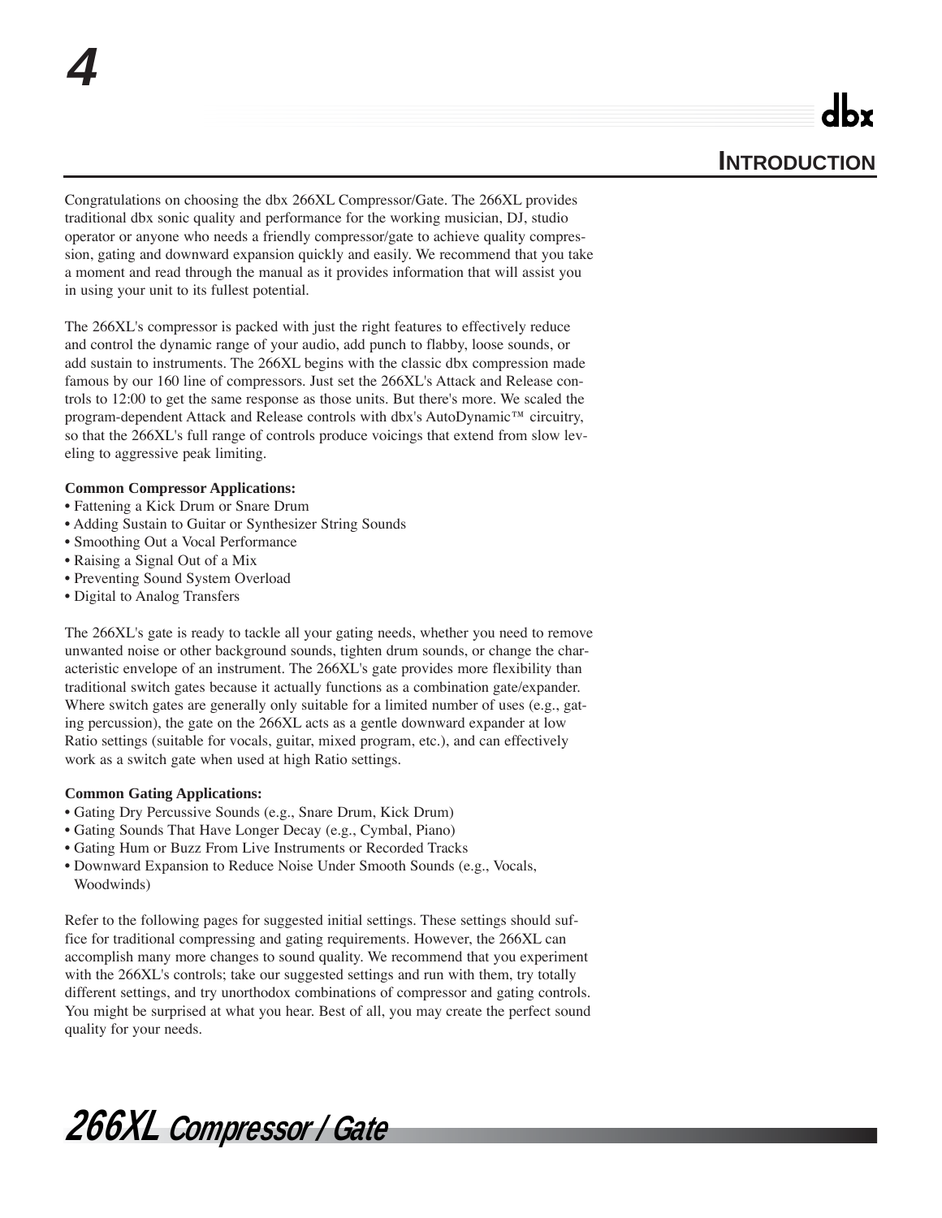# Introduction

Congratulations on choosing the dbx 266XL Compressor/Gate. The 266XL provides traditional dbx sonic quality and performance for the working musician, DJ, studio operator or anyone who needs a friendly compressor/gate to achieve quality compression, gating and downward expansion quickly and easily. We recommend that you take a moment and read through the manual as it provides information that will assist you in using your unit to its fullest potential.

The 266XL's compressor is packed with just the right features to effectively reduce and control the dynamic range of your audio, add punch to flabby, loose sounds, or add sustain to instruments. The 266XL begins with the classic dbx compression made famous by our 160 line of compressors. Just set the 266XL's Attack and Release controls to 12:00 to get the same response as those units. But there's more. We scaled the program-dependent Attack and Release controls with dbx's AutoDynamic™ circuitry, so that the 266XL's full range of controls produce voicings that extend from slow leveling to aggressive peak limiting.

**Common Compressor Applications:**
- Fattening a Kick Drum or Snare Drum
- Adding Sustain to Guitar or Synthesizer String Sounds
- Smoothing Out a Vocal Performance
- Raising a Signal Out of a Mix
- Preventing Sound System Overload
- Digital to Analog Transfers

The 266XL's gate is ready to tackle all your gating needs, whether you need to remove unwanted noise or other background sounds, tighten drum sounds, or change the characteristic envelope of an instrument. The 266XL's gate provides more flexibility than traditional switch gates because it actually functions as a combination gate/expander. Where switch gates are generally only suitable for a limited number of uses (e.g., gating percussion), the gate on the 266XL acts as a gentle downward expander at low Ratio settings (suitable for vocals, guitar, mixed program, etc.), and can effectively work as a switch gate when used at high Ratio settings.

**Common Gating Applications:**
- Gating Dry Percussive Sounds (e.g., Snare Drum, Kick Drum)
- Gating Sounds That Have Longer Decay (e.g., Cymbal, Piano)
- Gating Hum or Buzz From Live Instruments or Recorded Tracks
- Downward Expansion to Reduce Noise Under Smooth Sounds (e.g., Vocals, Woodwinds)

Refer to the following pages for suggested initial settings. These settings should suffice for traditional compressing and gating requirements. However, the 266XL can accomplish many more changes to sound quality. We recommend that you experiment with the 266XL's controls; take our suggested settings and run with them, try totally different settings, and try unorthodox combinations of compressor and gating controls. You might be surprised at what you hear. Best of all, you may create the perfect sound quality for your needs.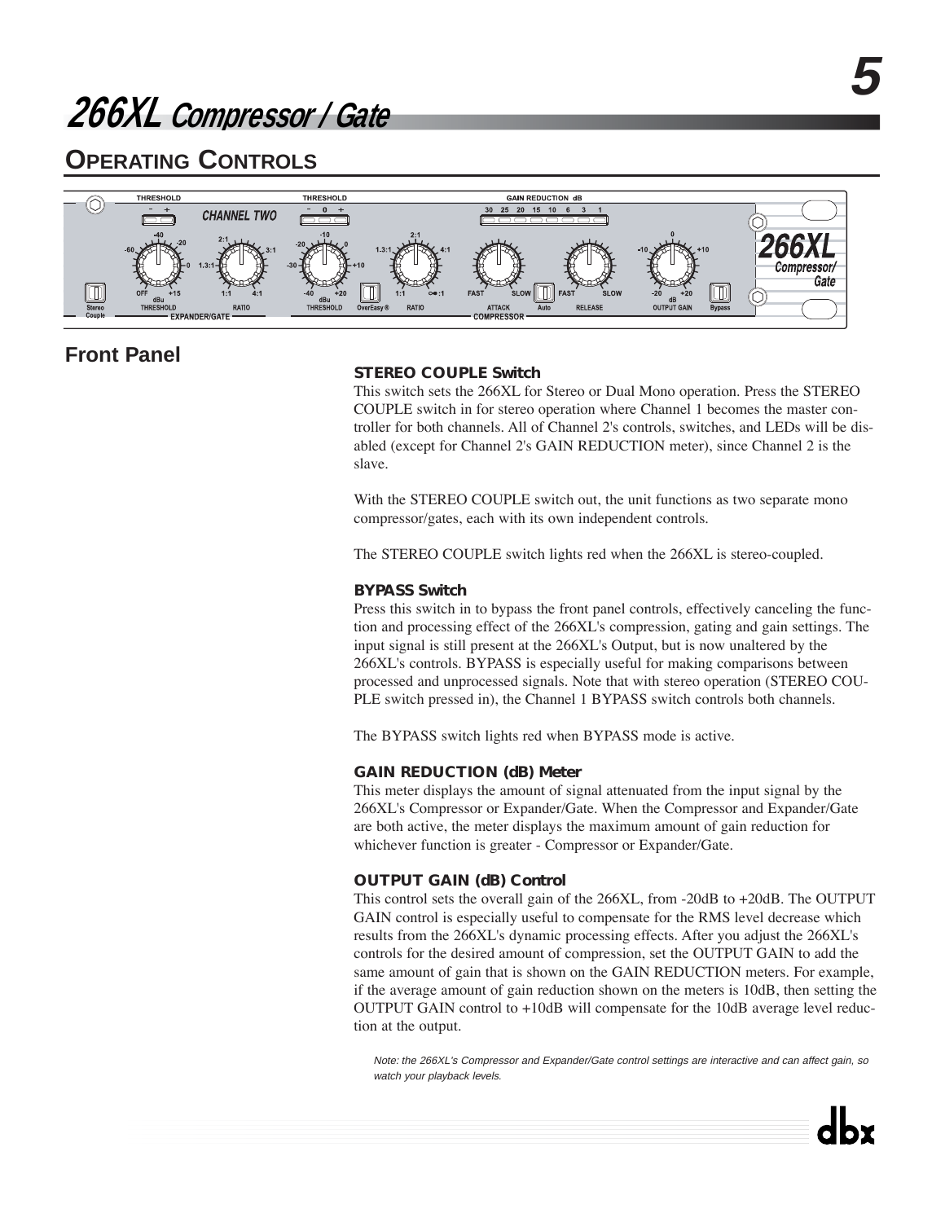# 266XL Compressor / Gate

## Operating Controls

### Front Panel

#### STEREO COUPLE Switch

This switch sets the 266XL for Stereo or Dual Mono operation. Press the STEREO COUPLE switch in for stereo operation where Channel 1 becomes the master controller for both channels. All of Channel 2's controls, switches, and LEDs will be disabled (except for Channel 2's GAIN REDUCTION meter), since Channel 2 is the slave.

With the STEREO COUPLE switch out, the unit functions as two separate mono compressor/gates, each with its own independent controls.

The STEREO COUPLE switch lights red when the 266XL is stereo-coupled.

#### BYPASS Switch

Press this switch in to bypass the front panel controls, effectively canceling the function and processing effect of the 266XL's compression, gating and gain settings. The input signal is still present at the 266XL's Output, but is now unaltered by the 266XL's controls. BYPASS is especially useful for making comparisons between processed and unprocessed signals. Note that with stereo operation (STEREO COUPLE switch pressed in), the Channel 1 BYPASS switch controls both channels.

The BYPASS switch lights red when BYPASS mode is active.

#### GAIN REDUCTION (dB) Meter

This meter displays the amount of signal attenuated from the input signal by the 266XL's Compressor or Expander/Gate. When the Compressor and Expander/Gate are both active, the meter displays the maximum amount of gain reduction for whichever function is greater - Compressor or Expander/Gate.

#### OUTPUT GAIN (dB) Control

This control sets the overall gain of the 266XL, from -20dB to +20dB. The OUTPUT GAIN control is especially useful to compensate for the RMS level decrease which results from the 266XL's dynamic processing effects. After you adjust the 266XL's controls for the desired amount of compression, set the OUTPUT GAIN to add the same amount of gain that is shown on the GAIN REDUCTION meters. For example, if the average amount of gain reduction shown on the meters is 10dB, then setting the OUTPUT GAIN control to +10dB will compensate for the 10dB average level reduction at the output.

*Note: the 266XL's Compressor and Expander/Gate control settings are interactive and can affect gain, so watch your playback levels.*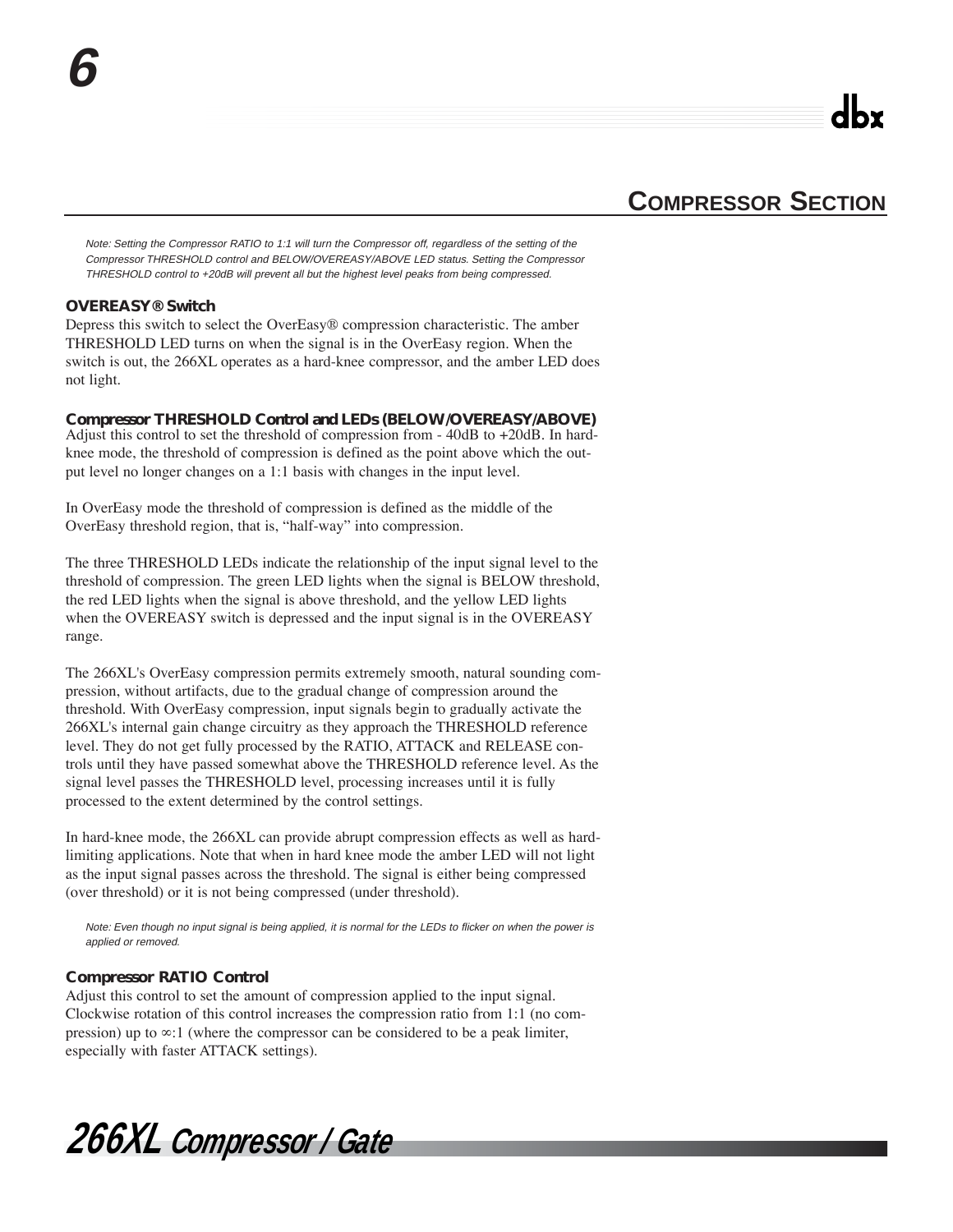## COMPRESSOR SECTION

*Note: Setting the Compressor RATIO to 1:1 will turn the Compressor off, regardless of the setting of the Compressor THRESHOLD control and BELOW/OVEREASY/ABOVE LED status. Setting the Compressor THRESHOLD control to +20dB will prevent all but the highest level peaks from being compressed.*

### OVEREASY® Switch

Depress this switch to select the OverEasy® compression characteristic. The amber THRESHOLD LED turns on when the signal is in the OverEasy region. When the switch is out, the 266XL operates as a hard-knee compressor, and the amber LED does not light.

### Compressor THRESHOLD Control and LEDs (BELOW/OVEREASY/ABOVE)

Adjust this control to set the threshold of compression from - 40dB to +20dB. In hard-knee mode, the threshold of compression is defined as the point above which the output level no longer changes on a 1:1 basis with changes in the input level.

In OverEasy mode the threshold of compression is defined as the middle of the OverEasy threshold region, that is, "half-way" into compression.

The three THRESHOLD LEDs indicate the relationship of the input signal level to the threshold of compression. The green LED lights when the signal is BELOW threshold, the red LED lights when the signal is above threshold, and the yellow LED lights when the OVEREASY switch is depressed and the input signal is in the OVEREASY range.

The 266XL's OverEasy compression permits extremely smooth, natural sounding compression, without artifacts, due to the gradual change of compression around the threshold. With OverEasy compression, input signals begin to gradually activate the 266XL's internal gain change circuitry as they approach the THRESHOLD reference level. They do not get fully processed by the RATIO, ATTACK and RELEASE controls until they have passed somewhat above the THRESHOLD reference level. As the signal level passes the THRESHOLD level, processing increases until it is fully processed to the extent determined by the control settings.

In hard-knee mode, the 266XL can provide abrupt compression effects as well as hard-limiting applications. Note that when in hard knee mode the amber LED will not light as the input signal passes across the threshold. The signal is either being compressed (over threshold) or it is not being compressed (under threshold).

*Note: Even though no input signal is being applied, it is normal for the LEDs to flicker on when the power is applied or removed.*

### Compressor RATIO Control

Adjust this control to set the amount of compression applied to the input signal. Clockwise rotation of this control increases the compression ratio from 1:1 (no compression) up to ∞:1 (where the compressor can be considered to be a peak limiter, especially with faster ATTACK settings).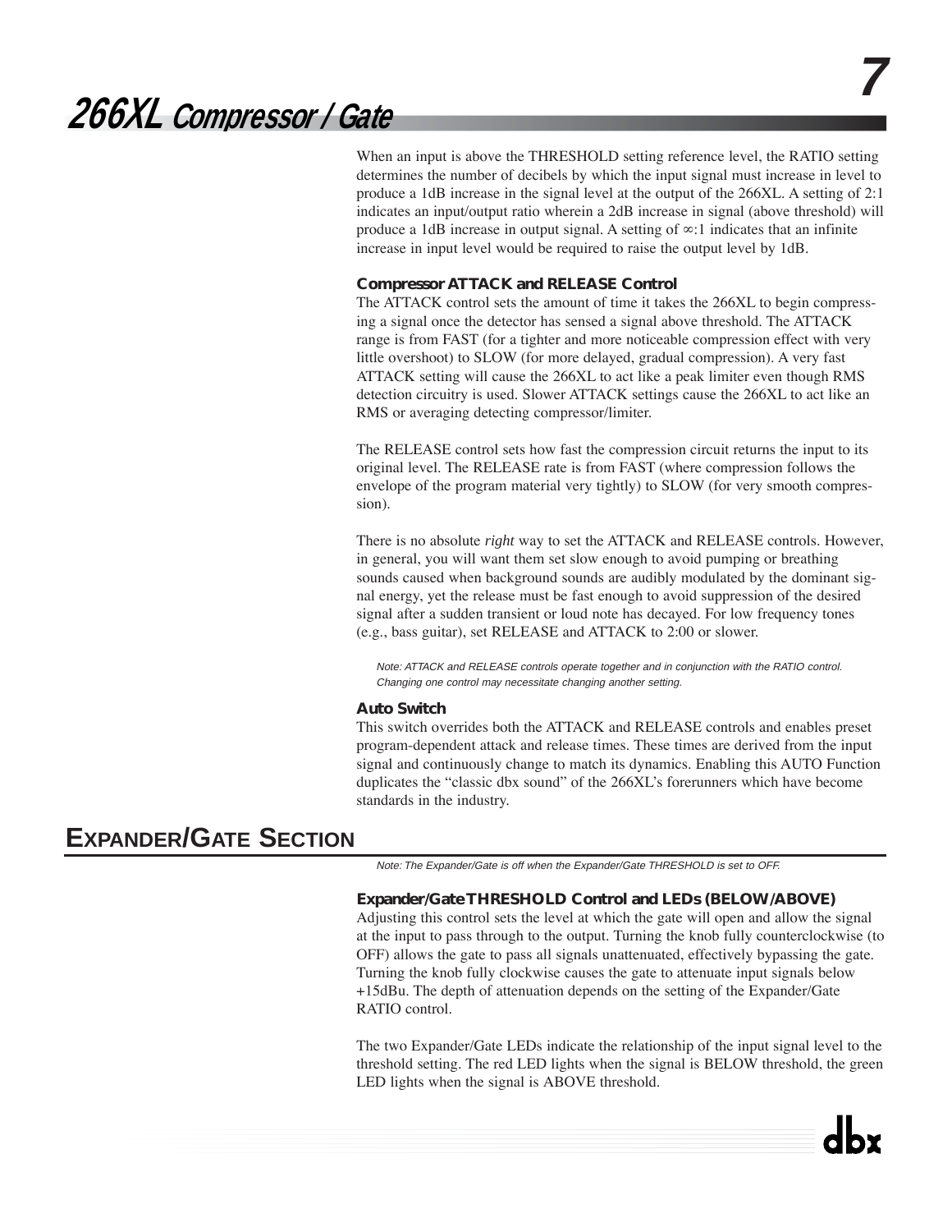When an input is above the THRESHOLD setting reference level, the RATIO setting determines the number of decibels by which the input signal must increase in level to produce a 1dB increase in the signal level at the output of the 266XL. A setting of 2:1 indicates an input/output ratio wherein a 2dB increase in signal (above threshold) will produce a 1dB increase in output signal. A setting of ∞:1 indicates that an infinite increase in input level would be required to raise the output level by 1dB.

### Compressor ATTACK and RELEASE Control

The ATTACK control sets the amount of time it takes the 266XL to begin compressing a signal once the detector has sensed a signal above threshold. The ATTACK range is from FAST (for a tighter and more noticeable compression effect with very little overshoot) to SLOW (for more delayed, gradual compression). A very fast ATTACK setting will cause the 266XL to act like a peak limiter even though RMS detection circuitry is used. Slower ATTACK settings cause the 266XL to act like an RMS or averaging detecting compressor/limiter.

The RELEASE control sets how fast the compression circuit returns the input to its original level. The RELEASE rate is from FAST (where compression follows the envelope of the program material very tightly) to SLOW (for very smooth compression).

There is no absolute *right* way to set the ATTACK and RELEASE controls. However, in general, you will want them set slow enough to avoid pumping or breathing sounds caused when background sounds are audibly modulated by the dominant signal energy, yet the release must be fast enough to avoid suppression of the desired signal after a sudden transient or loud note has decayed. For low frequency tones (e.g., bass guitar), set RELEASE and ATTACK to 2:00 or slower.

*Note: ATTACK and RELEASE controls operate together and in conjunction with the RATIO control. Changing one control may necessitate changing another setting.*

### Auto Switch

This switch overrides both the ATTACK and RELEASE controls and enables preset program-dependent attack and release times. These times are derived from the input signal and continuously change to match its dynamics. Enabling this AUTO Function duplicates the "classic dbx sound" of the 266XL's forerunners which have become standards in the industry.

## EXPANDER/GATE SECTION

*Note: The Expander/Gate is off when the Expander/Gate THRESHOLD is set to OFF.*

### Expander/Gate THRESHOLD Control and LEDs (BELOW/ABOVE)

Adjusting this control sets the level at which the gate will open and allow the signal at the input to pass through to the output. Turning the knob fully counterclockwise (to OFF) allows the gate to pass all signals unattenuated, effectively bypassing the gate. Turning the knob fully clockwise causes the gate to attenuate input signals below +15dBu. The depth of attenuation depends on the setting of the Expander/Gate RATIO control.

The two Expander/Gate LEDs indicate the relationship of the input signal level to the threshold setting. The red LED lights when the signal is BELOW threshold, the green LED lights when the signal is ABOVE threshold.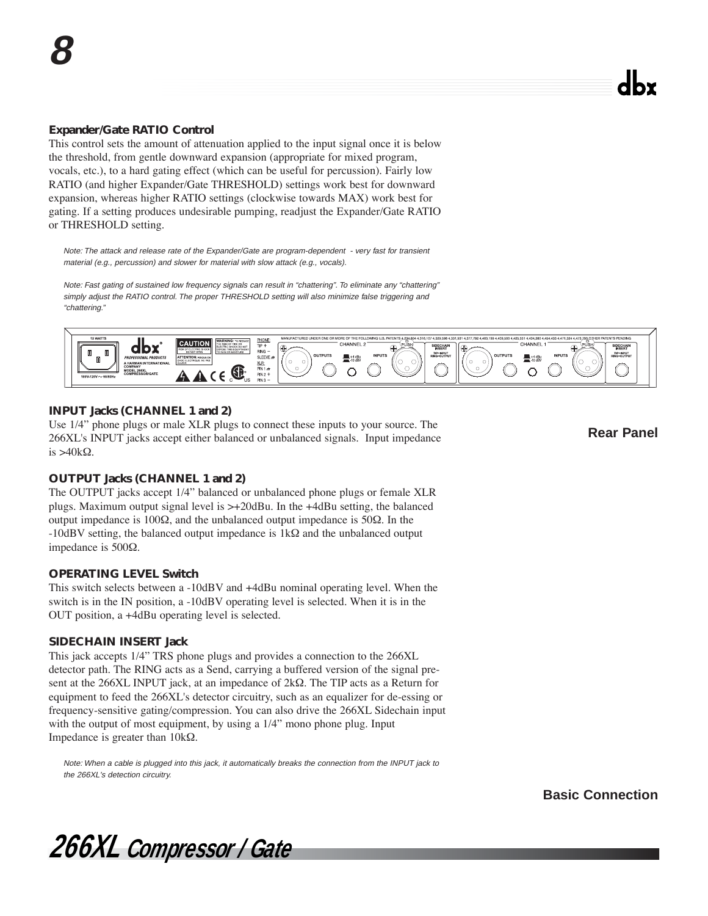### Expander/Gate RATIO Control

This control sets the amount of attenuation applied to the input signal once it is below the threshold, from gentle downward expansion (appropriate for mixed program, vocals, etc.), to a hard gating effect (which can be useful for percussion). Fairly low RATIO (and higher Expander/Gate THRESHOLD) settings work best for downward expansion, whereas higher RATIO settings (clockwise towards MAX) work best for gating. If a setting produces undesirable pumping, readjust the Expander/Gate RATIO or THRESHOLD setting.

*Note: The attack and release rate of the Expander/Gate are program-dependent - very fast for transient material (e.g., percussion) and slower for material with slow attack (e.g., vocals).*

*Note: Fast gating of sustained low frequency signals can result in "chattering". To eliminate any "chattering" simply adjust the RATIO control. The proper THRESHOLD setting will also minimize false triggering and "chattering."*

## Rear Panel

### INPUT Jacks (CHANNEL 1 and 2)

Use 1/4" phone plugs or male XLR plugs to connect these inputs to your source. The 266XL's INPUT jacks accept either balanced or unbalanced signals. Input impedance is >40kΩ.

### OUTPUT Jacks (CHANNEL 1 and 2)

The OUTPUT jacks accept 1/4" balanced or unbalanced phone plugs or female XLR plugs. Maximum output signal level is >+20dBu. In the +4dBu setting, the balanced output impedance is 100Ω, and the unbalanced output impedance is 50Ω. In the -10dBV setting, the balanced output impedance is 1kΩ and the unbalanced output impedance is 500Ω.

### OPERATING LEVEL Switch

This switch selects between a -10dBV and +4dBu nominal operating level. When the switch is in the IN position, a -10dBV operating level is selected. When it is in the OUT position, a +4dBu operating level is selected.

### SIDECHAIN INSERT Jack

This jack accepts 1/4" TRS phone plugs and provides a connection to the 266XL detector path. The RING acts as a Send, carrying a buffered version of the signal present at the 266XL INPUT jack, at an impedance of 2kΩ. The TIP acts as a Return for equipment to feed the 266XL's detector circuitry, such as an equalizer for de-essing or frequency-sensitive gating/compression. You can also drive the 266XL Sidechain input with the output of most equipment, by using a 1/4" mono phone plug. Input Impedance is greater than 10kΩ.

*Note: When a cable is plugged into this jack, it automatically breaks the connection from the INPUT jack to the 266XL's detection circuitry.*

## Basic Connection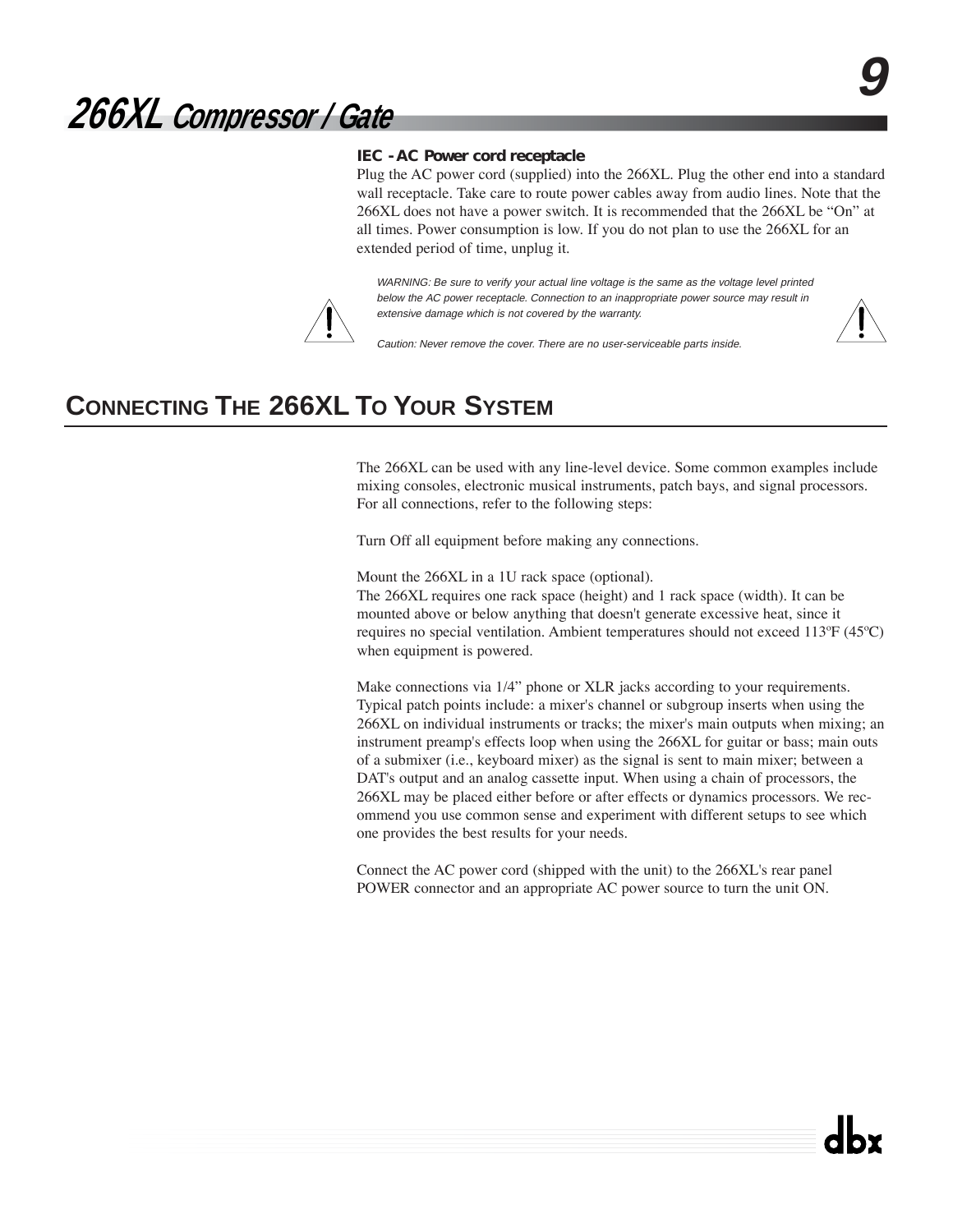**IEC - AC Power cord receptacle**

Plug the AC power cord (supplied) into the 266XL. Plug the other end into a standard wall receptacle. Take care to route power cables away from audio lines. Note that the 266XL does not have a power switch. It is recommended that the 266XL be “On” at all times. Power consumption is low. If you do not plan to use the 266XL for an extended period of time, unplug it.

*WARNING: Be sure to verify your actual line voltage is the same as the voltage level printed below the AC power receptacle. Connection to an inappropriate power source may result in extensive damage which is not covered by the warranty.*

*Caution: Never remove the cover. There are no user-serviceable parts inside.*

## CONNECTING THE 266XL TO YOUR SYSTEM

The 266XL can be used with any line-level device. Some common examples include mixing consoles, electronic musical instruments, patch bays, and signal processors. For all connections, refer to the following steps:

Turn Off all equipment before making any connections.

Mount the 266XL in a 1U rack space (optional).
The 266XL requires one rack space (height) and 1 rack space (width). It can be mounted above or below anything that doesn't generate excessive heat, since it requires no special ventilation. Ambient temperatures should not exceed 113ºF (45ºC) when equipment is powered.

Make connections via 1/4” phone or XLR jacks according to your requirements. Typical patch points include: a mixer's channel or subgroup inserts when using the 266XL on individual instruments or tracks; the mixer's main outputs when mixing; an instrument preamp's effects loop when using the 266XL for guitar or bass; main outs of a submixer (i.e., keyboard mixer) as the signal is sent to main mixer; between a DAT's output and an analog cassette input. When using a chain of processors, the 266XL may be placed either before or after effects or dynamics processors. We recommend you use common sense and experiment with different setups to see which one provides the best results for your needs.

Connect the AC power cord (shipped with the unit) to the 266XL's rear panel POWER connector and an appropriate AC power source to turn the unit ON.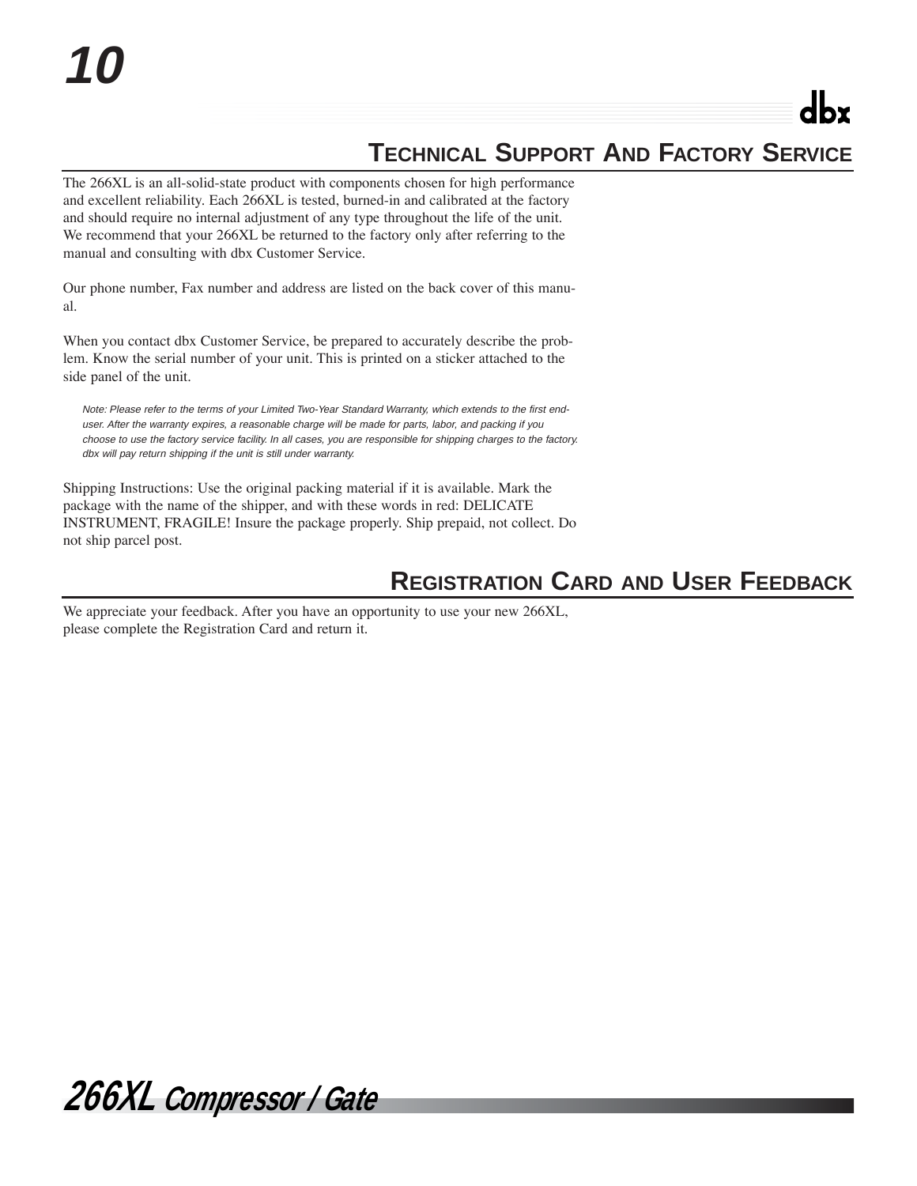## Technical Support And Factory Service

The 266XL is an all-solid-state product with components chosen for high performance and excellent reliability. Each 266XL is tested, burned-in and calibrated at the factory and should require no internal adjustment of any type throughout the life of the unit. We recommend that your 266XL be returned to the factory only after referring to the manual and consulting with dbx Customer Service.

Our phone number, Fax number and address are listed on the back cover of this manual.

When you contact dbx Customer Service, be prepared to accurately describe the problem. Know the serial number of your unit. This is printed on a sticker attached to the side panel of the unit.

*Note: Please refer to the terms of your Limited Two-Year Standard Warranty, which extends to the first end-user. After the warranty expires, a reasonable charge will be made for parts, labor, and packing if you choose to use the factory service facility. In all cases, you are responsible for shipping charges to the factory. dbx will pay return shipping if the unit is still under warranty.*

Shipping Instructions: Use the original packing material if it is available. Mark the package with the name of the shipper, and with these words in red: DELICATE INSTRUMENT, FRAGILE! Insure the package properly. Ship prepaid, not collect. Do not ship parcel post.

## Registration Card and User Feedback

We appreciate your feedback. After you have an opportunity to use your new 266XL, please complete the Registration Card and return it.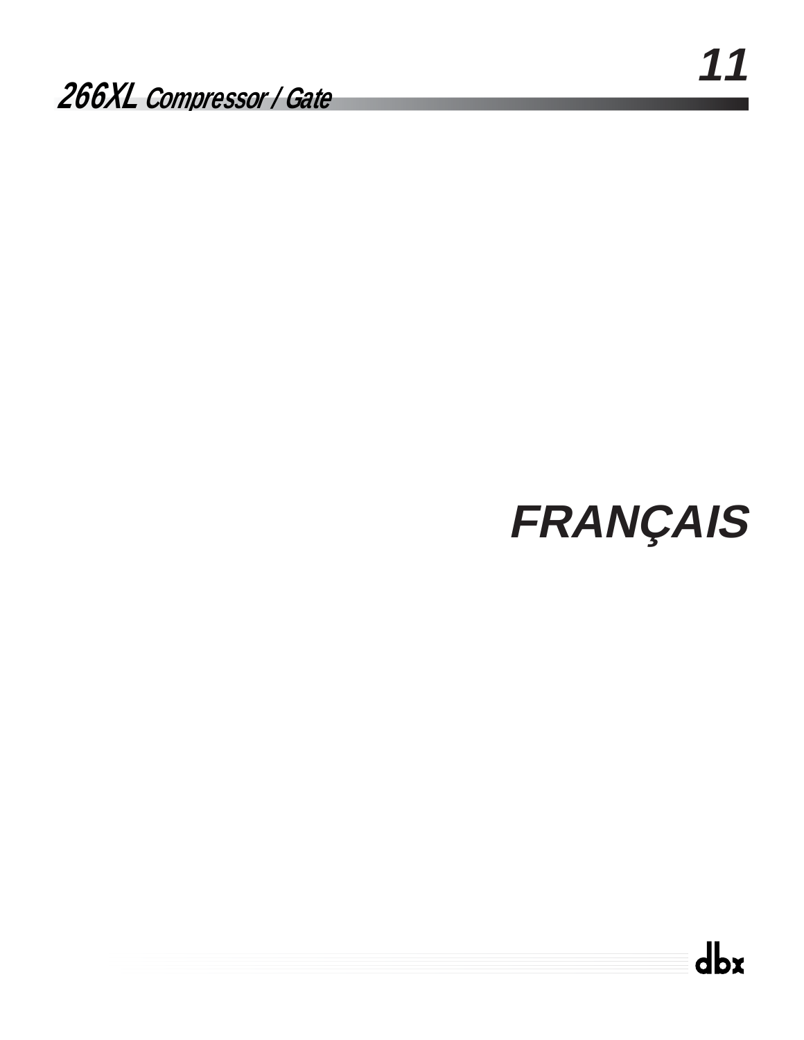# FRANÇAIS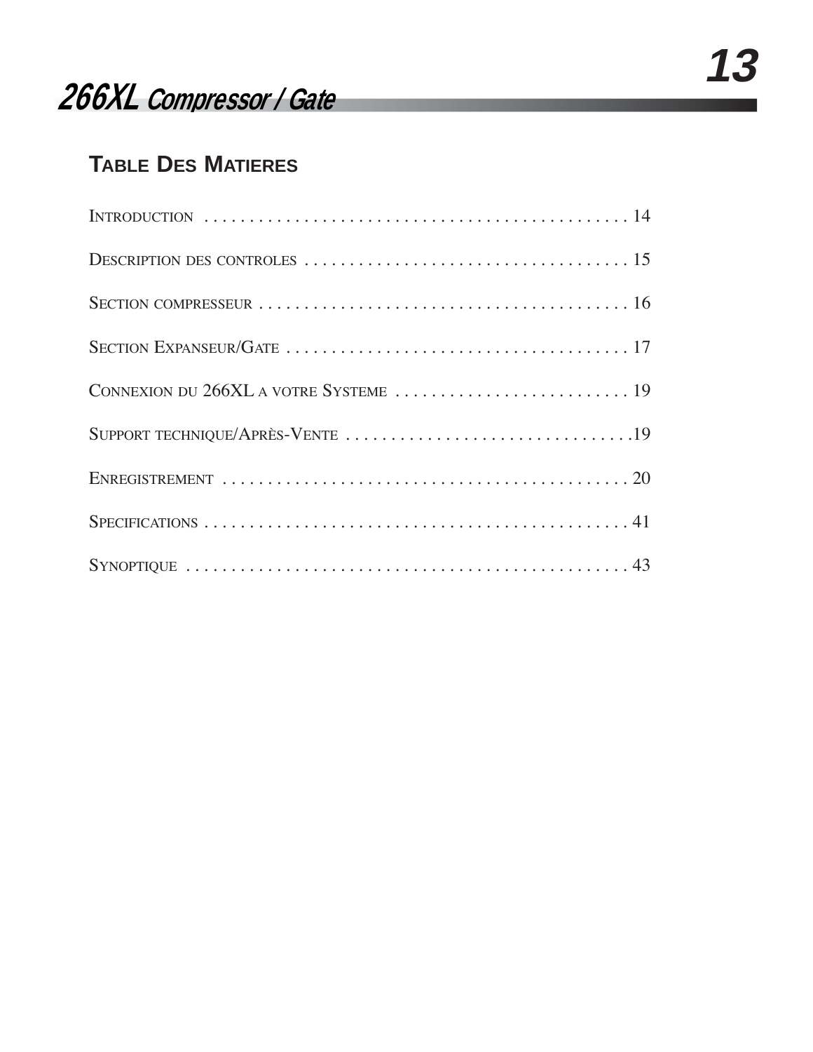## TABLE DES MATIERES

INTRODUCTION . . . . . . . . . . . . . . . . . . . . . . . . . . . . . . . . . . . . . . . . . . . . . . . 14

DESCRIPTION DES CONTROLES . . . . . . . . . . . . . . . . . . . . . . . . . . . . . . . . . . . . 15

SECTION COMPRESSEUR . . . . . . . . . . . . . . . . . . . . . . . . . . . . . . . . . . . . . . . . . 16

SECTION EXPANSEUR/GATE . . . . . . . . . . . . . . . . . . . . . . . . . . . . . . . . . . . . . . 17

CONNEXION DU 266XL A VOTRE SYSTEME . . . . . . . . . . . . . . . . . . . . . . . . . . 19

SUPPORT TECHNIQUE/APRÈS-VENTE . . . . . . . . . . . . . . . . . . . . . . . . . . . . . . . .19

ENREGISTREMENT . . . . . . . . . . . . . . . . . . . . . . . . . . . . . . . . . . . . . . . . . . . . . 20

SPECIFICATIONS . . . . . . . . . . . . . . . . . . . . . . . . . . . . . . . . . . . . . . . . . . . . . . . . 41

SYNOPTIQUE . . . . . . . . . . . . . . . . . . . . . . . . . . . . . . . . . . . . . . . . . . . . . . . . . . 43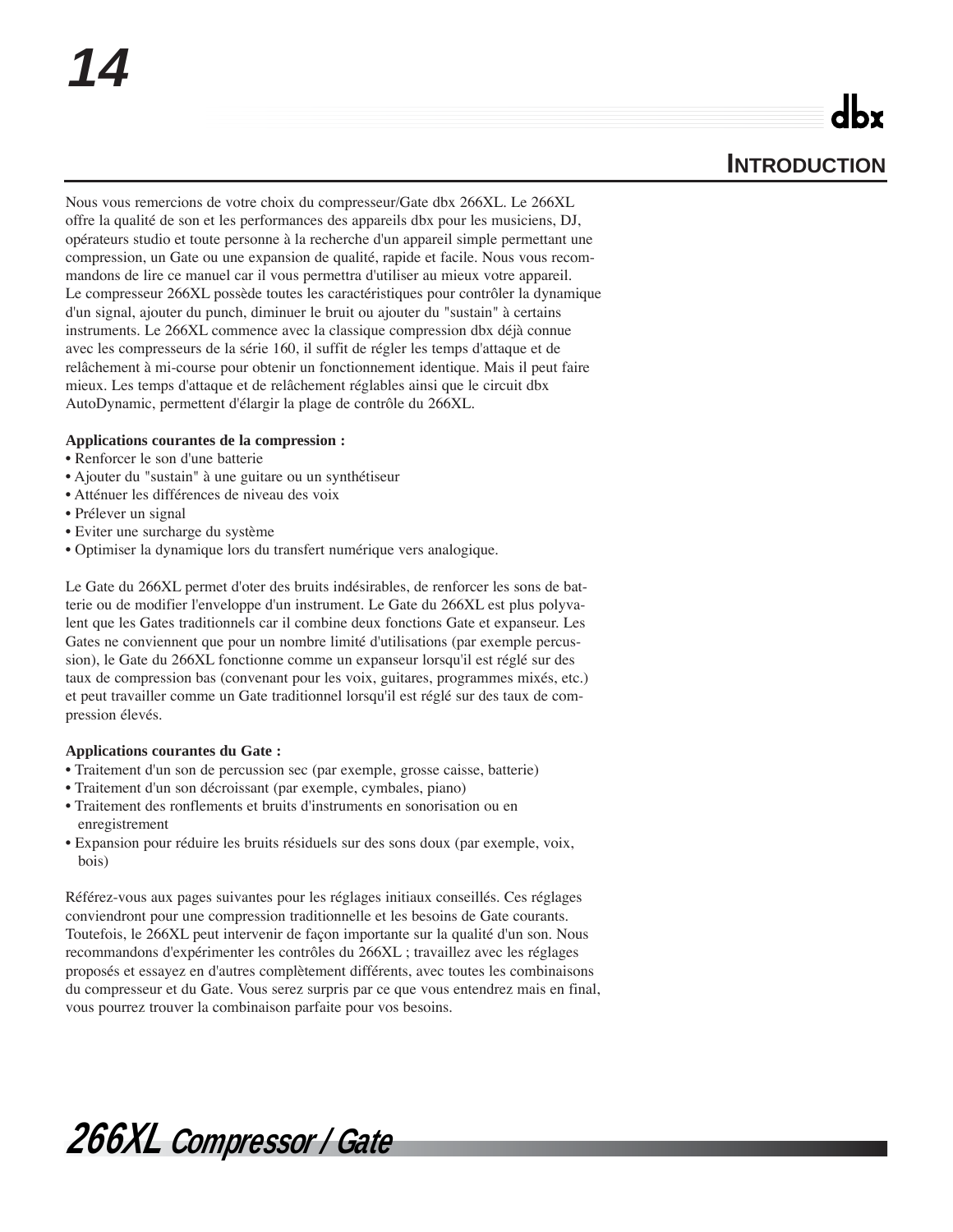## INTRODUCTION

Nous vous remercions de votre choix du compresseur/Gate dbx 266XL. Le 266XL offre la qualité de son et les performances des appareils dbx pour les musiciens, DJ, opérateurs studio et toute personne à la recherche d'un appareil simple permettant une compression, un Gate ou une expansion de qualité, rapide et facile. Nous vous recommandons de lire ce manuel car il vous permettra d'utiliser au mieux votre appareil.
Le compresseur 266XL possède toutes les caractéristiques pour contrôler la dynamique d'un signal, ajouter du punch, diminuer le bruit ou ajouter du "sustain" à certains instruments. Le 266XL commence avec la classique compression dbx déjà connue avec les compresseurs de la série 160, il suffit de régler les temps d'attaque et de relâchement à mi-course pour obtenir un fonctionnement identique. Mais il peut faire mieux. Les temps d'attaque et de relâchement réglables ainsi que le circuit dbx AutoDynamic, permettent d'élargir la plage de contrôle du 266XL.

**Applications courantes de la compression :**

- Renforcer le son d'une batterie
- Ajouter du "sustain" à une guitare ou un synthétiseur
- Atténuer les différences de niveau des voix
- Prélever un signal
- Eviter une surcharge du système
- Optimiser la dynamique lors du transfert numérique vers analogique.

Le Gate du 266XL permet d'oter des bruits indésirables, de renforcer les sons de batterie ou de modifier l'enveloppe d'un instrument. Le Gate du 266XL est plus polyvalent que les Gates traditionnels car il combine deux fonctions Gate et expanseur. Les Gates ne conviennent que pour un nombre limité d'utilisations (par exemple percussion), le Gate du 266XL fonctionne comme un expanseur lorsqu'il est réglé sur des taux de compression bas (convenant pour les voix, guitares, programmes mixés, etc.) et peut travailler comme un Gate traditionnel lorsqu'il est réglé sur des taux de compression élevés.

**Applications courantes du Gate :**

- Traitement d'un son de percussion sec (par exemple, grosse caisse, batterie)
- Traitement d'un son décroissant (par exemple, cymbales, piano)
- Traitement des ronflements et bruits d'instruments en sonorisation ou en enregistrement
- Expansion pour réduire les bruits résiduels sur des sons doux (par exemple, voix, bois)

Référez-vous aux pages suivantes pour les réglages initiaux conseillés. Ces réglages conviendront pour une compression traditionnelle et les besoins de Gate courants. Toutefois, le 266XL peut intervenir de façon importante sur la qualité d'un son. Nous recommandons d'expérimenter les contrôles du 266XL ; travaillez avec les réglages proposés et essayez en d'autres complètement différents, avec toutes les combinaisons du compresseur et du Gate. Vous serez surpris par ce que vous entendrez mais en final, vous pourrez trouver la combinaison parfaite pour vos besoins.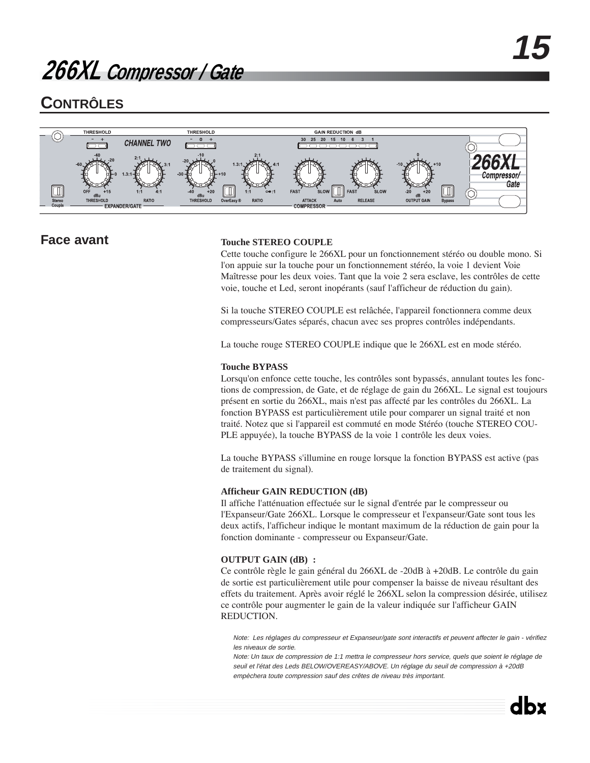# 266XL Compressor / Gate

## CONTRÔLES

### Face avant

**Touche STEREO COUPLE**
Cette touche configure le 266XL pour un fonctionnement stéréo ou double mono. Si l'on appuie sur la touche pour un fonctionnement stéréo, la voie 1 devient Voie Maîtresse pour les deux voies. Tant que la voie 2 sera esclave, les contrôles de cette voie, touche et Led, seront inopérants (sauf l'afficheur de réduction du gain).

Si la touche STEREO COUPLE est relâchée, l'appareil fonctionnera comme deux compresseurs/Gates séparés, chacun avec ses propres contrôles indépendants.

La touche rouge STEREO COUPLE indique que le 266XL est en mode stéréo.

**Touche BYPASS**
Lorsqu'on enfonce cette touche, les contrôles sont bypassés, annulant toutes les fonctions de compression, de Gate, et de réglage de gain du 266XL. Le signal est toujours présent en sortie du 266XL, mais n'est pas affecté par les contrôles du 266XL. La fonction BYPASS est particulièrement utile pour comparer un signal traité et non traité. Notez que si l'appareil est commuté en mode Stéréo (touche STEREO COUPLE appuyée), la touche BYPASS de la voie 1 contrôle les deux voies.

La touche BYPASS s'illumine en rouge lorsque la fonction BYPASS est active (pas de traitement du signal).

**Afficheur GAIN REDUCTION (dB)**
Il affiche l'atténuation effectuée sur le signal d'entrée par le compresseur ou l'Expanseur/Gate 266XL. Lorsque le compresseur et l'expanseur/Gate sont tous les deux actifs, l'afficheur indique le montant maximum de la réduction de gain pour la fonction dominante - compresseur ou Expanseur/Gate.

**OUTPUT GAIN (dB) :**
Ce contrôle règle le gain général du 266XL de -20dB à +20dB. Le contrôle du gain de sortie est particulièrement utile pour compenser la baisse de niveau résultant des effets du traitement. Après avoir réglé le 266XL selon la compression désirée, utilisez ce contrôle pour augmenter le gain de la valeur indiquée sur l'afficheur GAIN REDUCTION.

*Note: Les réglages du compresseur et Expanseur/gate sont interactifs et peuvent affecter le gain - vérifiez les niveaux de sortie.*
*Note: Un taux de compression de 1:1 mettra le compresseur hors service, quels que soient le réglage de seuil et l'état des Leds BELOW/OVEREASY/ABOVE. Un réglage du seuil de compression à +20dB empèchera toute compression sauf des crêtes de niveau très important.*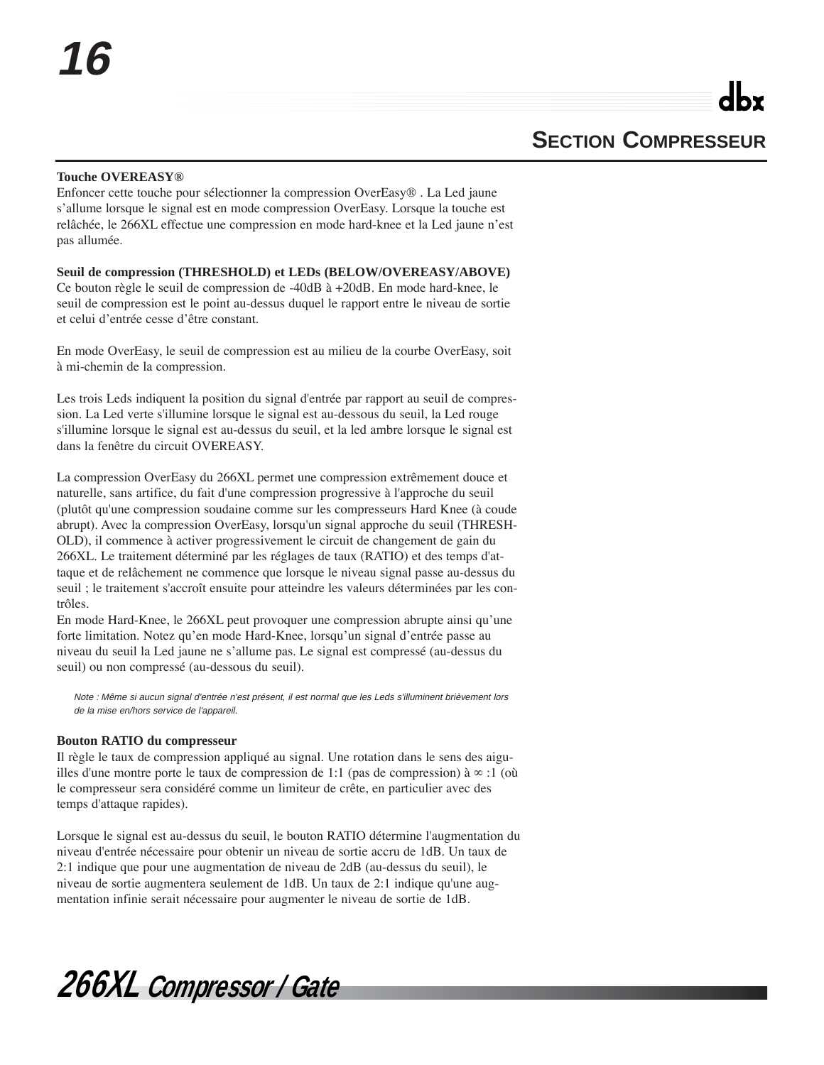## Section Compresseur

**Touche OVEREASY®**
Enfoncer cette touche pour sélectionner la compression OverEasy® . La Led jaune s'allume lorsque le signal est en mode compression OverEasy. Lorsque la touche est relâchée, le 266XL effectue une compression en mode hard-knee et la Led jaune n'est pas allumée.

**Seuil de compression (THRESHOLD) et LEDs (BELOW/OVEREASY/ABOVE)**
Ce bouton règle le seuil de compression de -40dB à +20dB. En mode hard-knee, le seuil de compression est le point au-dessus duquel le rapport entre le niveau de sortie et celui d'entrée cesse d'être constant.

En mode OverEasy, le seuil de compression est au milieu de la courbe OverEasy, soit à mi-chemin de la compression.

Les trois Leds indiquent la position du signal d'entrée par rapport au seuil de compression. La Led verte s'illumine lorsque le signal est au-dessous du seuil, la Led rouge s'illumine lorsque le signal est au-dessus du seuil, et la led ambre lorsque le signal est dans la fenêtre du circuit OVEREASY.

La compression OverEasy du 266XL permet une compression extrêmement douce et naturelle, sans artifice, du fait d'une compression progressive à l'approche du seuil (plutôt qu'une compression soudaine comme sur les compresseurs Hard Knee (à coude abrupt). Avec la compression OverEasy, lorsqu'un signal approche du seuil (THRESHOLD), il commence à activer progressivement le circuit de changement de gain du 266XL. Le traitement déterminé par les réglages de taux (RATIO) et des temps d'attaque et de relâchement ne commence que lorsque le niveau signal passe au-dessus du seuil ; le traitement s'accroît ensuite pour atteindre les valeurs déterminées par les contrôles.
En mode Hard-Knee, le 266XL peut provoquer une compression abrupte ainsi qu'une forte limitation. Notez qu'en mode Hard-Knee, lorsqu'un signal d'entrée passe au niveau du seuil la Led jaune ne s'allume pas. Le signal est compressé (au-dessus du seuil) ou non compressé (au-dessous du seuil).

*Note : Même si aucun signal d'entrée n'est présent, il est normal que les Leds s'illuminent brièvement lors de la mise en/hors service de l'appareil.*

**Bouton RATIO du compresseur**
Il règle le taux de compression appliqué au signal. Une rotation dans le sens des aiguilles d'une montre porte le taux de compression de 1:1 (pas de compression) à ∞ :1 (où le compresseur sera considéré comme un limiteur de crête, en particulier avec des temps d'attaque rapides).

Lorsque le signal est au-dessus du seuil, le bouton RATIO détermine l'augmentation du niveau d'entrée nécessaire pour obtenir un niveau de sortie accru de 1dB. Un taux de 2:1 indique que pour une augmentation de niveau de 2dB (au-dessus du seuil), le niveau de sortie augmentera seulement de 1dB. Un taux de 2:1 indique qu'une augmentation infinie serait nécessaire pour augmenter le niveau de sortie de 1dB.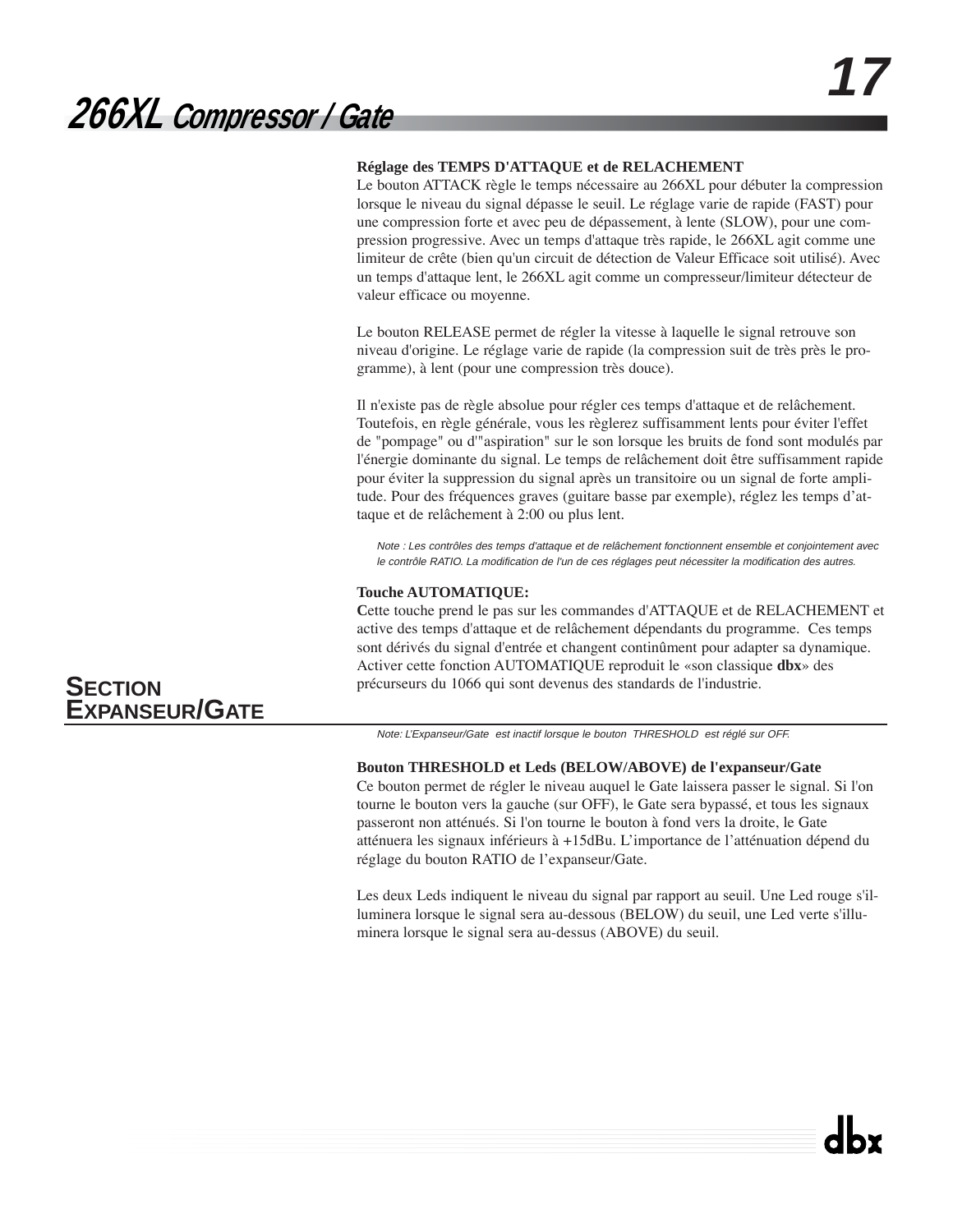**Réglage des TEMPS D'ATTAQUE et de RELACHEMENT**

Le bouton ATTACK règle le temps nécessaire au 266XL pour débuter la compression lorsque le niveau du signal dépasse le seuil. Le réglage varie de rapide (FAST) pour une compression forte et avec peu de dépassement, à lente (SLOW), pour une compression progressive. Avec un temps d'attaque très rapide, le 266XL agit comme une limiteur de crête (bien qu'un circuit de détection de Valeur Efficace soit utilisé). Avec un temps d'attaque lent, le 266XL agit comme un compresseur/limiteur détecteur de valeur efficace ou moyenne.

Le bouton RELEASE permet de régler la vitesse à laquelle le signal retrouve son niveau d'origine. Le réglage varie de rapide (la compression suit de très près le programme), à lent (pour une compression très douce).

Il n'existe pas de règle absolue pour régler ces temps d'attaque et de relâchement. Toutefois, en règle générale, vous les règlerez suffisamment lents pour éviter l'effet de "pompage" ou d'"aspiration" sur le son lorsque les bruits de fond sont modulés par l'énergie dominante du signal. Le temps de relâchement doit être suffisamment rapide pour éviter la suppression du signal après un transitoire ou un signal de forte amplitude. Pour des fréquences graves (guitare basse par exemple), réglez les temps d'attaque et de relâchement à 2:00 ou plus lent.

*Note : Les contrôles des temps d'attaque et de relâchement fonctionnent ensemble et conjointement avec le contrôle RATIO. La modification de l'un de ces réglages peut nécessiter la modification des autres.*

**Touche AUTOMATIQUE:**

Cette touche prend le pas sur les commandes d'ATTAQUE et de RELACHEMENT et active des temps d'attaque et de relâchement dépendants du programme. Ces temps sont dérivés du signal d'entrée et changent continûment pour adapter sa dynamique. Activer cette fonction AUTOMATIQUE reproduit le «son classique **dbx**» des précurseurs du 1066 qui sont devenus des standards de l'industrie.

## SECTION EXPANSEUR/GATE

*Note: L'Expanseur/Gate est inactif lorsque le bouton THRESHOLD est réglé sur OFF.*

**Bouton THRESHOLD et Leds (BELOW/ABOVE) de l'expanseur/Gate**

Ce bouton permet de régler le niveau auquel le Gate laissera passer le signal. Si l'on tourne le bouton vers la gauche (sur OFF), le Gate sera bypassé, et tous les signaux passeront non atténués. Si l'on tourne le bouton à fond vers la droite, le Gate atténuera les signaux inférieurs à +15dBu. L'importance de l'atténuation dépend du réglage du bouton RATIO de l'expanseur/Gate.

Les deux Leds indiquent le niveau du signal par rapport au seuil. Une Led rouge s'illuminera lorsque le signal sera au-dessous (BELOW) du seuil, une Led verte s'illuminera lorsque le signal sera au-dessus (ABOVE) du seuil.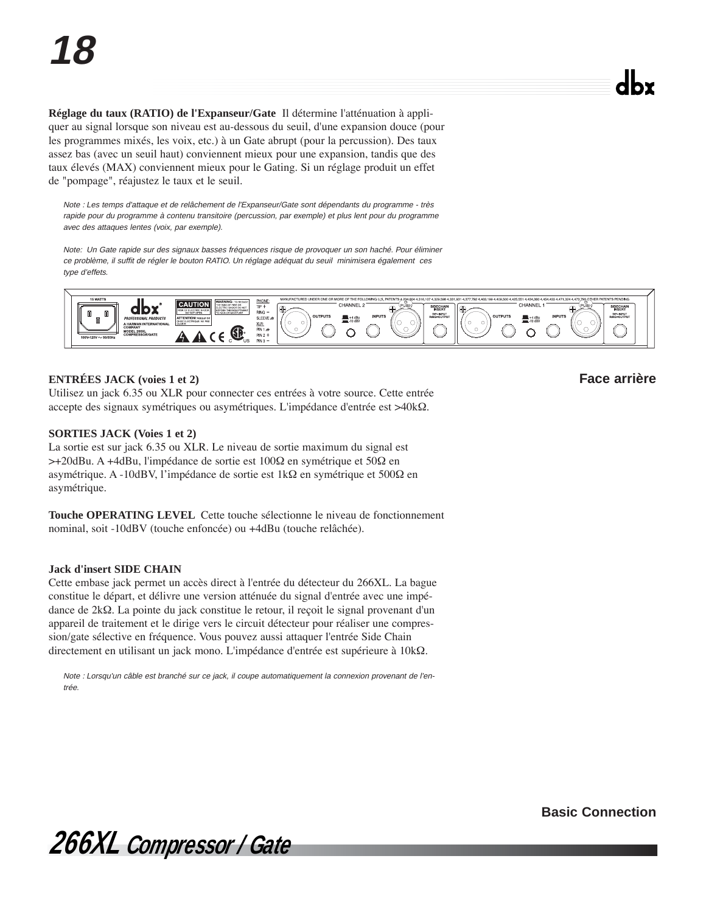**Réglage du taux (RATIO) de l'Expanseur/Gate** Il détermine l'atténuation à appliquer au signal lorsque son niveau est au-dessous du seuil, d'une expansion douce (pour les programmes mixés, les voix, etc.) à un Gate abrupt (pour la percussion). Des taux assez bas (avec un seuil haut) conviennent mieux pour une expansion, tandis que des taux élevés (MAX) conviennent mieux pour le Gating. Si un réglage produit un effet de "pompage", réajustez le taux et le seuil.

*Note : Les temps d'attaque et de relâchement de l'Expanseur/Gate sont dépendants du programme - très rapide pour du programme à contenu transitoire (percussion, par exemple) et plus lent pour du programme avec des attaques lentes (voix, par exemple).*

*Note: Un Gate rapide sur des signaux basses fréquences risque de provoquer un son haché. Pour éliminer ce problème, il suffit de régler le bouton RATIO. Un réglage adéquat du seuil minimisera également ces type d'effets.*

**Face arrière**

**ENTRÉES JACK (voies 1 et 2)**
Utilisez un jack 6.35 ou XLR pour connecter ces entrées à votre source. Cette entrée accepte des signaux symétriques ou asymétriques. L'impédance d'entrée est >40kΩ.

**SORTIES JACK (Voies 1 et 2)**
La sortie est sur jack 6.35 ou XLR. Le niveau de sortie maximum du signal est >+20dBu. A +4dBu, l'impédance de sortie est 100Ω en symétrique et 50Ω en asymétrique. A -10dBV, l'impédance de sortie est 1kΩ en symétrique et 500Ω en asymétrique.

**Touche OPERATING LEVEL** Cette touche sélectionne le niveau de fonctionnement nominal, soit -10dBV (touche enfoncée) ou +4dBu (touche relâchée).

**Jack d'insert SIDE CHAIN**
Cette embase jack permet un accès direct à l'entrée du détecteur du 266XL. La bague constitue le départ, et délivre une version atténuée du signal d'entrée avec une impédance de 2kΩ. La pointe du jack constitue le retour, il reçoit le signal provenant d'un appareil de traitement et le dirige vers le circuit détecteur pour réaliser une compression/gate sélective en fréquence. Vous pouvez aussi attaquer l'entrée Side Chain directement en utilisant un jack mono. L'impédance d'entrée est supérieure à 10kΩ.

*Note : Lorsqu'un câble est branché sur ce jack, il coupe automatiquement la connexion provenant de l'entrée.*

**Basic Connection**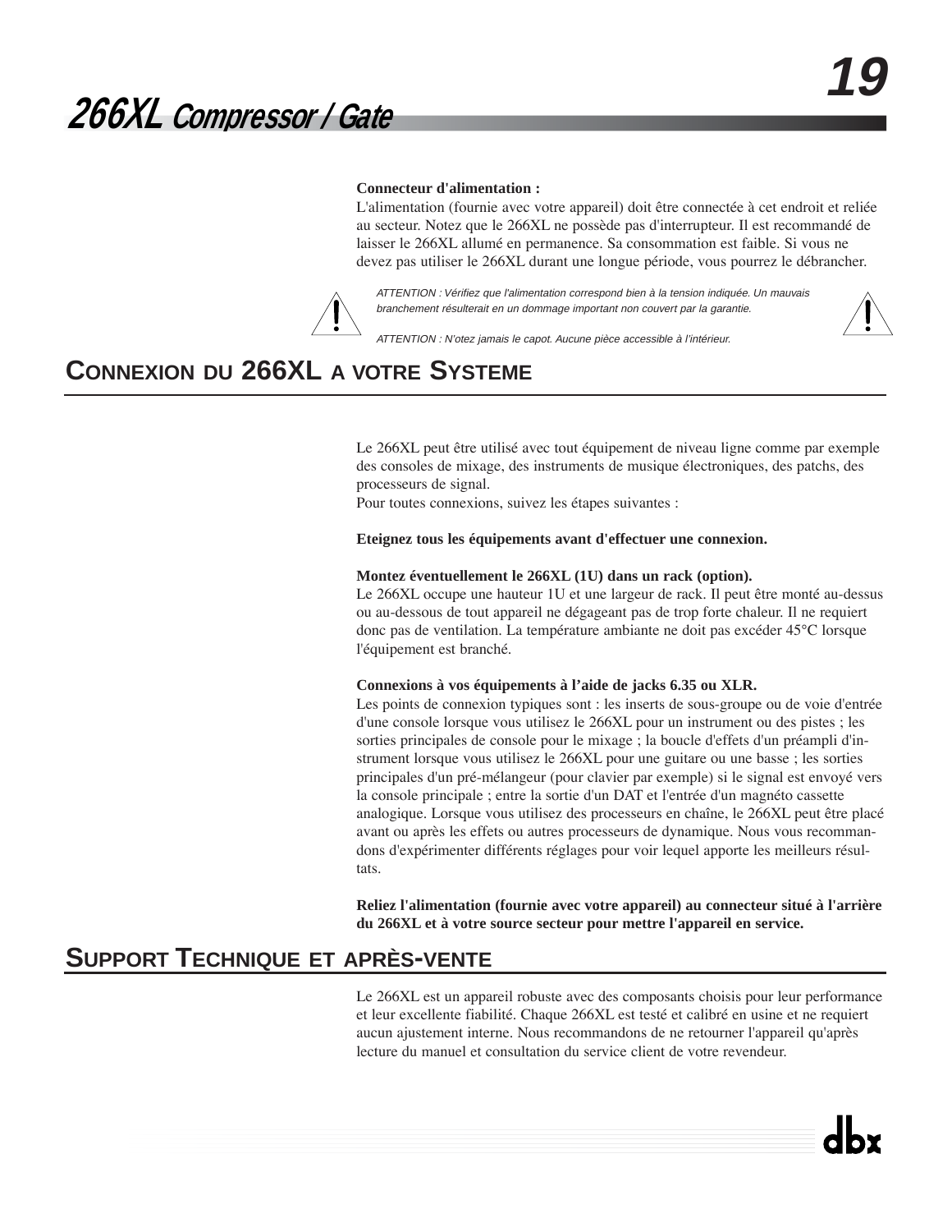**Connecteur d'alimentation :**
L'alimentation (fournie avec votre appareil) doit être connectée à cet endroit et reliée au secteur. Notez que le 266XL ne possède pas d'interrupteur. Il est recommandé de laisser le 266XL allumé en permanence. Sa consommation est faible. Si vous ne devez pas utiliser le 266XL durant une longue période, vous pourrez le débrancher.

*ATTENTION : Vérifiez que l'alimentation correspond bien à la tension indiquée. Un mauvais branchement résulterait en un dommage important non couvert par la garantie.*

*ATTENTION : N'otez jamais le capot. Aucune pièce accessible à l'intérieur.*

## CONNEXION DU 266XL A VOTRE SYSTEME

Le 266XL peut être utilisé avec tout équipement de niveau ligne comme par exemple des consoles de mixage, des instruments de musique électroniques, des patchs, des processeurs de signal.
Pour toutes connexions, suivez les étapes suivantes :

**Eteignez tous les équipements avant d'effectuer une connexion.**

**Montez éventuellement le 266XL (1U) dans un rack (option).**
Le 266XL occupe une hauteur 1U et une largeur de rack. Il peut être monté au-dessus ou au-dessous de tout appareil ne dégageant pas de trop forte chaleur. Il ne requiert donc pas de ventilation. La température ambiante ne doit pas excéder 45°C lorsque l'équipement est branché.

**Connexions à vos équipements à l'aide de jacks 6.35 ou XLR.**
Les points de connexion typiques sont : les inserts de sous-groupe ou de voie d'entrée d'une console lorsque vous utilisez le 266XL pour un instrument ou des pistes ; les sorties principales de console pour le mixage ; la boucle d'effets d'un préampli d'instrument lorsque vous utilisez le 266XL pour une guitare ou une basse ; les sorties principales d'un pré-mélangeur (pour clavier par exemple) si le signal est envoyé vers la console principale ; entre la sortie d'un DAT et l'entrée d'un magnéto cassette analogique. Lorsque vous utilisez des processeurs en chaîne, le 266XL peut être placé avant ou après les effets ou autres processeurs de dynamique. Nous vous recommandons d'expérimenter différents réglages pour voir lequel apporte les meilleurs résultats.

**Reliez l'alimentation (fournie avec votre appareil) au connecteur situé à l'arrière du 266XL et à votre source secteur pour mettre l'appareil en service.**

## SUPPORT TECHNIQUE ET APRÈS-VENTE

Le 266XL est un appareil robuste avec des composants choisis pour leur performance et leur excellente fiabilité. Chaque 266XL est testé et calibré en usine et ne requiert aucun ajustement interne. Nous recommandons de ne retourner l'appareil qu'après lecture du manuel et consultation du service client de votre revendeur.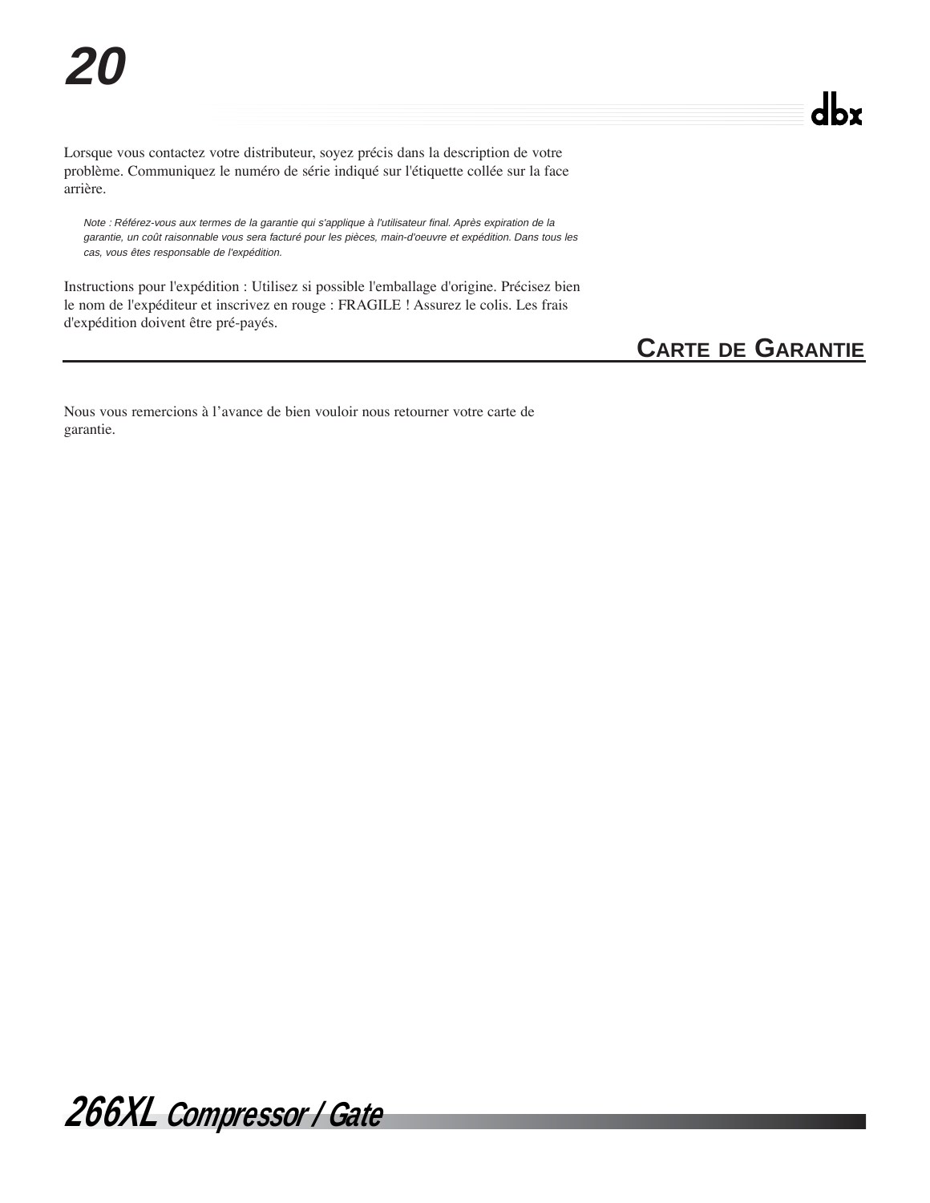Lorsque vous contactez votre distributeur, soyez précis dans la description de votre problème. Communiquez le numéro de série indiqué sur l'étiquette collée sur la face arrière.

*Note : Référez-vous aux termes de la garantie qui s'applique à l'utilisateur final. Après expiration de la garantie, un coût raisonnable vous sera facturé pour les pièces, main-d'oeuvre et expédition. Dans tous les cas, vous êtes responsable de l'expédition.*

Instructions pour l'expédition : Utilisez si possible l'emballage d'origine. Précisez bien le nom de l'expéditeur et inscrivez en rouge : FRAGILE ! Assurez le colis. Les frais d'expédition doivent être pré-payés.

## Carte de Garantie

Nous vous remercions à l'avance de bien vouloir nous retourner votre carte de garantie.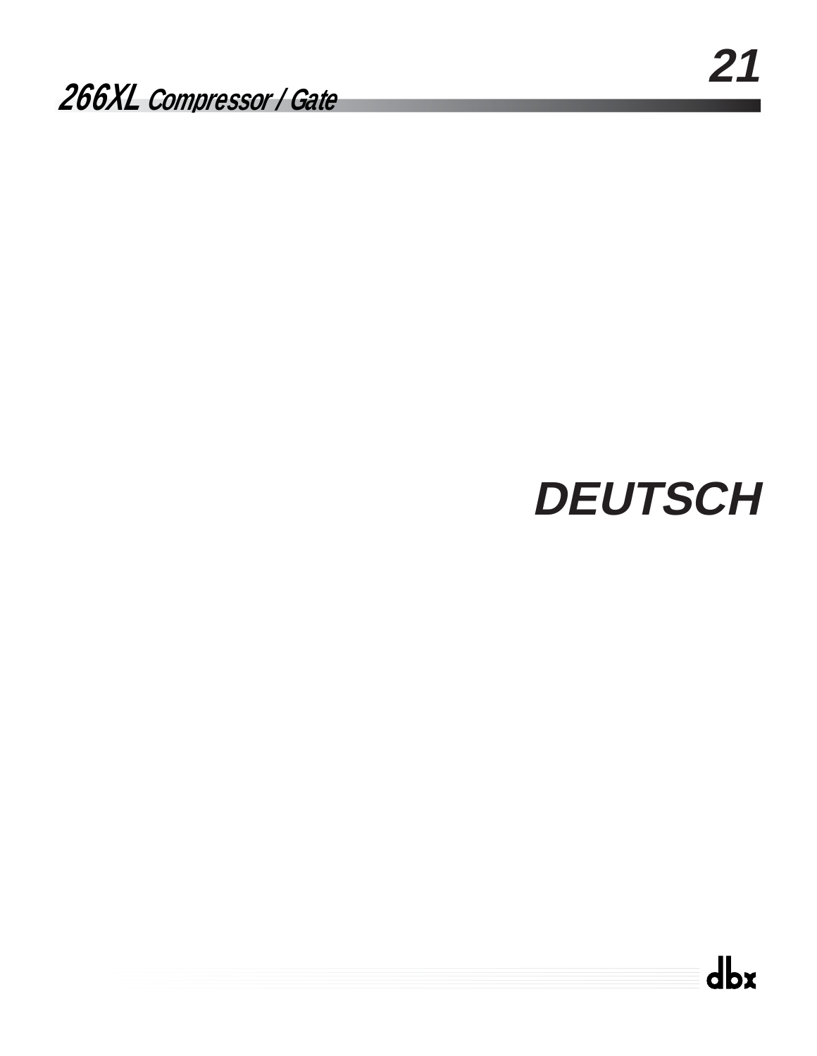# DEUTSCH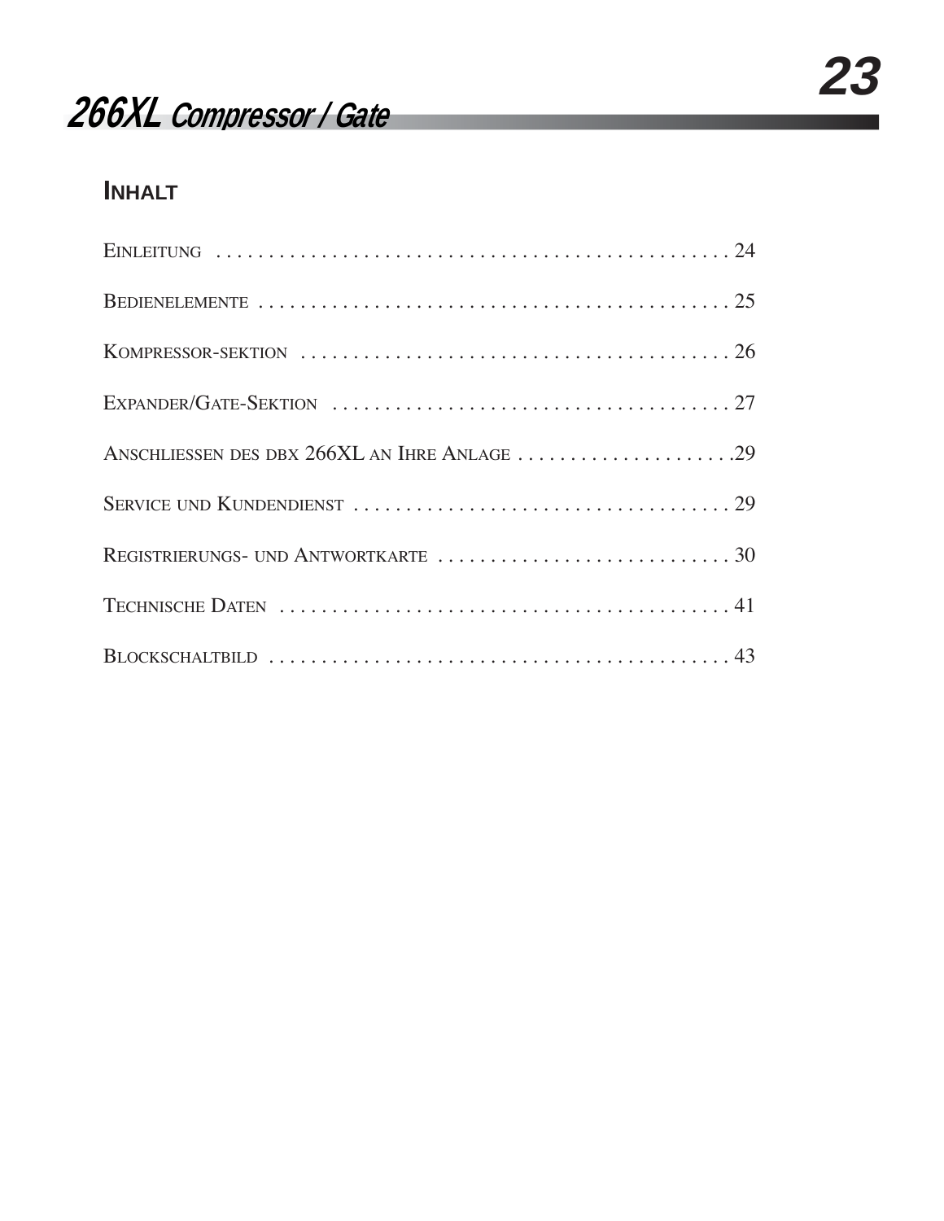# 266XL Compressor / Gate

## Inhalt

Einleitung ........................................................ 24

Bedienelemente ................................................... 25

Kompressor-sektion ............................................. 26

Expander/Gate-Sektion ......................................... 27

Anschliessen des dbx 266XL an Ihre Anlage ..................... 29

Service und Kundendienst ..................................... 29

Registrierungs- und Antwortkarte ............................ 30

Technische Daten ................................................ 41

Blockschaltbild ................................................... 43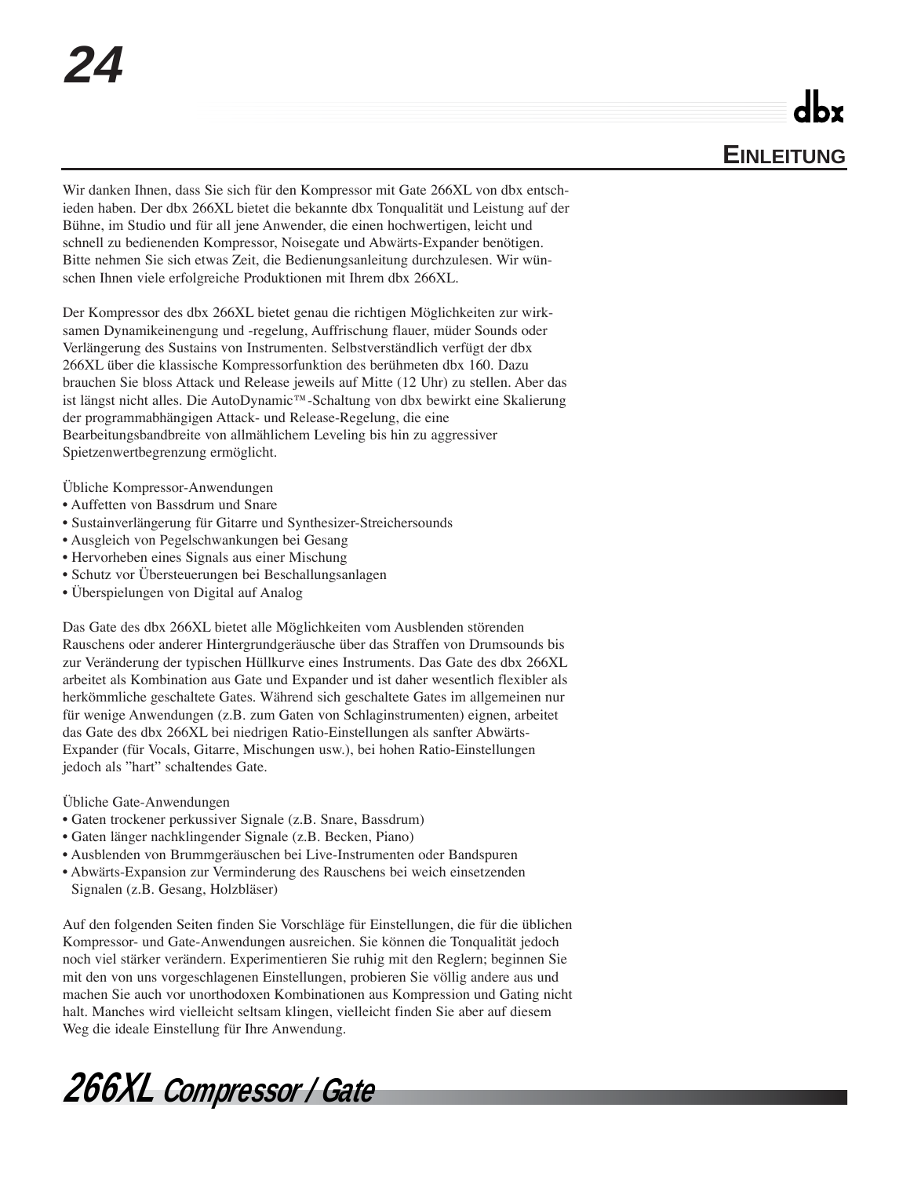## Einleitung

Wir danken Ihnen, dass Sie sich für den Kompressor mit Gate 266XL von dbx entschieden haben. Der dbx 266XL bietet die bekannte dbx Tonqualität und Leistung auf der Bühne, im Studio und für all jene Anwender, die einen hochwertigen, leicht und schnell zu bedienenden Kompressor, Noisegate und Abwärts-Expander benötigen. Bitte nehmen Sie sich etwas Zeit, die Bedienungsanleitung durchzulesen. Wir wünschen Ihnen viele erfolgreiche Produktionen mit Ihrem dbx 266XL.

Der Kompressor des dbx 266XL bietet genau die richtigen Möglichkeiten zur wirksamen Dynamikeinengung und -regelung, Auffrischung flauer, müder Sounds oder Verlängerung des Sustains von Instrumenten. Selbstverständlich verfügt der dbx 266XL über die klassische Kompressorfunktion des berühmeten dbx 160. Dazu brauchen Sie bloss Attack und Release jeweils auf Mitte (12 Uhr) zu stellen. Aber das ist längst nicht alles. Die AutoDynamic™-Schaltung von dbx bewirkt eine Skalierung der programmabhängigen Attack- und Release-Regelung, die eine Bearbeitungsbandbreite von allmählichem Leveling bis hin zu aggressiver Spietzenwertbegrenzung ermöglicht.

Übliche Kompressor-Anwendungen

- Auffetten von Bassdrum und Snare
- Sustainverlängerung für Gitarre und Synthesizer-Streichersounds
- Ausgleich von Pegelschwankungen bei Gesang
- Hervorheben eines Signals aus einer Mischung
- Schutz vor Übersteuerungen bei Beschallungsanlagen
- Überspielungen von Digital auf Analog

Das Gate des dbx 266XL bietet alle Möglichkeiten vom Ausblenden störenden Rauschens oder anderer Hintergrundgeräusche über das Straffen von Drumsounds bis zur Veränderung der typischen Hüllkurve eines Instruments. Das Gate des dbx 266XL arbeitet als Kombination aus Gate und Expander und ist daher wesentlich flexibler als herkömmliche geschaltete Gates. Während sich geschaltete Gates im allgemeinen nur für wenige Anwendungen (z.B. zum Gaten von Schlaginstrumenten) eignen, arbeitet das Gate des dbx 266XL bei niedrigen Ratio-Einstellungen als sanfter Abwärts-Expander (für Vocals, Gitarre, Mischungen usw.), bei hohen Ratio-Einstellungen jedoch als "hart" schaltendes Gate.

Übliche Gate-Anwendungen

- Gaten trockener perkussiver Signale (z.B. Snare, Bassdrum)
- Gaten länger nachklingender Signale (z.B. Becken, Piano)
- Ausblenden von Brummgeräuschen bei Live-Instrumenten oder Bandspuren
- Abwärts-Expansion zur Verminderung des Rauschens bei weich einsetzenden Signalen (z.B. Gesang, Holzbläser)

Auf den folgenden Seiten finden Sie Vorschläge für Einstellungen, die für die üblichen Kompressor- und Gate-Anwendungen ausreichen. Sie können die Tonqualität jedoch noch viel stärker verändern. Experimentieren Sie ruhig mit den Reglern; beginnen Sie mit den von uns vorgeschlagenen Einstellungen, probieren Sie völlig andere aus und machen Sie auch vor unorthodoxen Kombinationen aus Kompression und Gating nicht halt. Manches wird vielleicht seltsam klingen, vielleicht finden Sie aber auf diesem Weg die ideale Einstellung für Ihre Anwendung.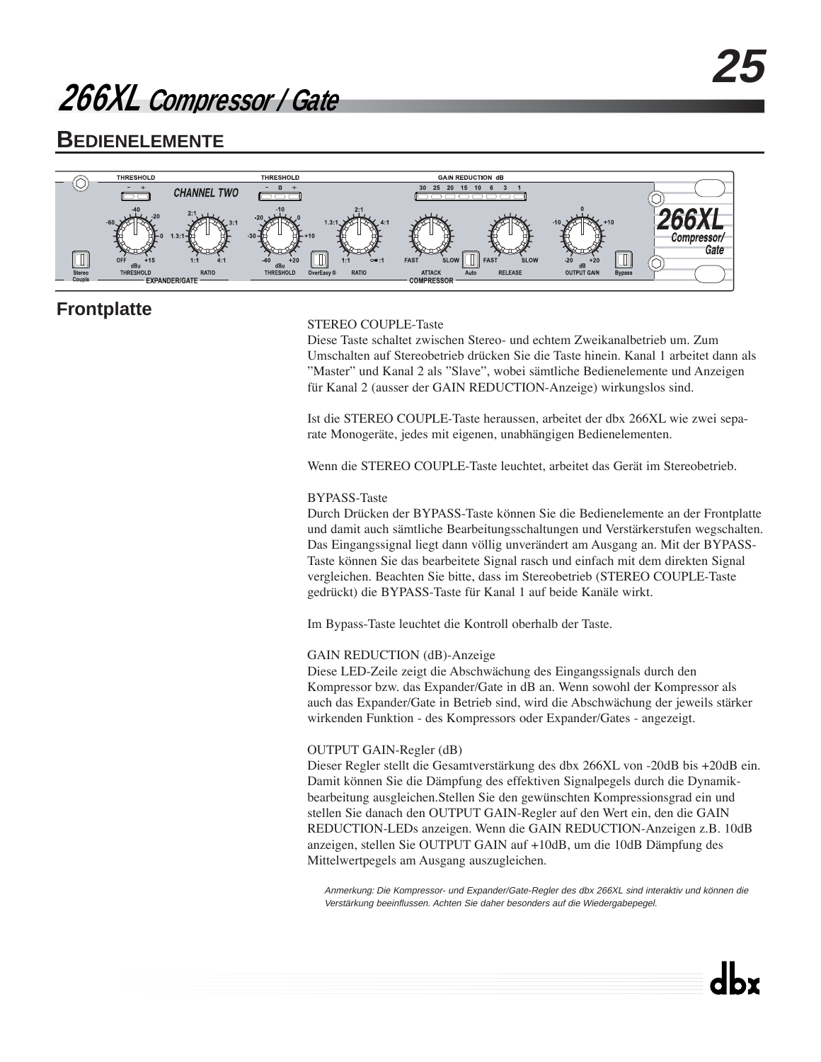## BEDIENELEMENTE

### Frontplatte

STEREO COUPLE-Taste
Diese Taste schaltet zwischen Stereo- und echtem Zweikanalbetrieb um. Zum Umschalten auf Stereobetrieb drücken Sie die Taste hinein. Kanal 1 arbeitet dann als ”Master” und Kanal 2 als ”Slave”, wobei sämtliche Bedienelemente und Anzeigen für Kanal 2 (ausser der GAIN REDUCTION-Anzeige) wirkungslos sind.

Ist die STEREO COUPLE-Taste heraussen, arbeitet der dbx 266XL wie zwei separate Monogeräte, jedes mit eigenen, unabhängigen Bedienelementen.

Wenn die STEREO COUPLE-Taste leuchtet, arbeitet das Gerät im Stereobetrieb.

BYPASS-Taste
Durch Drücken der BYPASS-Taste können Sie die Bedienelemente an der Frontplatte und damit auch sämtliche Bearbeitungsschaltungen und Verstärkerstufen wegschalten. Das Eingangssignal liegt dann völlig unverändert am Ausgang an. Mit der BYPASS-Taste können Sie das bearbeitete Signal rasch und einfach mit dem direkten Signal vergleichen. Beachten Sie bitte, dass im Stereobetrieb (STEREO COUPLE-Taste gedrückt) die BYPASS-Taste für Kanal 1 auf beide Kanäle wirkt.

Im Bypass-Taste leuchtet die Kontroll oberhalb der Taste.

GAIN REDUCTION (dB)-Anzeige
Diese LED-Zeile zeigt die Abschwächung des Eingangssignals durch den Kompressor bzw. das Expander/Gate in dB an. Wenn sowohl der Kompressor als auch das Expander/Gate in Betrieb sind, wird die Abschwächung der jeweils stärker wirkenden Funktion - des Kompressors oder Expander/Gates - angezeigt.

OUTPUT GAIN-Regler (dB)
Dieser Regler stellt die Gesamtverstärkung des dbx 266XL von -20dB bis +20dB ein. Damit können Sie die Dämpfung des effektiven Signalpegels durch die Dynamikbearbeitung ausgleichen.Stellen Sie den gewünschten Kompressionsgrad ein und stellen Sie danach den OUTPUT GAIN-Regler auf den Wert ein, den die GAIN REDUCTION-LEDs anzeigen. Wenn die GAIN REDUCTION-Anzeigen z.B. 10dB anzeigen, stellen Sie OUTPUT GAIN auf +10dB, um die 10dB Dämpfung des Mittelwertpegels am Ausgang auszugleichen.

*Anmerkung: Die Kompressor- und Expander/Gate-Regler des dbx 266XL sind interaktiv und können die Verstärkung beeinflussen. Achten Sie daher besonders auf die Wiedergabepegel.*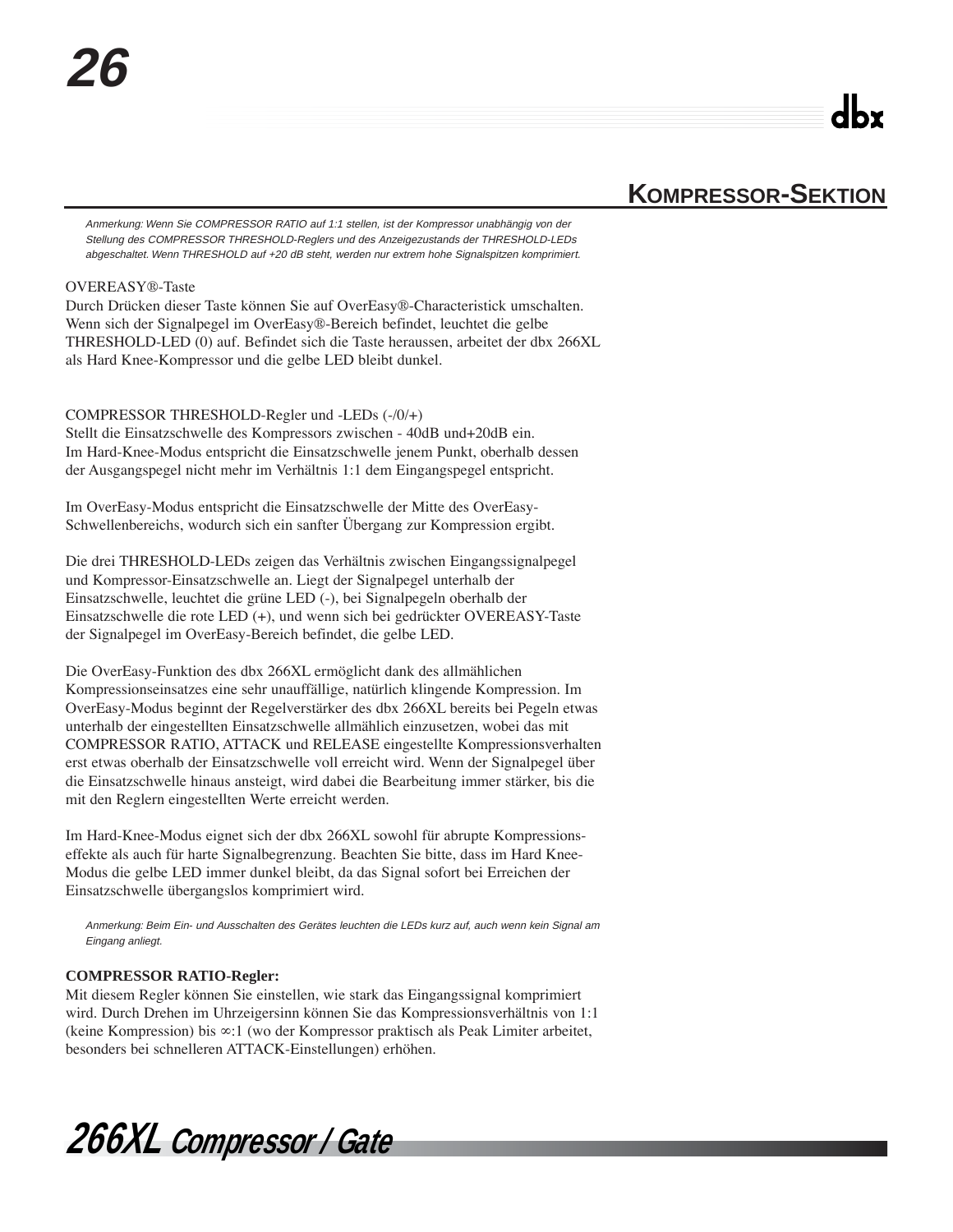## KOMPRESSOR-SEKTION

*Anmerkung: Wenn Sie COMPRESSOR RATIO auf 1:1 stellen, ist der Kompressor unabhängig von der Stellung des COMPRESSOR THRESHOLD-Reglers und des Anzeigezustands der THRESHOLD-LEDs abgeschaltet. Wenn THRESHOLD auf +20 dB steht, werden nur extrem hohe Signalspitzen komprimiert.*

OVEREASY®-Taste
Durch Drücken dieser Taste können Sie auf OverEasy®-Characteristick umschalten. Wenn sich der Signalpegel im OverEasy®-Bereich befindet, leuchtet die gelbe THRESHOLD-LED (0) auf. Befindet sich die Taste heraussen, arbeitet der dbx 266XL als Hard Knee-Kompressor und die gelbe LED bleibt dunkel.

COMPRESSOR THRESHOLD-Regler und -LEDs (-/0/+)
Stellt die Einsatzschwelle des Kompressors zwischen - 40dB und+20dB ein. Im Hard-Knee-Modus entspricht die Einsatzschwelle jenem Punkt, oberhalb dessen der Ausgangspegel nicht mehr im Verhältnis 1:1 dem Eingangspegel entspricht.

Im OverEasy-Modus entspricht die Einsatzschwelle der Mitte des OverEasy-Schwellenbereichs, wodurch sich ein sanfter Übergang zur Kompression ergibt.

Die drei THRESHOLD-LEDs zeigen das Verhältnis zwischen Eingangssignalpegel und Kompressor-Einsatzschwelle an. Liegt der Signalpegel unterhalb der Einsatzschwelle, leuchtet die grüne LED (-), bei Signalpegeln oberhalb der Einsatzschwelle die rote LED (+), und wenn sich bei gedrückter OVEREASY-Taste der Signalpegel im OverEasy-Bereich befindet, die gelbe LED.

Die OverEasy-Funktion des dbx 266XL ermöglicht dank des allmählichen Kompressionseinsatzes eine sehr unauffällige, natürlich klingende Kompression. Im OverEasy-Modus beginnt der Regelverstärker des dbx 266XL bereits bei Pegeln etwas unterhalb der eingestellten Einsatzschwelle allmählich einzusetzen, wobei das mit COMPRESSOR RATIO, ATTACK und RELEASE eingestellte Kompressionsverhalten erst etwas oberhalb der Einsatzschwelle voll erreicht wird. Wenn der Signalpegel über die Einsatzschwelle hinaus ansteigt, wird dabei die Bearbeitung immer stärker, bis die mit den Reglern eingestellten Werte erreicht werden.

Im Hard-Knee-Modus eignet sich der dbx 266XL sowohl für abrupte Kompressionseffekte als auch für harte Signalbegrenzung. Beachten Sie bitte, dass im Hard Knee-Modus die gelbe LED immer dunkel bleibt, da das Signal sofort bei Erreichen der Einsatzschwelle übergangslos komprimiert wird.

*Anmerkung: Beim Ein- und Ausschalten des Gerätes leuchten die LEDs kurz auf, auch wenn kein Signal am Eingang anliegt.*

**COMPRESSOR RATIO-Regler:**
Mit diesem Regler können Sie einstellen, wie stark das Eingangssignal komprimiert wird. Durch Drehen im Uhrzeigersinn können Sie das Kompressionsverhältnis von 1:1 (keine Kompression) bis ∞:1 (wo der Kompressor praktisch als Peak Limiter arbeitet, besonders bei schnelleren ATTACK-Einstellungen) erhöhen.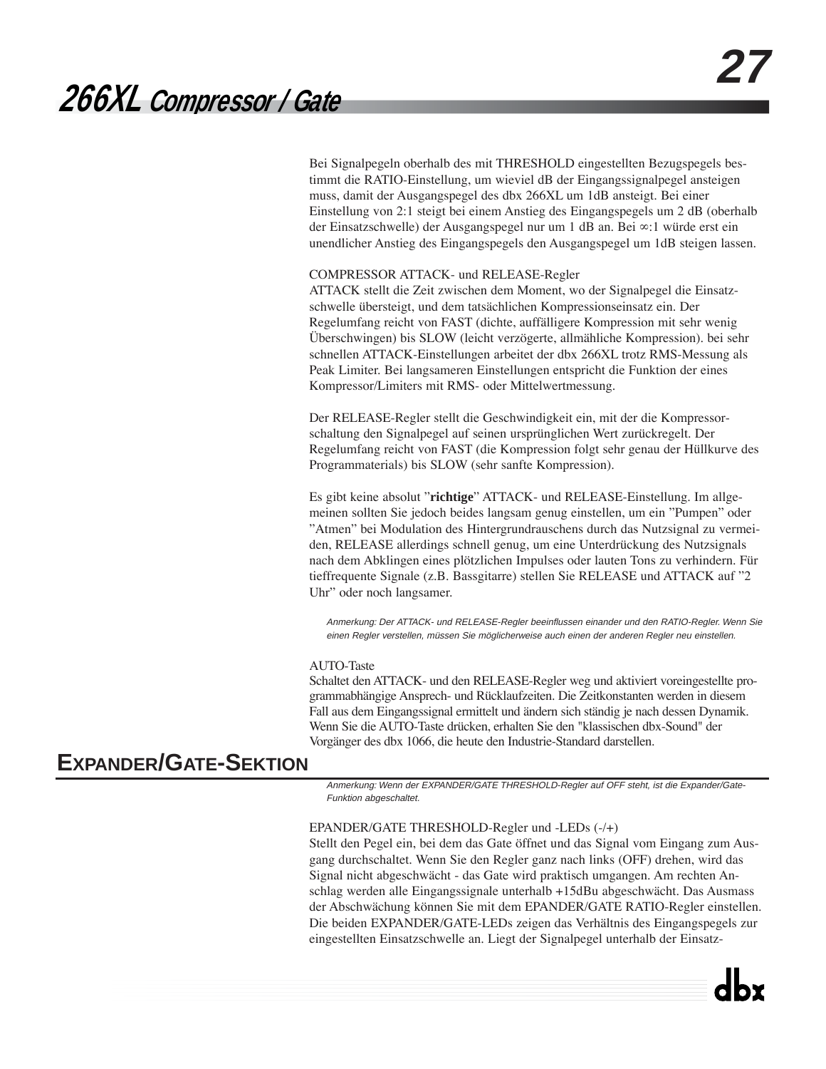Bei Signalpegeln oberhalb des mit THRESHOLD eingestellten Bezugspegels bestimmt die RATIO-Einstellung, um wieviel dB der Eingangssignalpegel ansteigen muss, damit der Ausgangspegel des dbx 266XL um 1dB ansteigt. Bei einer Einstellung von 2:1 steigt bei einem Anstieg des Eingangspegels um 2 dB (oberhalb der Einsatzschwelle) der Ausgangspegel nur um 1 dB an. Bei ∞:1 würde erst ein unendlicher Anstieg des Eingangspegels den Ausgangspegel um 1dB steigen lassen.

COMPRESSOR ATTACK- und RELEASE-Regler
ATTACK stellt die Zeit zwischen dem Moment, wo der Signalpegel die Einsatzschwelle übersteigt, und dem tatsächlichen Kompressionseinsatz ein. Der Regelumfang reicht von FAST (dichte, auffälligere Kompression mit sehr wenig Überschwingen) bis SLOW (leicht verzögerte, allmähliche Kompression). bei sehr schnellen ATTACK-Einstellungen arbeitet der dbx 266XL trotz RMS-Messung als Peak Limiter. Bei langsameren Einstellungen entspricht die Funktion der eines Kompressor/Limiters mit RMS- oder Mittelwertmessung.

Der RELEASE-Regler stellt die Geschwindigkeit ein, mit der die Kompressorschaltung den Signalpegel auf seinen ursprünglichen Wert zurückregelt. Der Regelumfang reicht von FAST (die Kompression folgt sehr genau der Hüllkurve des Programmaterials) bis SLOW (sehr sanfte Kompression).

Es gibt keine absolut "**richtige**" ATTACK- und RELEASE-Einstellung. Im allgemeinen sollten Sie jedoch beides langsam genug einstellen, um ein "Pumpen" oder "Atmen" bei Modulation des Hintergrundrauschens durch das Nutzsignal zu vermeiden, RELEASE allerdings schnell genug, um eine Unterdrückung des Nutzsignals nach dem Abklingen eines plötzlichen Impulses oder lauten Tons zu verhindern. Für tieffrequente Signale (z.B. Bassgitarre) stellen Sie RELEASE und ATTACK auf "2 Uhr" oder noch langsamer.

*Anmerkung: Der ATTACK- und RELEASE-Regler beeinflussen einander und den RATIO-Regler. Wenn Sie einen Regler verstellen, müssen Sie möglicherweise auch einen der anderen Regler neu einstellen.*

AUTO-Taste
Schaltet den ATTACK- und den RELEASE-Regler weg und aktiviert voreingestellte programmabhängige Ansprech- und Rücklaufzeiten. Die Zeitkonstanten werden in diesem Fall aus dem Eingangssignal ermittelt und ändern sich ständig je nach dessen Dynamik. Wenn Sie die AUTO-Taste drücken, erhalten Sie den "klassischen dbx-Sound" der Vorgänger des dbx 1066, die heute den Industrie-Standard darstellen.

## EXPANDER/GATE-SEKTION

*Anmerkung: Wenn der EXPANDER/GATE THRESHOLD-Regler auf OFF steht, ist die Expander/Gate-Funktion abgeschaltet.*

EPANDER/GATE THRESHOLD-Regler und -LEDs (-/+)
Stellt den Pegel ein, bei dem das Gate öffnet und das Signal vom Eingang zum Ausgang durchschaltet. Wenn Sie den Regler ganz nach links (OFF) drehen, wird das Signal nicht abgeschwächt - das Gate wird praktisch umgangen. Am rechten Anschlag werden alle Eingangssignale unterhalb +15dBu abgeschwächt. Das Ausmass der Abschwächung können Sie mit dem EPANDER/GATE RATIO-Regler einstellen. Die beiden EXPANDER/GATE-LEDs zeigen das Verhältnis des Eingangspegels zur eingestellten Einsatzschwelle an. Liegt der Signalpegel unterhalb der Einsatz-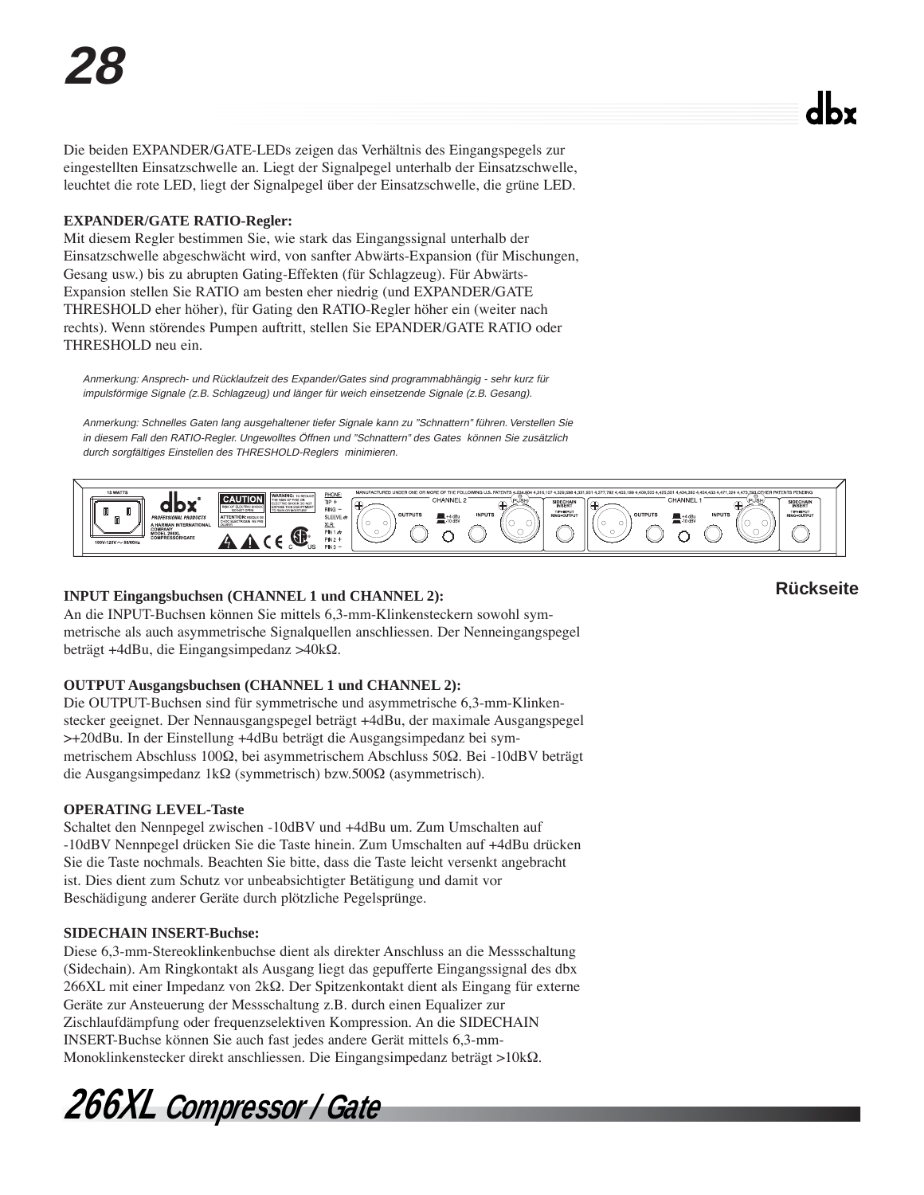Die beiden EXPANDER/GATE-LEDs zeigen das Verhältnis des Eingangspegels zur eingestellten Einsatzschwelle an. Liegt der Signalpegel unterhalb der Einsatzschwelle, leuchtet die rote LED, liegt der Signalpegel über der Einsatzschwelle, die grüne LED.

**EXPANDER/GATE RATIO-Regler:**
Mit diesem Regler bestimmen Sie, wie stark das Eingangssignal unterhalb der Einsatzschwelle abgeschwächt wird, von sanfter Abwärts-Expansion (für Mischungen, Gesang usw.) bis zu abrupten Gating-Effekten (für Schlagzeug). Für Abwärts-Expansion stellen Sie RATIO am besten eher niedrig (und EXPANDER/GATE THRESHOLD eher höher), für Gating den RATIO-Regler höher ein (weiter nach rechts). Wenn störendes Pumpen auftritt, stellen Sie EPANDER/GATE RATIO oder THRESHOLD neu ein.

*Anmerkung: Ansprech- und Rücklaufzeit des Expander/Gates sind programmabhängig - sehr kurz für impulsförmige Signale (z.B. Schlagzeug) und länger für weich einsetzende Signale (z.B. Gesang).*

*Anmerkung: Schnelles Gaten lang ausgehaltener tiefer Signale kann zu "Schnattern" führen. Verstellen Sie in diesem Fall den RATIO-Regler. Ungewolltes Öffnen und "Schnattern" des Gates können Sie zusätzlich durch sorgfältiges Einstellen des THRESHOLD-Reglers minimieren.*

**Rückseite**

**INPUT Eingangsbuchsen (CHANNEL 1 und CHANNEL 2):**
An die INPUT-Buchsen können Sie mittels 6,3-mm-Klinkensteckern sowohl symmetrische als auch asymmetrische Signalquellen anschliessen. Der Nenneingangspegel beträgt +4dBu, die Eingangsimpedanz >40kΩ.

**OUTPUT Ausgangsbuchsen (CHANNEL 1 und CHANNEL 2):**
Die OUTPUT-Buchsen sind für symmetrische und asymmetrische 6,3-mm-Klinkenstecker geeignet. Der Nennausgangspegel beträgt +4dBu, der maximale Ausgangspegel >+20dBu. In der Einstellung +4dBu beträgt die Ausgangsimpedanz bei symmetrischem Abschluss 100Ω, bei asymmetrischem Abschluss 50Ω. Bei -10dBV beträgt die Ausgangsimpedanz 1kΩ (symmetrisch) bzw.500Ω (asymmetrisch).

**OPERATING LEVEL-Taste**
Schaltet den Nennpegel zwischen -10dBV und +4dBu um. Zum Umschalten auf -10dBV Nennpegel drücken Sie die Taste hinein. Zum Umschalten auf +4dBu drücken Sie die Taste nochmals. Beachten Sie bitte, dass die Taste leicht versenkt angebracht ist. Dies dient zum Schutz vor unbeabsichtigter Betätigung und damit vor Beschädigung anderer Geräte durch plötzliche Pegelsprünge.

**SIDECHAIN INSERT-Buchse:**
Diese 6,3-mm-Stereoklinkenbuchse dient als direkter Anschluss an die Messschaltung (Sidechain). Am Ringkontakt als Ausgang liegt das gepufferte Eingangssignal des dbx 266XL mit einer Impedanz von 2kΩ. Der Spitzenkontakt dient als Eingang für externe Geräte zur Ansteuerung der Messschaltung z.B. durch einen Equalizer zur Zischlaufdämpfung oder frequenzselektiven Kompression. An die SIDECHAIN INSERT-Buchse können Sie auch fast jedes andere Gerät mittels 6,3-mm-Monoklinkenstecker direkt anschliessen. Die Eingangsimpedanz beträgt >10kΩ.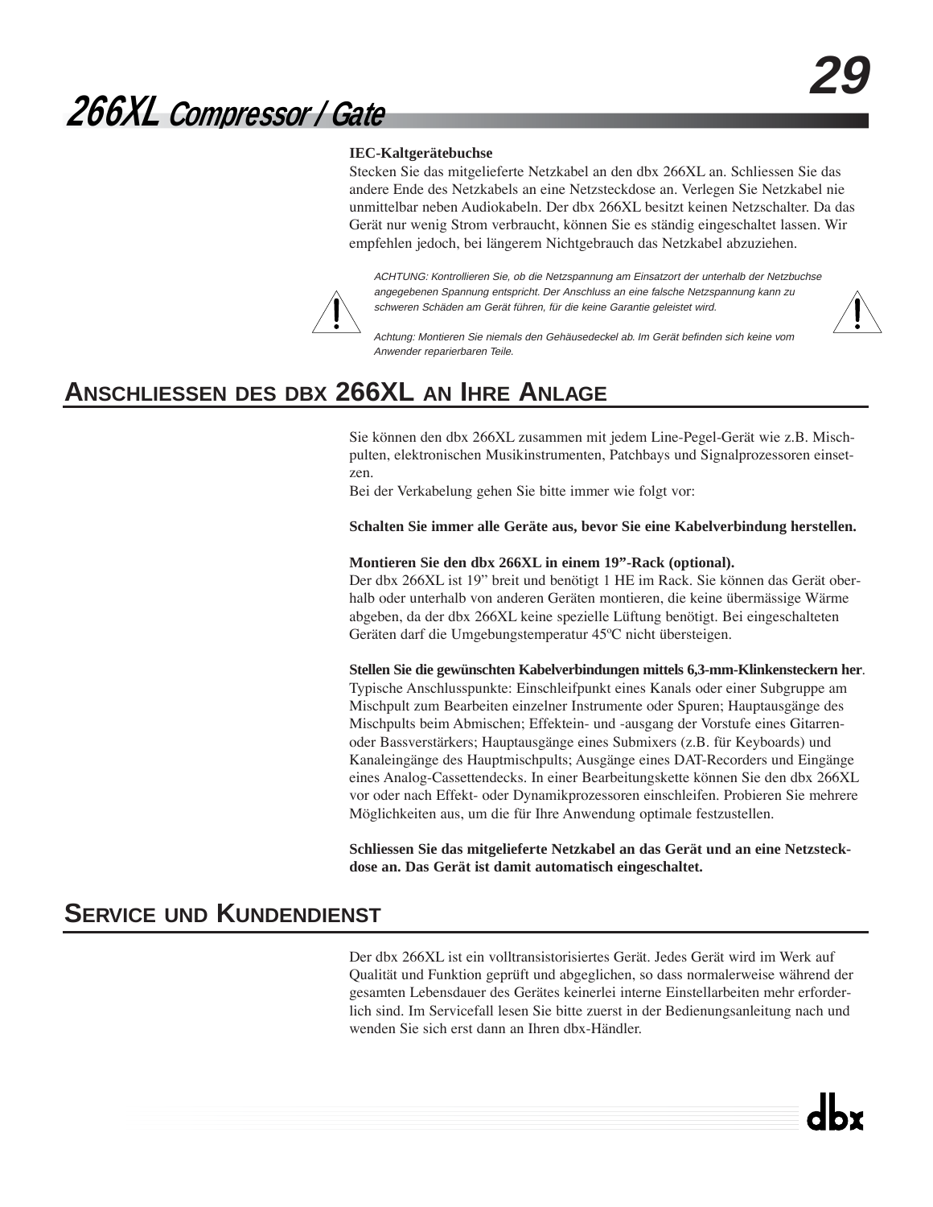**IEC-Kaltgerätebuchse**

Stecken Sie das mitgelieferte Netzkabel an den dbx 266XL an. Schliessen Sie das andere Ende des Netzkabels an eine Netzsteckdose an. Verlegen Sie Netzkabel nie unmittelbar neben Audiokabeln. Der dbx 266XL besitzt keinen Netzschalter. Da das Gerät nur wenig Strom verbraucht, können Sie es ständig eingeschaltet lassen. Wir empfehlen jedoch, bei längerem Nichtgebrauch das Netzkabel abzuziehen.

*ACHTUNG: Kontrollieren Sie, ob die Netzspannung am Einsatzort der unterhalb der Netzbuchse angegebenen Spannung entspricht. Der Anschluss an eine falsche Netzspannung kann zu schweren Schäden am Gerät führen, für die keine Garantie geleistet wird.*

*Achtung: Montieren Sie niemals den Gehäusedeckel ab. Im Gerät befinden sich keine vom Anwender reparierbaren Teile.*

## ANSCHLIESSEN DES DBX 266XL AN IHRE ANLAGE

Sie können den dbx 266XL zusammen mit jedem Line-Pegel-Gerät wie z.B. Mischpulten, elektronischen Musikinstrumenten, Patchbays und Signalprozessoren einsetzen.
Bei der Verkabelung gehen Sie bitte immer wie folgt vor:

**Schalten Sie immer alle Geräte aus, bevor Sie eine Kabelverbindung herstellen.**

**Montieren Sie den dbx 266XL in einem 19”-Rack (optional).**
Der dbx 266XL ist 19” breit und benötigt 1 HE im Rack. Sie können das Gerät oberhalb oder unterhalb von anderen Geräten montieren, die keine übermässige Wärme abgeben, da der dbx 266XL keine spezielle Lüftung benötigt. Bei eingeschalteten Geräten darf die Umgebungstemperatur 45ºC nicht übersteigen.

**Stellen Sie die gewünschten Kabelverbindungen mittels 6,3-mm-Klinkensteckern her**.
Typische Anschlusspunkte: Einschleifpunkt eines Kanals oder einer Subgruppe am Mischpult zum Bearbeiten einzelner Instrumente oder Spuren; Hauptausgänge des Mischpults beim Abmischen; Effektein- und -ausgang der Vorstufe eines Gitarren- oder Bassverstärkers; Hauptausgänge eines Submixers (z.B. für Keyboards) und Kanaleingänge des Hauptmischpults; Ausgänge eines DAT-Recorders und Eingänge eines Analog-Cassettendecks. In einer Bearbeitungskette können Sie den dbx 266XL vor oder nach Effekt- oder Dynamikprozessoren einschleifen. Probieren Sie mehrere Möglichkeiten aus, um die für Ihre Anwendung optimale festzustellen.

**Schliessen Sie das mitgelieferte Netzkabel an das Gerät und an eine Netzsteckdose an. Das Gerät ist damit automatisch eingeschaltet.**

## SERVICE UND KUNDENDIENST

Der dbx 266XL ist ein volltransistorisiertes Gerät. Jedes Gerät wird im Werk auf Qualität und Funktion geprüft und abgeglichen, so dass normalerweise während der gesamten Lebensdauer des Gerätes keinerlei interne Einstellarbeiten mehr erforderlich sind. Im Servicefall lesen Sie bitte zuerst in der Bedienungsanleitung nach und wenden Sie sich erst dann an Ihren dbx-Händler.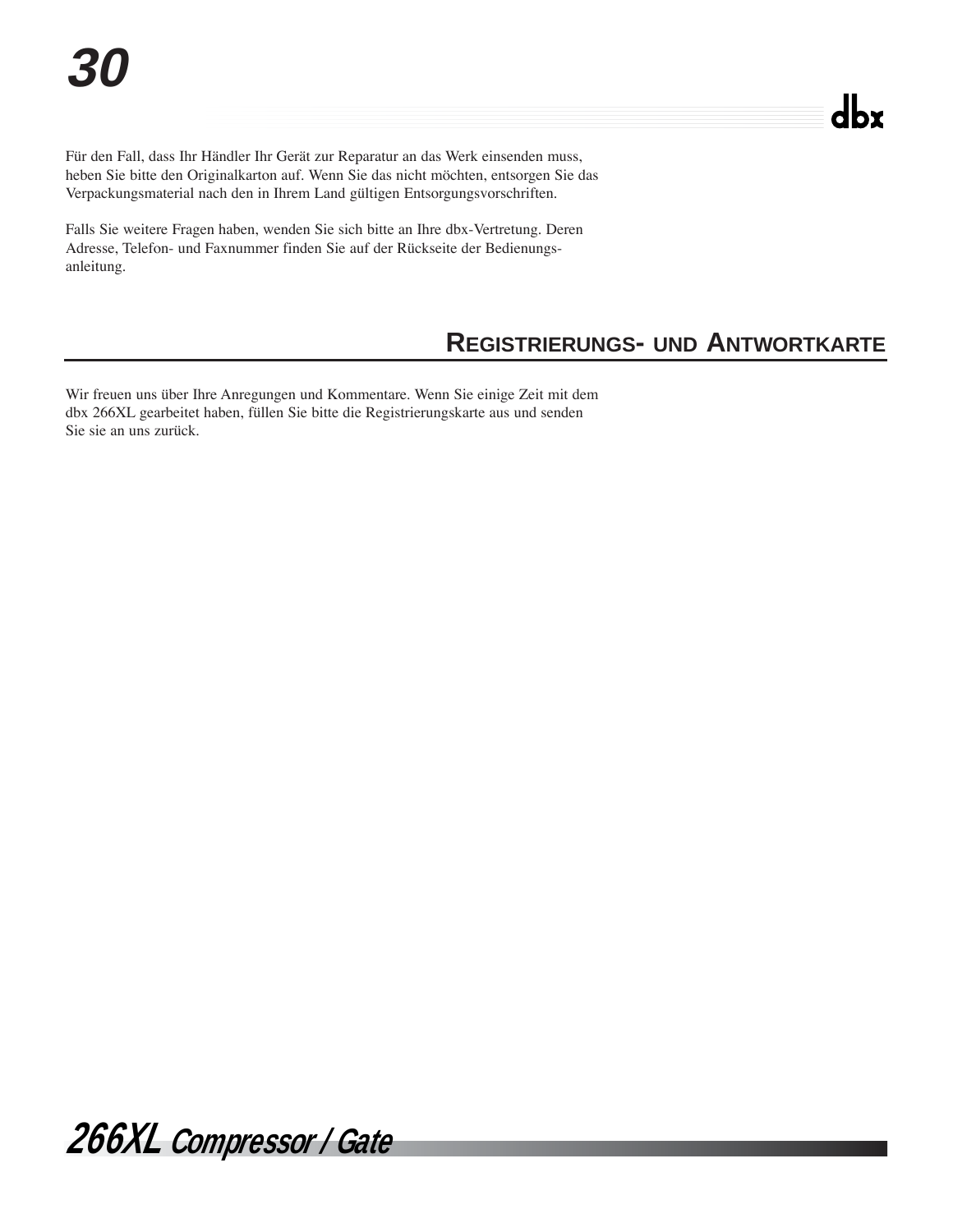Für den Fall, dass Ihr Händler Ihr Gerät zur Reparatur an das Werk einsenden muss, heben Sie bitte den Originalkarton auf. Wenn Sie das nicht möchten, entsorgen Sie das Verpackungsmaterial nach den in Ihrem Land gültigen Entsorgungsvorschriften.

Falls Sie weitere Fragen haben, wenden Sie sich bitte an Ihre dbx-Vertretung. Deren Adresse, Telefon- und Faxnummer finden Sie auf der Rückseite der Bedienungsanleitung.

## Registrierungs- und Antwortkarte

Wir freuen uns über Ihre Anregungen und Kommentare. Wenn Sie einige Zeit mit dem dbx 266XL gearbeitet haben, füllen Sie bitte die Registrierungskarte aus und senden Sie sie an uns zurück.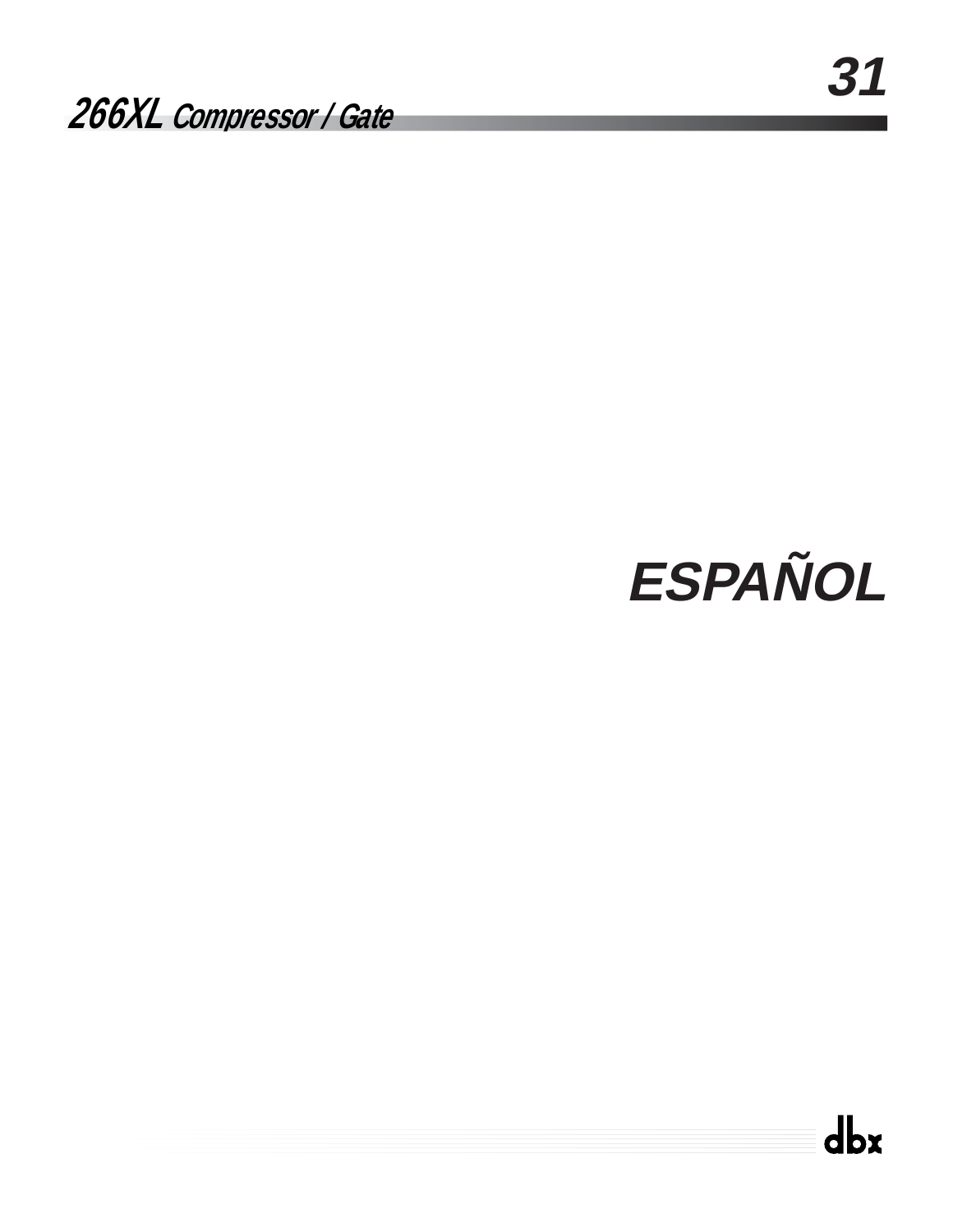# ESPAÑOL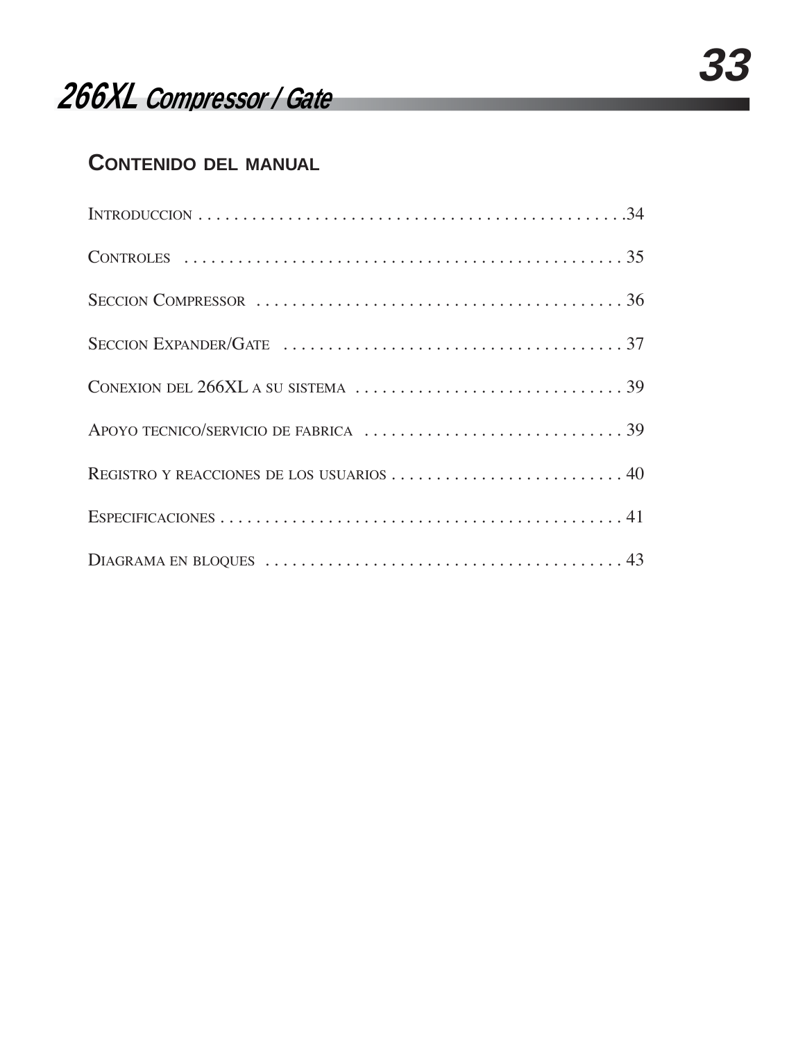## Contenido del manual

Introduccion . . . . . . . . . . . . . . . . . . . . . . . . . . . . . . . . . . . . . . . . . . . . . . . . .34

Controles . . . . . . . . . . . . . . . . . . . . . . . . . . . . . . . . . . . . . . . . . . . . . . . . . . 35

Seccion Compressor . . . . . . . . . . . . . . . . . . . . . . . . . . . . . . . . . . . . . . . . . 36

Seccion Expander/Gate . . . . . . . . . . . . . . . . . . . . . . . . . . . . . . . . . . . . . . 37

Conexion del 266XL a su sistema . . . . . . . . . . . . . . . . . . . . . . . . . . . . . . 39

Apoyo tecnico/servicio de fabrica . . . . . . . . . . . . . . . . . . . . . . . . . . . . . 39

Registro y reacciones de los usuarios . . . . . . . . . . . . . . . . . . . . . . . . . . 40

Especificaciones . . . . . . . . . . . . . . . . . . . . . . . . . . . . . . . . . . . . . . . . . . . . . 41

Diagrama en bloques . . . . . . . . . . . . . . . . . . . . . . . . . . . . . . . . . . . . . . . . 43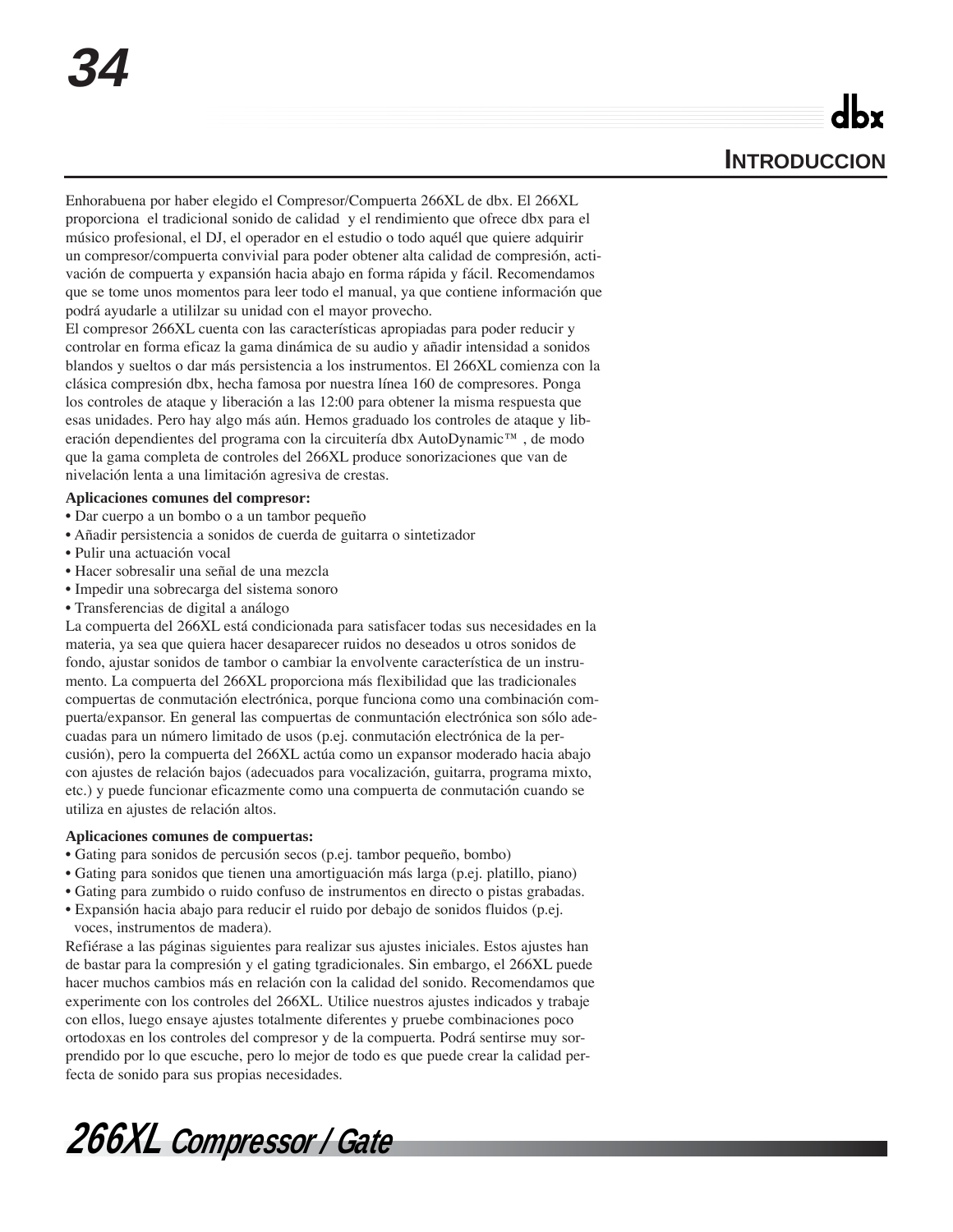## INTRODUCCION

Enhorabuena por haber elegido el Compresor/Compuerta 266XL de dbx. El 266XL proporciona el tradicional sonido de calidad y el rendimiento que ofrece dbx para el músico profesional, el DJ, el operador en el estudio o todo aquél que quiere adquirir un compresor/compuerta convivial para poder obtener alta calidad de compresión, activación de compuerta y expansión hacia abajo en forma rápida y fácil. Recomendamos que se tome unos momentos para leer todo el manual, ya que contiene información que podrá ayudarle a utililzar su unidad con el mayor provecho.

El compresor 266XL cuenta con las características apropiadas para poder reducir y controlar en forma eficaz la gama dinámica de su audio y añadir intensidad a sonidos blandos y sueltos o dar más persistencia a los instrumentos. El 266XL comienza con la clásica compresión dbx, hecha famosa por nuestra línea 160 de compresores. Ponga los controles de ataque y liberación a las 12:00 para obtener la misma respuesta que esas unidades. Pero hay algo más aún. Hemos graduado los controles de ataque y liberación dependientes del programa con la circuitería dbx AutoDynamic™ , de modo que la gama completa de controles del 266XL produce sonorizaciones que van de nivelación lenta a una limitación agresiva de crestas.

**Aplicaciones comunes del compresor:**

- Dar cuerpo a un bombo o a un tambor pequeño
- Añadir persistencia a sonidos de cuerda de guitarra o sintetizador
- Pulir una actuación vocal
- Hacer sobresalir una señal de una mezcla
- Impedir una sobrecarga del sistema sonoro
- Transferencias de digital a análogo

La compuerta del 266XL está condicionada para satisfacer todas sus necesidades en la materia, ya sea que quiera hacer desaparecer ruidos no deseados u otros sonidos de fondo, ajustar sonidos de tambor o cambiar la envolvente característica de un instrumento. La compuerta del 266XL proporciona más flexibilidad que las tradicionales compuertas de conmutación electrónica, porque funciona como una combinación compuerta/expansor. En general las compuertas de conmuntación electrónica son sólo adecuadas para un número limitado de usos (p.ej. conmutación electrónica de la percusión), pero la compuerta del 266XL actúa como un expansor moderado hacia abajo con ajustes de relación bajos (adecuados para vocalización, guitarra, programa mixto, etc.) y puede funcionar eficazmente como una compuerta de conmutación cuando se utiliza en ajustes de relación altos.

**Aplicaciones comunes de compuertas:**

- Gating para sonidos de percusión secos (p.ej. tambor pequeño, bombo)
- Gating para sonidos que tienen una amortiguación más larga (p.ej. platillo, piano)
- Gating para zumbido o ruido confuso de instrumentos en directo o pistas grabadas.
- Expansión hacia abajo para reducir el ruido por debajo de sonidos fluidos (p.ej. voces, instrumentos de madera).

Refiérase a las páginas siguientes para realizar sus ajustes iniciales. Estos ajustes han de bastar para la compresión y el gating tgradicionales. Sin embargo, el 266XL puede hacer muchos cambios más en relación con la calidad del sonido. Recomendamos que experimente con los controles del 266XL. Utilice nuestros ajustes indicados y trabaje con ellos, luego ensaye ajustes totalmente diferentes y pruebe combinaciones poco ortodoxas en los controles del compresor y de la compuerta. Podrá sentirse muy sorprendido por lo que escuche, pero lo mejor de todo es que puede crear la calidad perfecta de sonido para sus propias necesidades.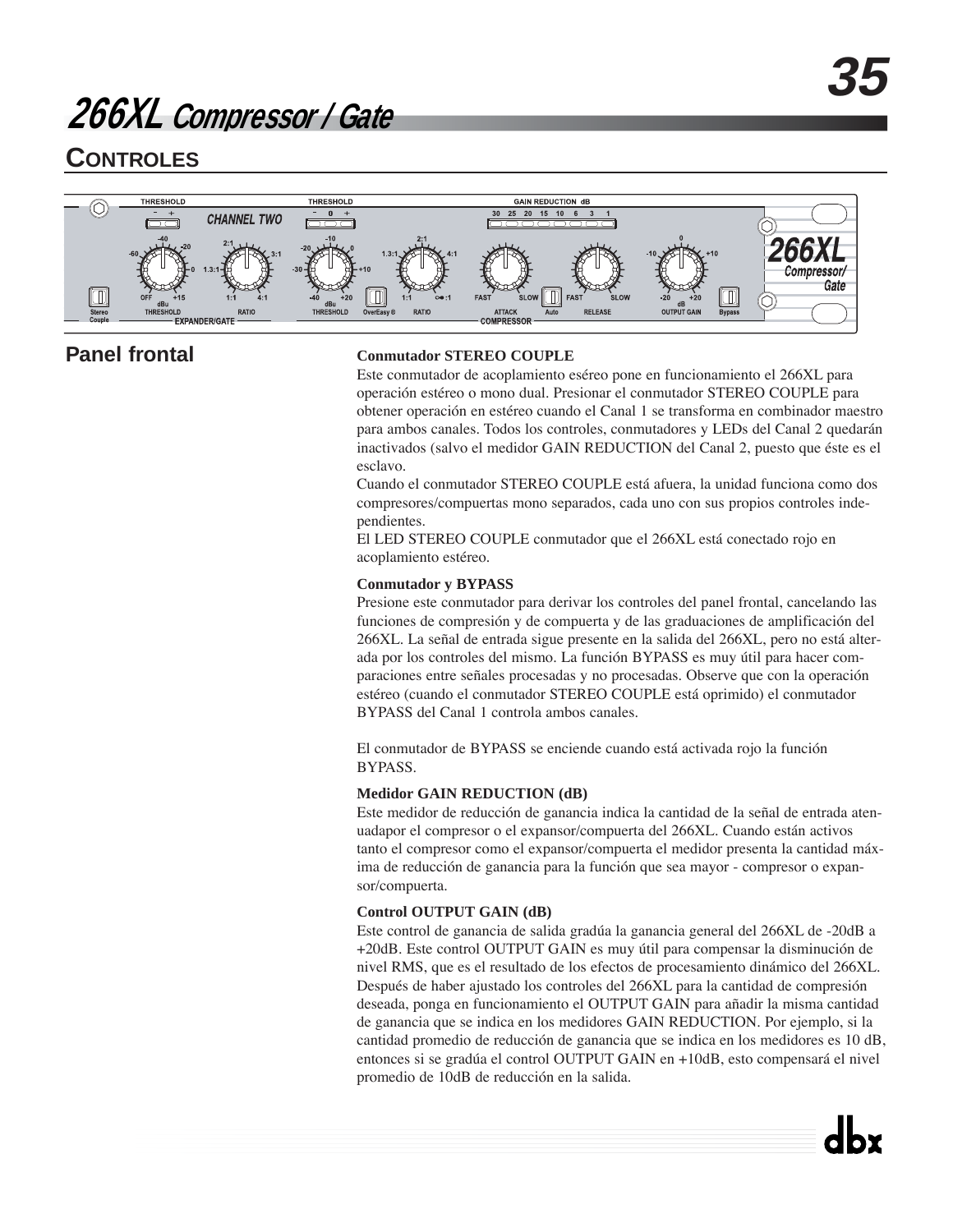# CONTROLES

## Panel frontal

**Conmutador STEREO COUPLE**

Este conmutador de acoplamiento eséreo pone en funcionamiento el 266XL para operación estéreo o mono dual. Presionar el conmutador STEREO COUPLE para obtener operación en estéreo cuando el Canal 1 se transforma en combinador maestro para ambos canales. Todos los controles, conmutadores y LEDs del Canal 2 quedarán inactivados (salvo el medidor GAIN REDUCTION del Canal 2, puesto que éste es el esclavo.

Cuando el conmutador STEREO COUPLE está afuera, la unidad funciona como dos compresores/compuertas mono separados, cada uno con sus propios controles independientes.

El LED STEREO COUPLE conmutador que el 266XL está conectado rojo en acoplamiento estéreo.

**Conmutador y BYPASS**

Presione este conmutador para derivar los controles del panel frontal, cancelando las funciones de compresión y de compuerta y de las graduaciones de amplificación del 266XL. La señal de entrada sigue presente en la salida del 266XL, pero no está alterada por los controles del mismo. La función BYPASS es muy útil para hacer comparaciones entre señales procesadas y no procesadas. Observe que con la operación estéreo (cuando el conmutador STEREO COUPLE está oprimido) el conmutador BYPASS del Canal 1 controla ambos canales.

El conmutador de BYPASS se enciende cuando está activada rojo la función BYPASS.

**Medidor GAIN REDUCTION (dB)**

Este medidor de reducción de ganancia indica la cantidad de la señal de entrada atenuadapor el compresor o el expansor/compuerta del 266XL. Cuando están activos tanto el compresor como el expansor/compuerta el medidor presenta la cantidad máxima de reducción de ganancia para la función que sea mayor - compresor o expansor/compuerta.

**Control OUTPUT GAIN (dB)**

Este control de ganancia de salida gradúa la ganancia general del 266XL de -20dB a +20dB. Este control OUTPUT GAIN es muy útil para compensar la disminución de nivel RMS, que es el resultado de los efectos de procesamiento dinámico del 266XL. Después de haber ajustado los controles del 266XL para la cantidad de compresión deseada, ponga en funcionamiento el OUTPUT GAIN para añadir la misma cantidad de ganancia que se indica en los medidores GAIN REDUCTION. Por ejemplo, si la cantidad promedio de reducción de ganancia que se indica en los medidores es 10 dB, entonces si se gradúa el control OUTPUT GAIN en +10dB, esto compensará el nivel promedio de 10dB de reducción en la salida.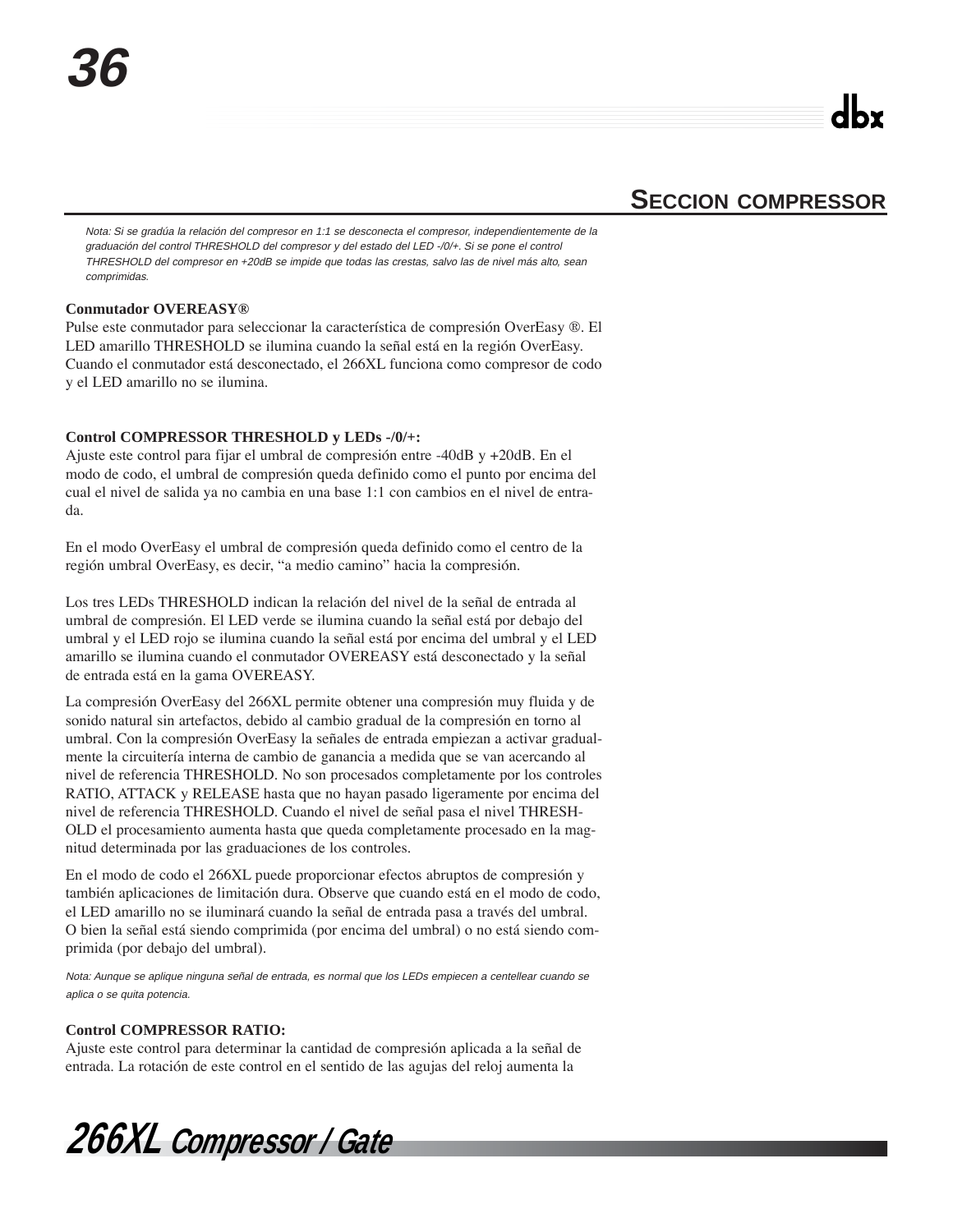## SECCION COMPRESSOR

*Nota: Si se gradúa la relación del compresor en 1:1 se desconecta el compresor, independientemente de la graduación del control THRESHOLD del compresor y del estado del LED -/0/+. Si se pone el control THRESHOLD del compresor en +20dB se impide que todas las crestas, salvo las de nivel más alto, sean comprimidas.*

**Conmutador OVEREASY®**
Pulse este conmutador para seleccionar la característica de compresión OverEasy ®. El LED amarillo THRESHOLD se ilumina cuando la señal está en la región OverEasy. Cuando el conmutador está desconectado, el 266XL funciona como compresor de codo y el LED amarillo no se ilumina.

**Control COMPRESSOR THRESHOLD y LEDs -/0/+:**
Ajuste este control para fijar el umbral de compresión entre -40dB y +20dB. En el modo de codo, el umbral de compresión queda definido como el punto por encima del cual el nivel de salida ya no cambia en una base 1:1 con cambios en el nivel de entrada.

En el modo OverEasy el umbral de compresión queda definido como el centro de la región umbral OverEasy, es decir, "a medio camino" hacia la compresión.

Los tres LEDs THRESHOLD indican la relación del nivel de la señal de entrada al umbral de compresión. El LED verde se ilumina cuando la señal está por debajo del umbral y el LED rojo se ilumina cuando la señal está por encima del umbral y el LED amarillo se ilumina cuando el conmutador OVEREASY está desconectado y la señal de entrada está en la gama OVEREASY.

La compresión OverEasy del 266XL permite obtener una compresión muy fluida y de sonido natural sin artefactos, debido al cambio gradual de la compresión en torno al umbral. Con la compresión OverEasy la señales de entrada empiezan a activar gradualmente la circuitería interna de cambio de ganancia a medida que se van acercando al nivel de referencia THRESHOLD. No son procesados completamente por los controles RATIO, ATTACK y RELEASE hasta que no hayan pasado ligeramente por encima del nivel de referencia THRESHOLD. Cuando el nivel de señal pasa el nivel THRESHOLD el procesamiento aumenta hasta que queda completamente procesado en la magnitud determinada por las graduaciones de los controles.

En el modo de codo el 266XL puede proporcionar efectos abruptos de compresión y también aplicaciones de limitación dura. Observe que cuando está en el modo de codo, el LED amarillo no se iluminará cuando la señal de entrada pasa a través del umbral. O bien la señal está siendo comprimida (por encima del umbral) o no está siendo comprimida (por debajo del umbral).

*Nota: Aunque se aplique ninguna señal de entrada, es normal que los LEDs empiecen a centellear cuando se aplica o se quita potencia.*

**Control COMPRESSOR RATIO:**
Ajuste este control para determinar la cantidad de compresión aplicada a la señal de entrada. La rotación de este control en el sentido de las agujas del reloj aumenta la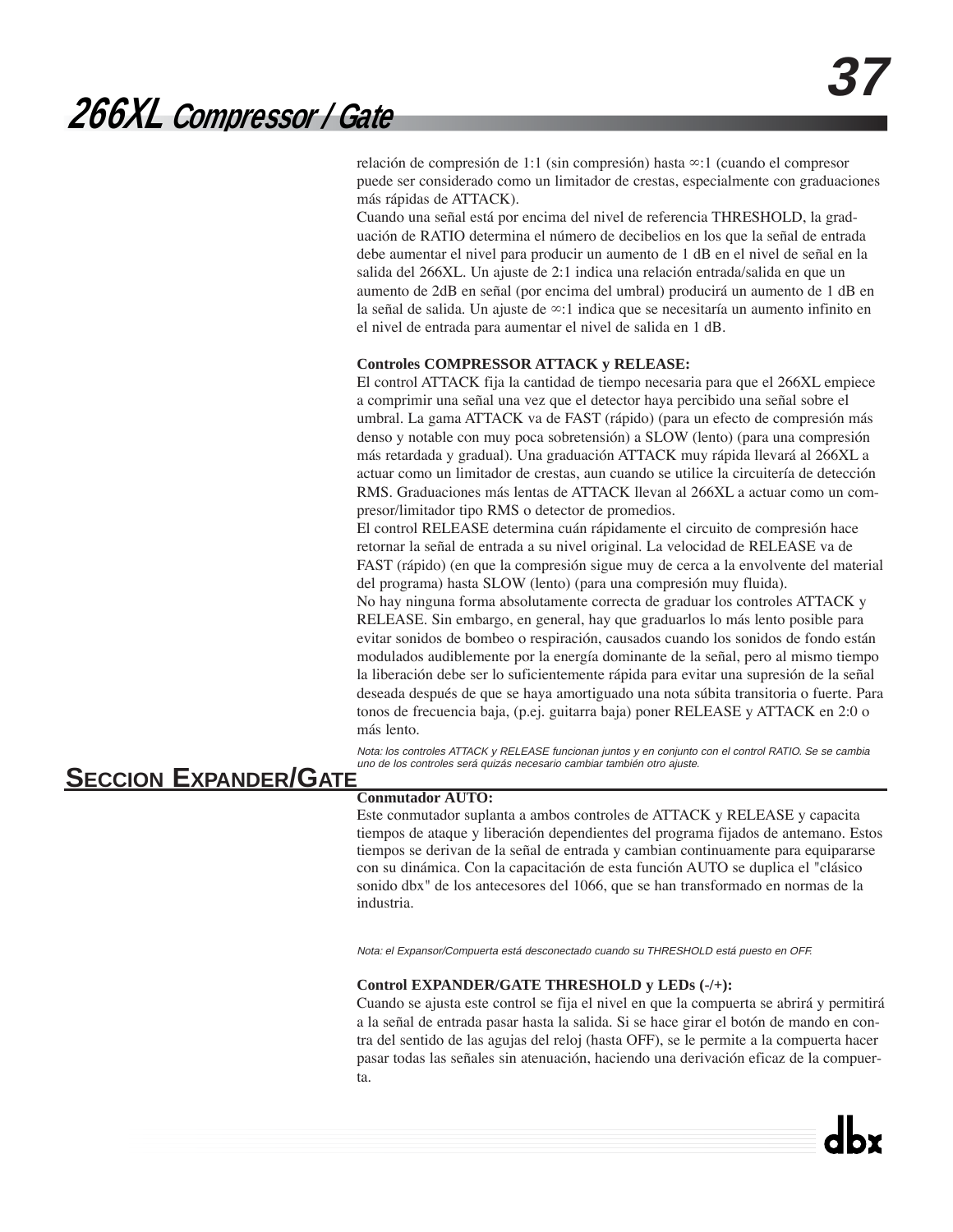relación de compresión de 1:1 (sin compresión) hasta ∞:1 (cuando el compresor puede ser considerado como un limitador de crestas, especialmente con graduaciones más rápidas de ATTACK).

Cuando una señal está por encima del nivel de referencia THRESHOLD, la graduación de RATIO determina el número de decibelios en los que la señal de entrada debe aumentar el nivel para producir un aumento de 1 dB en el nivel de señal en la salida del 266XL. Un ajuste de 2:1 indica una relación entrada/salida en que un aumento de 2dB en señal (por encima del umbral) producirá un aumento de 1 dB en la señal de salida. Un ajuste de ∞:1 indica que se necesitaría un aumento infinito en el nivel de entrada para aumentar el nivel de salida en 1 dB.

**Controles COMPRESSOR ATTACK y RELEASE:**

El control ATTACK fija la cantidad de tiempo necesaria para que el 266XL empiece a comprimir una señal una vez que el detector haya percibido una señal sobre el umbral. La gama ATTACK va de FAST (rápido) (para un efecto de compresión más denso y notable con muy poca sobretensión) a SLOW (lento) (para una compresión más retardada y gradual). Una graduación ATTACK muy rápida llevará al 266XL a actuar como un limitador de crestas, aun cuando se utilice la circuitería de detección RMS. Graduaciones más lentas de ATTACK llevan al 266XL a actuar como un compresor/limitador tipo RMS o detector de promedios.

El control RELEASE determina cuán rápidamente el circuito de compresión hace retornar la señal de entrada a su nivel original. La velocidad de RELEASE va de FAST (rápido) (en que la compresión sigue muy de cerca a la envolvente del material del programa) hasta SLOW (lento) (para una compresión muy fluida).

No hay ninguna forma absolutamente correcta de graduar los controles ATTACK y RELEASE. Sin embargo, en general, hay que graduarlos lo más lento posible para evitar sonidos de bombeo o respiración, causados cuando los sonidos de fondo están modulados audiblemente por la energía dominante de la señal, pero al mismo tiempo la liberación debe ser lo suficientemente rápida para evitar una supresión de la señal deseada después de que se haya amortiguado una nota súbita transitoria o fuerte. Para tonos de frecuencia baja, (p.ej. guitarra baja) poner RELEASE y ATTACK en 2:0 o más lento.

*Nota: los controles ATTACK y RELEASE funcionan juntos y en conjunto con el control RATIO. Se se cambia uno de los controles será quizás necesario cambiar también otro ajuste.*

## SECCION EXPANDER/GATE

**Conmutador AUTO:**

Este conmutador suplanta a ambos controles de ATTACK y RELEASE y capacita tiempos de ataque y liberación dependientes del programa fijados de antemano. Estos tiempos se derivan de la señal de entrada y cambian continuamente para equipararse con su dinámica. Con la capacitación de esta función AUTO se duplica el "clásico sonido dbx" de los antecesores del 1066, que se han transformado en normas de la industria.

*Nota: el Expansor/Compuerta está desconectado cuando su THRESHOLD está puesto en OFF.*

**Control EXPANDER/GATE THRESHOLD y LEDs (-/+):**

Cuando se ajusta este control se fija el nivel en que la compuerta se abrirá y permitirá a la señal de entrada pasar hasta la salida. Si se hace girar el botón de mando en contra del sentido de las agujas del reloj (hasta OFF), se le permite a la compuerta hacer pasar todas las señales sin atenuación, haciendo una derivación eficaz de la compuerta.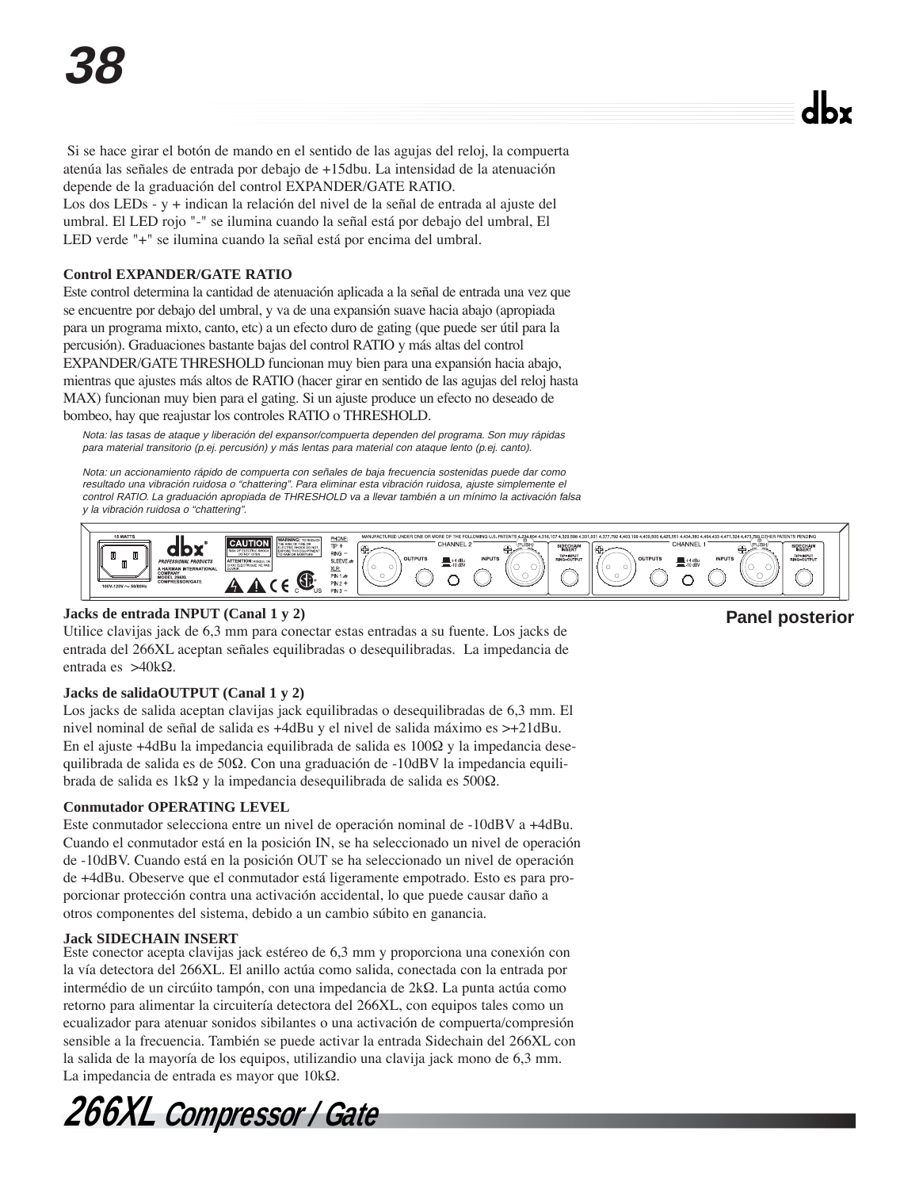Si se hace girar el botón de mando en el sentido de las agujas del reloj, la compuerta atenúa las señales de entrada por debajo de +15dbu. La intensidad de la atenuación depende de la graduación del control EXPANDER/GATE RATIO.
Los dos LEDs - y + indican la relación del nivel de la señal de entrada al ajuste del umbral. El LED rojo "-" se ilumina cuando la señal está por debajo del umbral, El LED verde "+" se ilumina cuando la señal está por encima del umbral.

**Control EXPANDER/GATE RATIO**

Este control determina la cantidad de atenuación aplicada a la señal de entrada una vez que se encuentre por debajo del umbral, y va de una expansión suave hacia abajo (apropiada para un programa mixto, canto, etc) a un efecto duro de gating (que puede ser útil para la percusión). Graduaciones bastante bajas del control RATIO y más altas del control EXPANDER/GATE THRESHOLD funcionan muy bien para una expansión hacia abajo, mientras que ajustes más altos de RATIO (hacer girar en sentido de las agujas del reloj hasta MAX) funcionan muy bien para el gating. Si un ajuste produce un efecto no deseado de bombeo, hay que reajustar los controles RATIO o THRESHOLD.

*Nota: las tasas de ataque y liberación del expansor/compuerta dependen del programa. Son muy rápidas para material transitorio (p.ej. percusión) y más lentas para material con ataque lento (p.ej. canto).*

*Nota: un accionamiento rápido de compuerta con señales de baja frecuencia sostenidas puede dar como resultado una vibración ruidosa o "chattering". Para eliminar esta vibración ruidosa, ajuste simplemente el control RATIO. La graduación apropiada de THRESHOLD va a llevar también a un mínimo la activación falsa y la vibración ruidosa o "chattering".*

**Panel posterior**

**Jacks de entrada INPUT (Canal 1 y 2)**

Utilice clavijas jack de 6,3 mm para conectar estas entradas a su fuente. Los jacks de entrada del 266XL aceptan señales equilibradas o desequilibradas. La impedancia de entrada es >40kΩ.

**Jacks de salidaOUTPUT (Canal 1 y 2)**

Los jacks de salida aceptan clavijas jack equilibradas o desequilibradas de 6,3 mm. El nivel nominal de señal de salida es +4dBu y el nivel de salida máximo es >+21dBu. En el ajuste +4dBu la impedancia equilibrada de salida es 100Ω y la impedancia desequilibrada de salida es de 50Ω. Con una graduación de -10dBV la impedancia equilibrada de salida es 1kΩ y la impedancia desequilibrada de salida es 500Ω.

**Conmutador OPERATING LEVEL**

Este conmutador selecciona entre un nivel de operación nominal de -10dBV a +4dBu. Cuando el conmutador está en la posición IN, se ha seleccionado un nivel de operación de -10dBV. Cuando está en la posición OUT se ha seleccionado un nivel de operación de +4dBu. Obeserve que el conmutador está ligeramente empotrado. Esto es para proporcionar protección contra una activación accidental, lo que puede causar daño a otros componentes del sistema, debido a un cambio súbito en ganancia.

**Jack SIDECHAIN INSERT**

Este conector acepta clavijas jack estéreo de 6,3 mm y proporciona una conexión con la vía detectora del 266XL. El anillo actúa como salida, conectada con la entrada por intermédio de un circúito tampón, con una impedancia de 2kΩ. La punta actúa como retorno para alimentar la circuitería detectora del 266XL, con equipos tales como un ecualizador para atenuar sonidos sibilantes o una activación de compuerta/compresión sensible a la frecuencia. También se puede activar la entrada Sidechain del 266XL con la salida de la mayoría de los equipos, utilizandio una clavija jack mono de 6,3 mm. La impedancia de entrada es mayor que 10kΩ.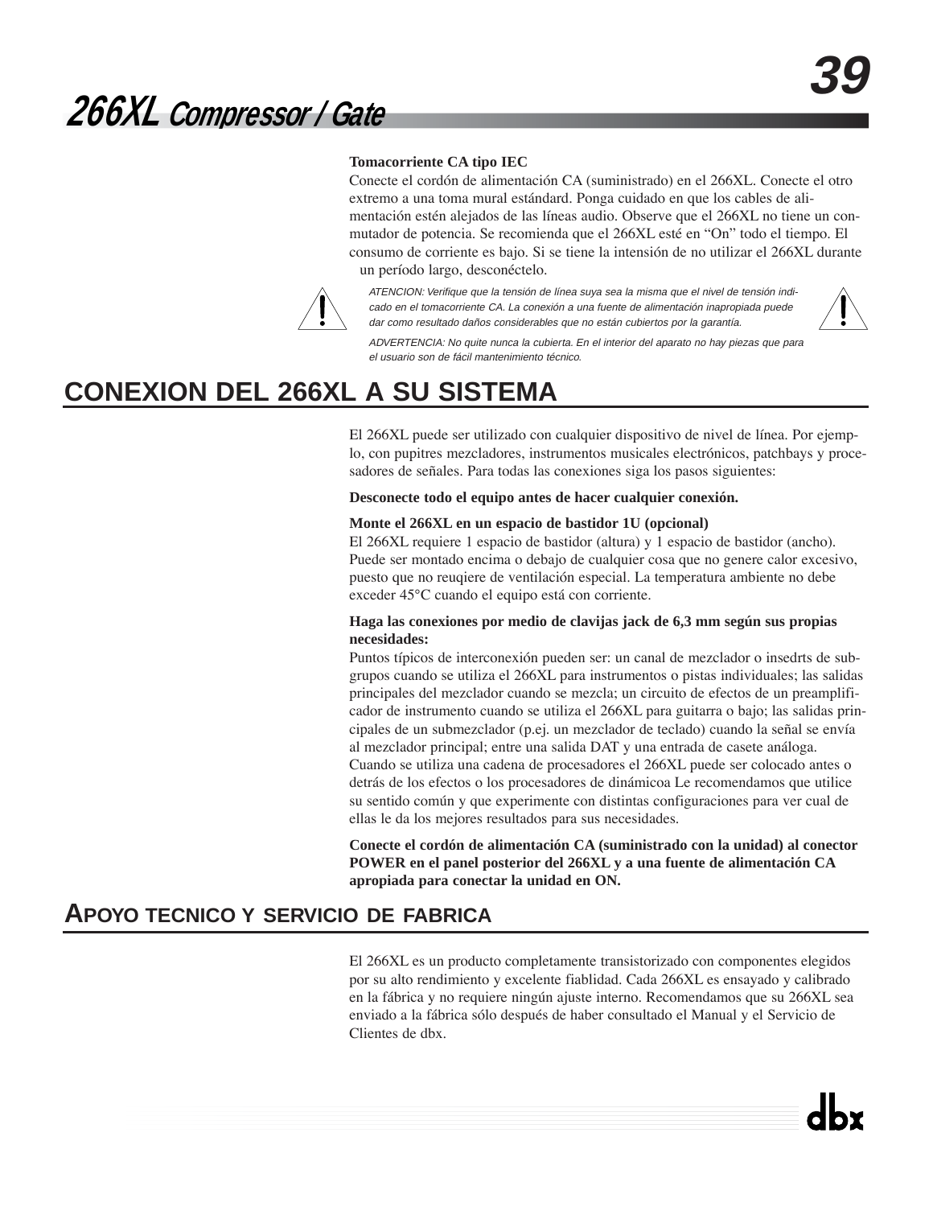**Tomacorriente CA tipo IEC**

Conecte el cordón de alimentación CA (suministrado) en el 266XL. Conecte el otro extremo a una toma mural estándard. Ponga cuidado en que los cables de alimentación estén alejados de las líneas audio. Observe que el 266XL no tiene un conmutador de potencia. Se recomienda que el 266XL esté en "On" todo el tiempo. El consumo de corriente es bajo. Si se tiene la intensión de no utilizar el 266XL durante un período largo, desconéctelo.

*ATENCION: Verifique que la tensión de línea suya sea la misma que el nivel de tensión indicado en el tomacorriente CA. La conexión a una fuente de alimentación inapropiada puede dar como resultado daños considerables que no están cubiertos por la garantía.*

*ADVERTENCIA: No quite nunca la cubierta. En el interior del aparato no hay piezas que para el usuario son de fácil mantenimiento técnico.*

## CONEXION DEL 266XL A SU SISTEMA

El 266XL puede ser utilizado con cualquier dispositivo de nivel de línea. Por ejemplo, con pupitres mezcladores, instrumentos musicales electrónicos, patchbays y procesadores de señales. Para todas las conexiones siga los pasos siguientes:

**Desconecte todo el equipo antes de hacer cualquier conexión.**

**Monte el 266XL en un espacio de bastidor 1U (opcional)**

El 266XL requiere 1 espacio de bastidor (altura) y 1 espacio de bastidor (ancho). Puede ser montado encima o debajo de cualquier cosa que no genere calor excesivo, puesto que no reuqiere de ventilación especial. La temperatura ambiente no debe exceder 45°C cuando el equipo está con corriente.

**Haga las conexiones por medio de clavijas jack de 6,3 mm según sus propias necesidades:**

Puntos típicos de interconexión pueden ser: un canal de mezclador o insedrts de subgrupos cuando se utiliza el 266XL para instrumentos o pistas individuales; las salidas principales del mezclador cuando se mezcla; un circuito de efectos de un preamplificador de instrumento cuando se utiliza el 266XL para guitarra o bajo; las salidas principales de un submezclador (p.ej. un mezclador de teclado) cuando la señal se envía al mezclador principal; entre una salida DAT y una entrada de casete análoga. Cuando se utiliza una cadena de procesadores el 266XL puede ser colocado antes o detrás de los efectos o los procesadores de dinámicoa Le recomendamos que utilice su sentido común y que experimente con distintas configuraciones para ver cual de ellas le da los mejores resultados para sus necesidades.

**Conecte el cordón de alimentación CA (suministrado con la unidad) al conector POWER en el panel posterior del 266XL y a una fuente de alimentación CA apropiada para conectar la unidad en ON.**

## APOYO TECNICO Y SERVICIO DE FABRICA

El 266XL es un producto completamente transistorizado con componentes elegidos por su alto rendimiento y excelente fiablidad. Cada 266XL es ensayado y calibrado en la fábrica y no requiere ningún ajuste interno. Recomendamos que su 266XL sea enviado a la fábrica sólo después de haber consultado el Manual y el Servicio de Clientes de dbx.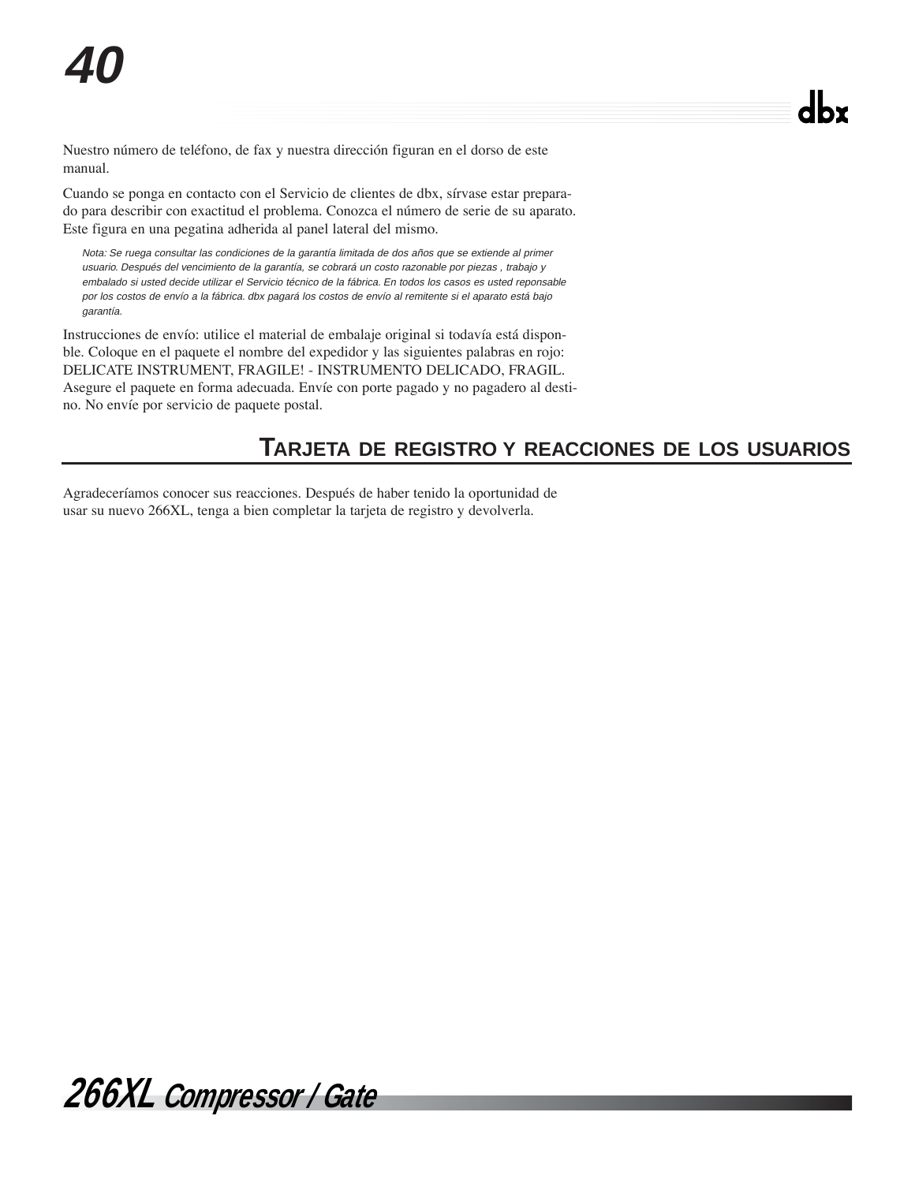Nuestro número de teléfono, de fax y nuestra dirección figuran en el dorso de este manual.

Cuando se ponga en contacto con el Servicio de clientes de dbx, sírvase estar preparado para describir con exactitud el problema. Conozca el número de serie de su aparato. Este figura en una pegatina adherida al panel lateral del mismo.

*Nota: Se ruega consultar las condiciones de la garantía limitada de dos años que se extiende al primer usuario. Después del vencimiento de la garantía, se cobrará un costo razonable por piezas , trabajo y embalado si usted decide utilizar el Servicio técnico de la fábrica. En todos los casos es usted reponsable por los costos de envío a la fábrica. dbx pagará los costos de envío al remitente si el aparato está bajo garantía.*

Instrucciones de envío: utilice el material de embalaje original si todavía está disponble. Coloque en el paquete el nombre del expedidor y las siguientes palabras en rojo: DELICATE INSTRUMENT, FRAGILE! - INSTRUMENTO DELICADO, FRAGIL. Asegure el paquete en forma adecuada. Envíe con porte pagado y no pagadero al destino. No envíe por servicio de paquete postal.

## TARJETA DE REGISTRO Y REACCIONES DE LOS USUARIOS

Agradeceríamos conocer sus reacciones. Después de haber tenido la oportunidad de usar su nuevo 266XL, tenga a bien completar la tarjeta de registro y devolverla.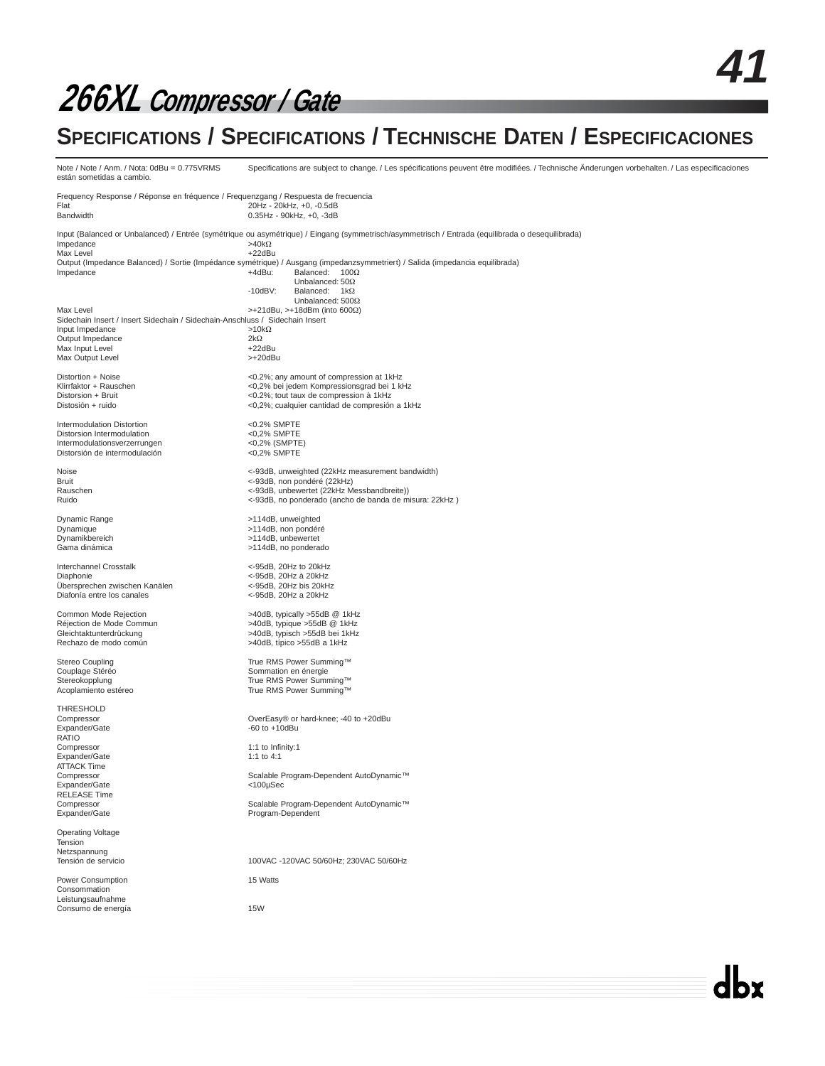# 266XL Compressor / Gate

## Specifications / Specifications / Technische Daten / Especificaciones

Note / Note / Anm. / Nota: 0dBu = 0.775VRMS — Specifications are subject to change. / Les spécifications peuvent être modifiées. / Technische Änderungen vorbehalten. / Las especificaciones están sometidas a cambio.

| | |
|---|---|
| Frequency Response / Réponse en fréquence / Frequenzgang / Respuesta de frecuencia | |
| Flat | 20Hz - 20kHz, +0, -0.5dB |
| Bandwidth | 0.35Hz - 90kHz, +0, -3dB |
| | |
| Input (Balanced or Unbalanced) / Entrée (symétrique ou asymétrique) / Eingang (symmetrisch/asymmetrisch / Entrada (equilibrada o desequilibrada) | |
| Impedance | >40kΩ |
| Max Level | +22dBu |
| Output (Impedance Balanced) / Sortie (Impédance symétrique) / Ausgang (impedanzsymmetriert) / Salida (impedancia equilibrada) | |
| Impedance | +4dBu: Balanced: 100Ω; Unbalanced: 50Ω |
| | -10dBV: Balanced: 1kΩ; Unbalanced: 500Ω |
| Max Level | >+21dBu, >+18dBm (into 600Ω) |
| Sidechain Insert / Insert Sidechain / Sidechain-Anschluss / Sidechain Insert | |
| Input Impedance | >10kΩ |
| Output Impedance | 2kΩ |
| Max Input Level | +22dBu |
| Max Output Level | >+20dBu |
| | |
| Distortion + Noise | <0.2%; any amount of compression at 1kHz |
| Klirrfaktor + Rauschen | <0,2% bei jedem Kompressionsgrad bei 1 kHz |
| Distorsion + Bruit | <0.2%; tout taux de compression à 1kHz |
| Distosión + ruido | <0,2%; cualquier cantidad de compresión a 1kHz |
| | |
| Intermodulation Distortion | <0.2% SMPTE |
| Distorsion Intermodulation | <0,2% SMPTE |
| Intermodulationsverzerrungen | <0,2% (SMPTE) |
| Distorsión de intermodulación | <0,2% SMPTE |
| | |
| Noise | <-93dB, unweighted (22kHz measurement bandwidth) |
| Bruit | <-93dB, non pondéré (22kHz) |
| Rauschen | <-93dB, unbewertet (22kHz Messbandbreite)) |
| Ruido | <-93dB, no ponderado (ancho de banda de misura: 22kHz ) |
| | |
| Dynamic Range | >114dB, unweighted |
| Dynamique | >114dB, non pondéré |
| Dynamikbereich | >114dB, unbewertet |
| Gama dinámica | >114dB, no ponderado |
| | |
| Interchannel Crosstalk | <-95dB, 20Hz to 20kHz |
| Diaphonie | <-95dB, 20Hz à 20kHz |
| Übersprechen zwischen Kanälen | <-95dB, 20Hz bis 20kHz |
| Diafonía entre los canales | <-95dB, 20Hz a 20kHz |
| | |
| Common Mode Rejection | >40dB, typically >55dB @ 1kHz |
| Réjection de Mode Commun | >40dB, typique >55dB @ 1kHz |
| Gleichtaktunterdrückung | >40dB, typisch >55dB bei 1kHz |
| Rechazo de modo común | >40dB, típico >55dB a 1kHz |
| | |
| Stereo Coupling | True RMS Power Summing™ |
| Couplage Stéréo | Sommation en énergie |
| Stereokopplung | True RMS Power Summing™ |
| Acoplamiento estéreo | True RMS Power Summing™ |
| | |
| THRESHOLD | |
| Compressor | OverEasy® or hard-knee; -40 to +20dBu |
| Expander/Gate | -60 to +10dBu |
| RATIO | |
| Compressor | 1:1 to Infinity:1 |
| Expander/Gate | 1:1 to 4:1 |
| ATTACK Time | |
| Compressor | Scalable Program-Dependent AutoDynamic™ |
| Expander/Gate | <100µSec |
| RELEASE Time | |
| Compressor | Scalable Program-Dependent AutoDynamic™ |
| Expander/Gate | Program-Dependent |
| | |
| Operating Voltage / Tension / Netzspannung / Tensión de servicio | 100VAC -120VAC 50/60Hz; 230VAC 50/60Hz |
| | |
| Power Consumption | 15 Watts |
| Consommation / Leistungsaufnahme / Consumo de energía | 15W |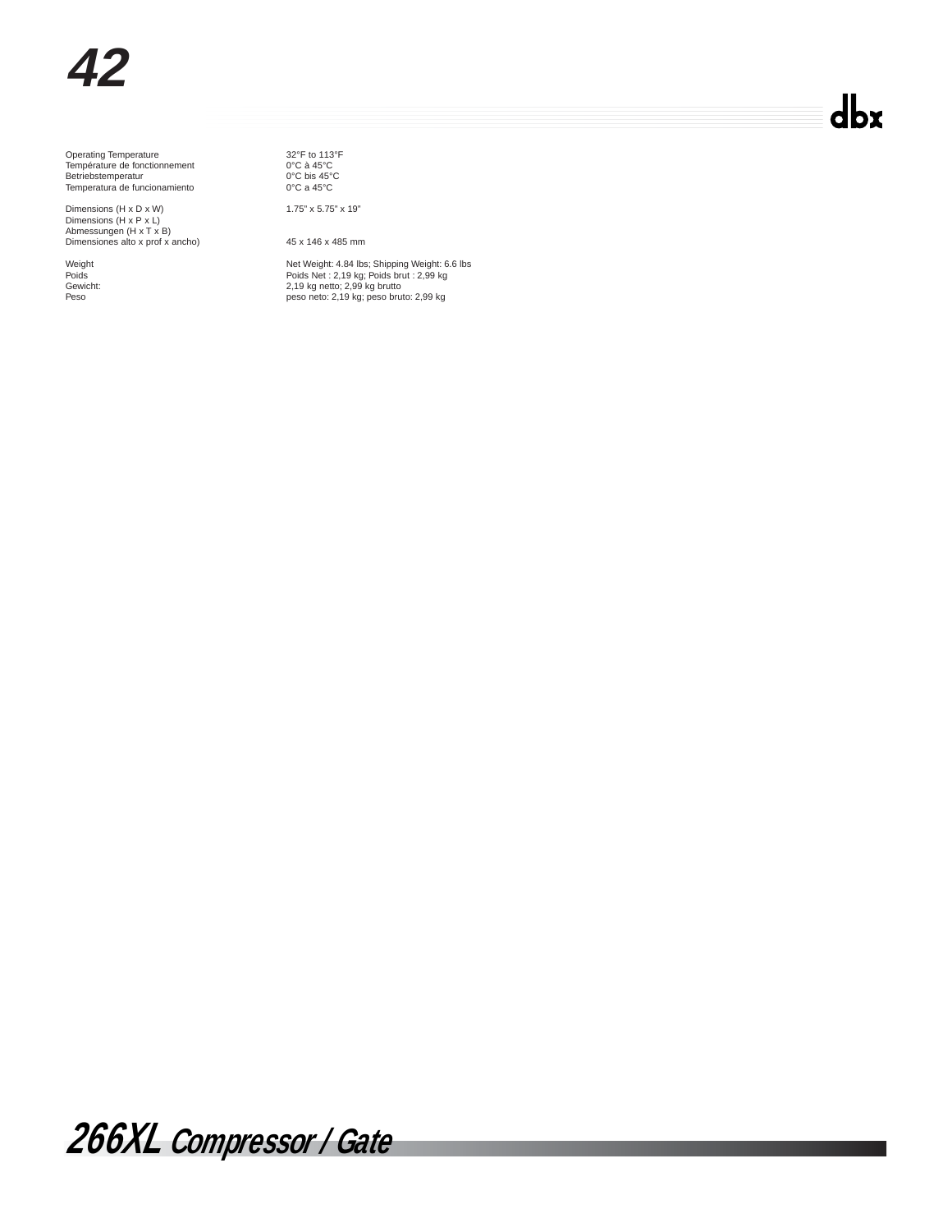| | |
|---|---|
| Operating Temperature<br>Température de fonctionnement<br>Betriebstemperatur<br>Temperatura de funcionamiento | 32°F to 113°F<br>0°C à 45°C<br>0°C bis 45°C<br>0°C a 45°C |
| Dimensions (H x D x W)<br>Dimensions (H x P x L)<br>Abmessungen (H x T x B)<br>Dimensiones alto x prof x ancho) | 1.75" x 5.75" x 19"<br><br><br>45 x 146 x 485 mm |
| Weight<br>Poids<br>Gewicht:<br>Peso | Net Weight: 4.84 lbs; Shipping Weight: 6.6 lbs<br>Poids Net : 2,19 kg; Poids brut : 2,99 kg<br>2,19 kg netto; 2,99 kg brutto<br>peso neto: 2,19 kg; peso bruto: 2,99 kg |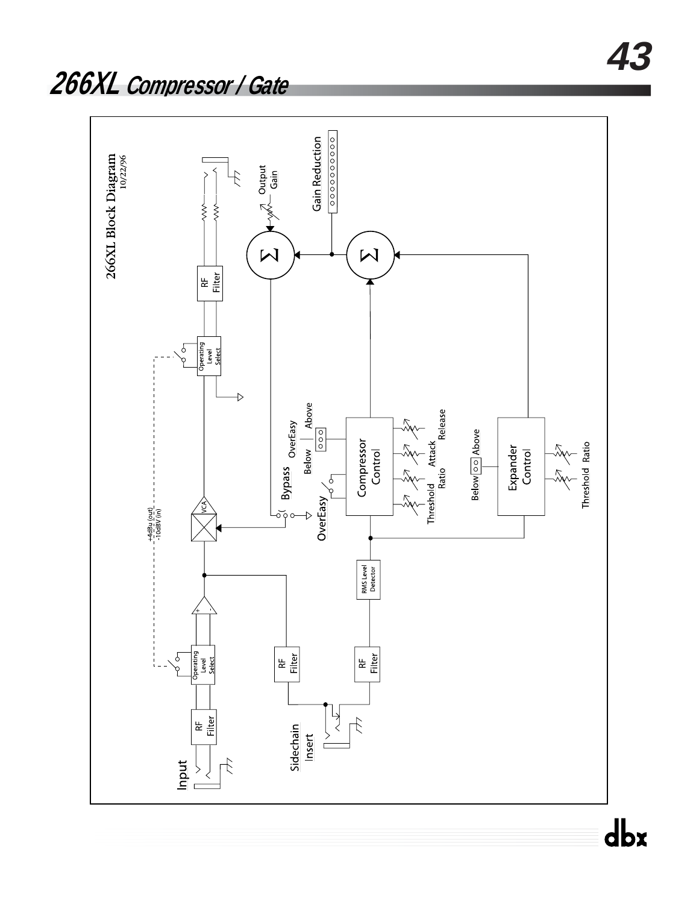# 266XL Compressor / Gate

266XL Block Diagram
10/22/96

Input

RF Filter

Operating Level Select

+4dBu (out)
-10dBV (in)

VCA

Operating Level Select

RF Filter

Output Gain

Gain Reduction

Σ

Σ

Bypass

OverEasy

OverEasy

Below

Above

Compressor Control

Threshold

Ratio

Attack

Release

Below

Above

Expander Control

Threshold

Ratio

RMS Level Detector

RF Filter

RF Filter

Sidechain Insert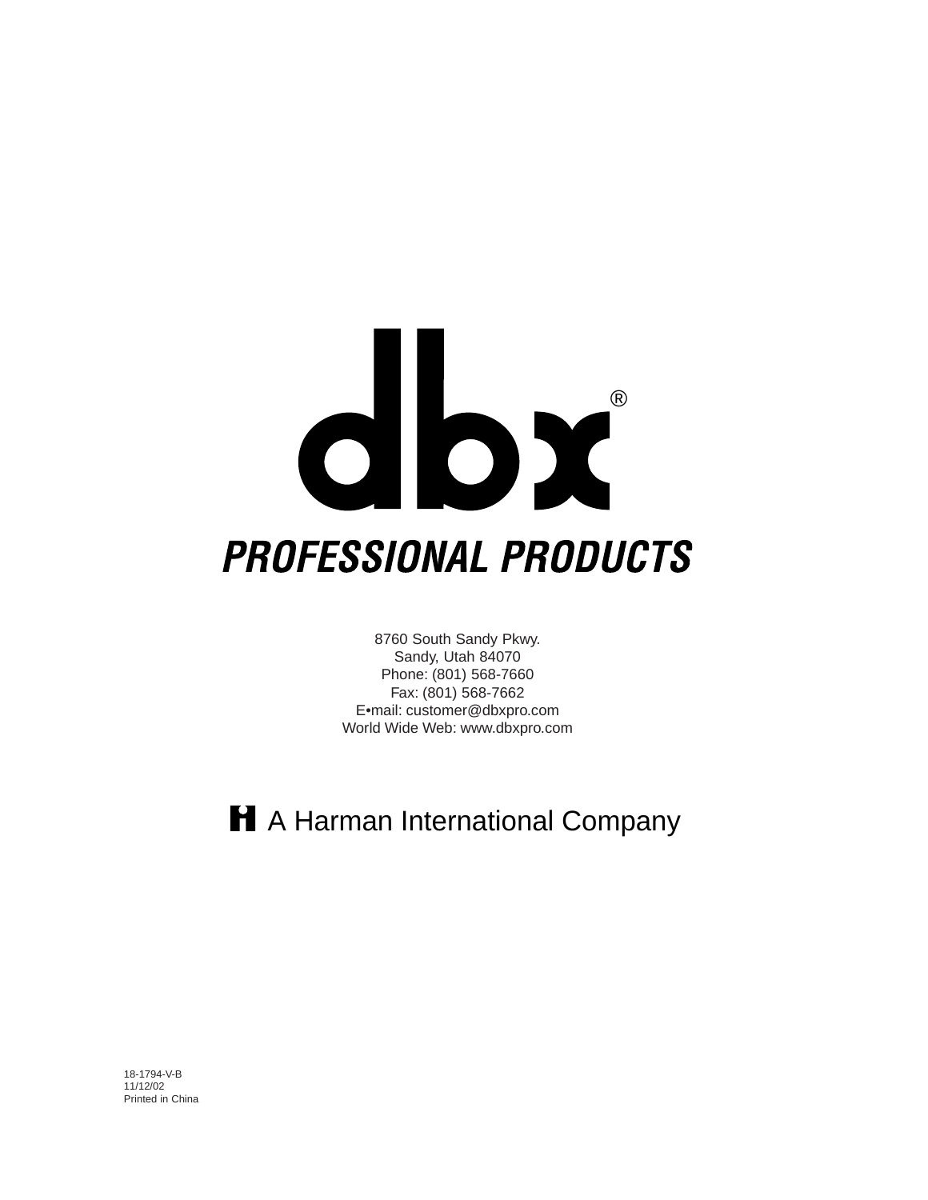dbx®

**PROFESSIONAL PRODUCTS**

8760 South Sandy Pkwy.
Sandy, Utah 84070
Phone: (801) 568-7660
Fax: (801) 568-7662
E•mail: customer@dbxpro.com
World Wide Web: www.dbxpro.com

A Harman International Company

18-1794-V-B
11/12/02
Printed in China